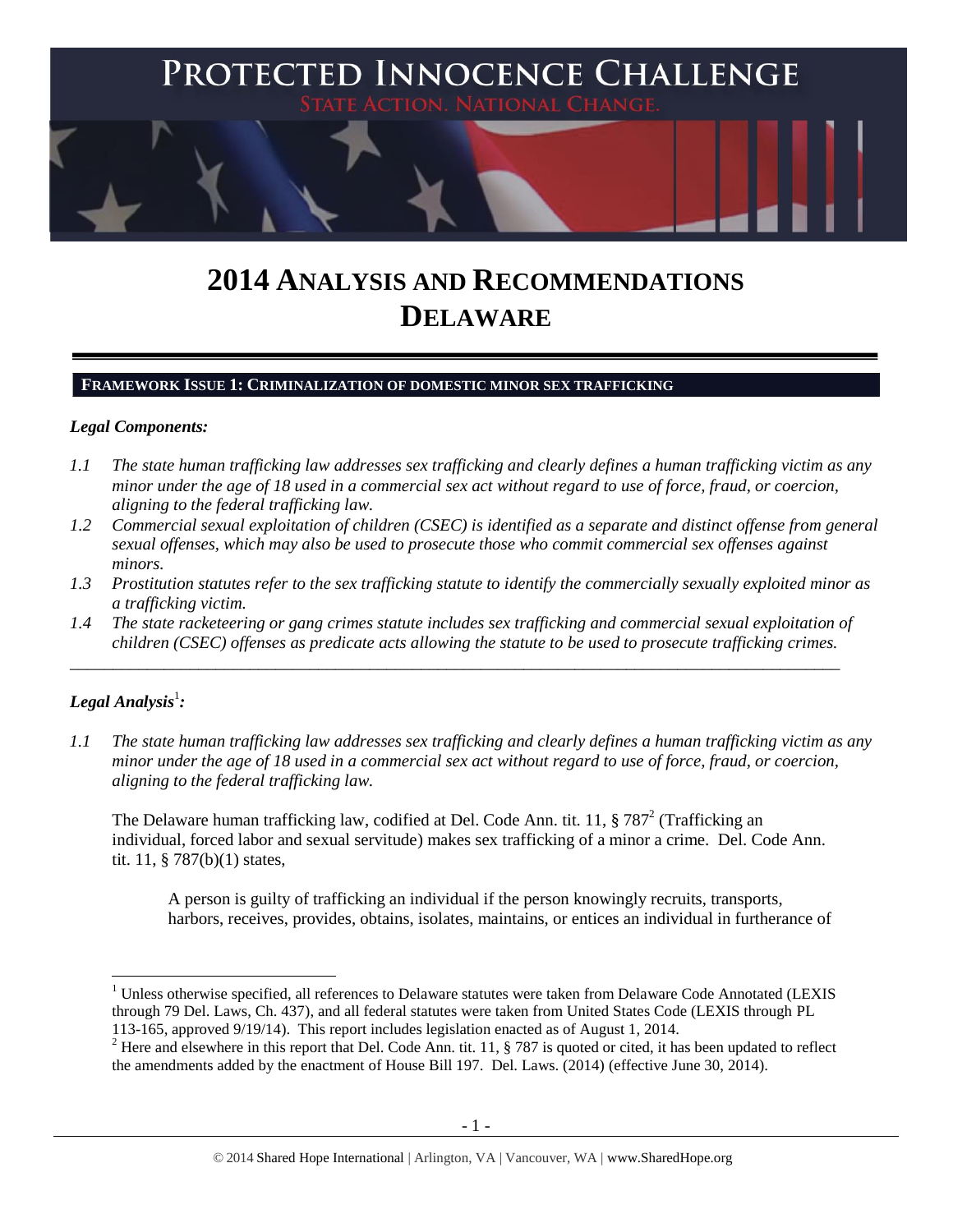# PROTECTED INNOCENCE CHALLENGE

STATE ACTION. NATIONAL CHANGE.

# 2014 ANALYSIS AND RECOMMENDATIONS DELAWARE

## FRAMEWORK ISSUE 1: CRIMINALIZATION OF DOMESTIC MINOR SEX TRAFFICKING

### *Legal Components:*

*1.1 The state human trafficking law addresses sex trafficking and clearly defines a human trafficking victim as any minor under the age of 18 used in a commercial sex act without regard to use of force, fraud, or coercion, aligning to the federal trafficking law.*

*1.2 Commercial sexual exploitation of children (CSEC) is identified as a separate and distinct offense from general sexual offenses, which may also be used to prosecute those who commit commercial sex offenses against minors.*

*1.3 Prostitution statutes refer to the sex trafficking statute to identify the commercially sexually exploited minor as a trafficking victim.*

*1.4 The state racketeering or gang crimes statute includes sex trafficking and commercial sexual exploitation of children (CSEC) offenses as predicate acts allowing the statute to be used to prosecute trafficking crimes.*

---

### *Legal Analysis*[1]*:*

*1.1 The state human trafficking law addresses sex trafficking and clearly defines a human trafficking victim as any minor under the age of 18 used in a commercial sex act without regard to use of force, fraud, or coercion, aligning to the federal trafficking law.*

The Delaware human trafficking law, codified at Del. Code Ann. tit. 11, § 787[2] (Trafficking an individual, forced labor and sexual servitude) makes sex trafficking of a minor a crime. Del. Code Ann. tit. 11, § 787(b)(1) states,

> A person is guilty of trafficking an individual if the person knowingly recruits, transports, harbors, receives, provides, obtains, isolates, maintains, or entices an individual in furtherance of

---

[1] Unless otherwise specified, all references to Delaware statutes were taken from Delaware Code Annotated (LEXIS through 79 Del. Laws, Ch. 437), and all federal statutes were taken from United States Code (LEXIS through PL 113-165, approved 9/19/14). This report includes legislation enacted as of August 1, 2014.

[2] Here and elsewhere in this report that Del. Code Ann. tit. 11, § 787 is quoted or cited, it has been updated to reflect the amendments added by the enactment of House Bill 197. Del. Laws. (2014) (effective June 30, 2014).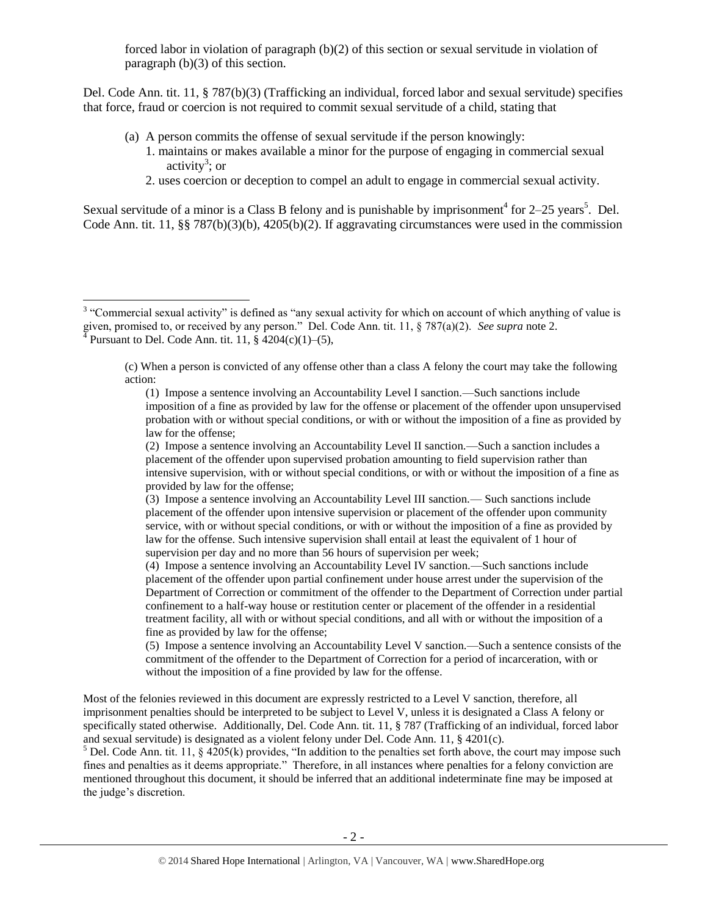forced labor in violation of paragraph (b)(2) of this section or sexual servitude in violation of paragraph (b)(3) of this section.

Del. Code Ann. tit. 11, § 787(b)(3) (Trafficking an individual, forced labor and sexual servitude) specifies that force, fraud or coercion is not required to commit sexual servitude of a child, stating that

> (a) A person commits the offense of sexual servitude if the person knowingly:
> 1. maintains or makes available a minor for the purpose of engaging in commercial sexual activity[3]; or
> 2. uses coercion or deception to compel an adult to engage in commercial sexual activity.

Sexual servitude of a minor is a Class B felony and is punishable by imprisonment[4] for 2–25 years[5]. Del. Code Ann. tit. 11, §§ 787(b)(3)(b), 4205(b)(2). If aggravating circumstances were used in the commission

---

[3] "Commercial sexual activity" is defined as "any sexual activity for which on account of which anything of value is given, promised to, or received by any person." Del. Code Ann. tit. 11, § 787(a)(2). *See supra* note 2.

[4] Pursuant to Del. Code Ann. tit. 11, § 4204(c)(1)–(5),

> (c) When a person is convicted of any offense other than a class A felony the court may take the following action:
>
> (1) Impose a sentence involving an Accountability Level I sanction.—Such sanctions include imposition of a fine as provided by law for the offense or placement of the offender upon unsupervised probation with or without special conditions, or with or without the imposition of a fine as provided by law for the offense;
>
> (2) Impose a sentence involving an Accountability Level II sanction.—Such a sanction includes a placement of the offender upon supervised probation amounting to field supervision rather than intensive supervision, with or without special conditions, or with or without the imposition of a fine as provided by law for the offense;
>
> (3) Impose a sentence involving an Accountability Level III sanction.— Such sanctions include placement of the offender upon intensive supervision or placement of the offender upon community service, with or without special conditions, or with or without the imposition of a fine as provided by law for the offense. Such intensive supervision shall entail at least the equivalent of 1 hour of supervision per day and no more than 56 hours of supervision per week;
>
> (4) Impose a sentence involving an Accountability Level IV sanction.—Such sanctions include placement of the offender upon partial confinement under house arrest under the supervision of the Department of Correction or commitment of the offender to the Department of Correction under partial confinement to a half-way house or restitution center or placement of the offender in a residential treatment facility, all with or without special conditions, and all with or without the imposition of a fine as provided by law for the offense;
>
> (5) Impose a sentence involving an Accountability Level V sanction.—Such a sentence consists of the commitment of the offender to the Department of Correction for a period of incarceration, with or without the imposition of a fine provided by law for the offense.

Most of the felonies reviewed in this document are expressly restricted to a Level V sanction, therefore, all imprisonment penalties should be interpreted to be subject to Level V, unless it is designated a Class A felony or specifically stated otherwise. Additionally, Del. Code Ann. tit. 11, § 787 (Trafficking of an individual, forced labor and sexual servitude) is designated as a violent felony under Del. Code Ann. 11, § 4201(c).

[5] Del. Code Ann. tit. 11, § 4205(k) provides, "In addition to the penalties set forth above, the court may impose such fines and penalties as it deems appropriate." Therefore, in all instances where penalties for a felony conviction are mentioned throughout this document, it should be inferred that an additional indeterminate fine may be imposed at the judge's discretion.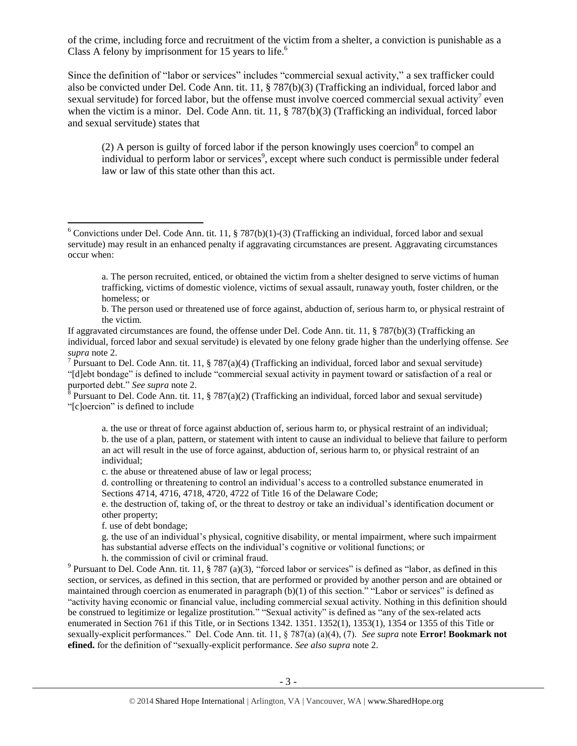of the crime, including force and recruitment of the victim from a shelter, a conviction is punishable as a Class A felony by imprisonment for 15 years to life.[6]

Since the definition of "labor or services" includes "commercial sexual activity," a sex trafficker could also be convicted under Del. Code Ann. tit. 11, § 787(b)(3) (Trafficking an individual, forced labor and sexual servitude) for forced labor, but the offense must involve coerced commercial sexual activity[7] even when the victim is a minor. Del. Code Ann. tit. 11, § 787(b)(3) (Trafficking an individual, forced labor and sexual servitude) states that

> (2) A person is guilty of forced labor if the person knowingly uses coercion[8] to compel an individual to perform labor or services[9], except where such conduct is permissible under federal law or law of this state other than this act.

---

[6] Convictions under Del. Code Ann. tit. 11, § 787(b)(1)-(3) (Trafficking an individual, forced labor and sexual servitude) may result in an enhanced penalty if aggravating circumstances are present. Aggravating circumstances occur when:

> a. The person recruited, enticed, or obtained the victim from a shelter designed to serve victims of human trafficking, victims of domestic violence, victims of sexual assault, runaway youth, foster children, or the homeless; or
>
> b. The person used or threatened use of force against, abduction of, serious harm to, or physical restraint of the victim.

If aggravated circumstances are found, the offense under Del. Code Ann. tit. 11, § 787(b)(3) (Trafficking an individual, forced labor and sexual servitude) is elevated by one felony grade higher than the underlying offense. *See supra* note 2.

[7] Pursuant to Del. Code Ann. tit. 11, § 787(a)(4) (Trafficking an individual, forced labor and sexual servitude) "[d]ebt bondage" is defined to include "commercial sexual activity in payment toward or satisfaction of a real or purported debt." *See supra* note 2.

[8] Pursuant to Del. Code Ann. tit. 11, § 787(a)(2) (Trafficking an individual, forced labor and sexual servitude) "[c]oercion" is defined to include

> a. the use or threat of force against abduction of, serious harm to, or physical restraint of an individual;
> b. the use of a plan, pattern, or statement with intent to cause an individual to believe that failure to perform an act will result in the use of force against, abduction of, serious harm to, or physical restraint of an individual;
> c. the abuse or threatened abuse of law or legal process;
> d. controlling or threatening to control an individual's access to a controlled substance enumerated in Sections 4714, 4716, 4718, 4720, 4722 of Title 16 of the Delaware Code;
> e. the destruction of, taking of, or the threat to destroy or take an individual's identification document or other property;
> f. use of debt bondage;
> g. the use of an individual's physical, cognitive disability, or mental impairment, where such impairment has substantial adverse effects on the individual's cognitive or volitional functions; or
> h. the commission of civil or criminal fraud.

[9] Pursuant to Del. Code Ann. tit. 11, § 787 (a)(3), "forced labor or services" is defined as "labor, as defined in this section, or services, as defined in this section, that are performed or provided by another person and are obtained or maintained through coercion as enumerated in paragraph (b)(1) of this section." "Labor or services" is defined as "activity having economic or financial value, including commercial sexual activity. Nothing in this definition should be construed to legitimize or legalize prostitution." "Sexual activity" is defined as "any of the sex-related acts enumerated in Section 761 if this Title, or in Sections 1342. 1351. 1352(1), 1353(1), 1354 or 1355 of this Title or sexually-explicit performances." Del. Code Ann. tit. 11, § 787(a) (a)(4), (7). *See supra* note **Error! Bookmark not efined.** for the definition of "sexually-explicit performance. *See also supra* note 2.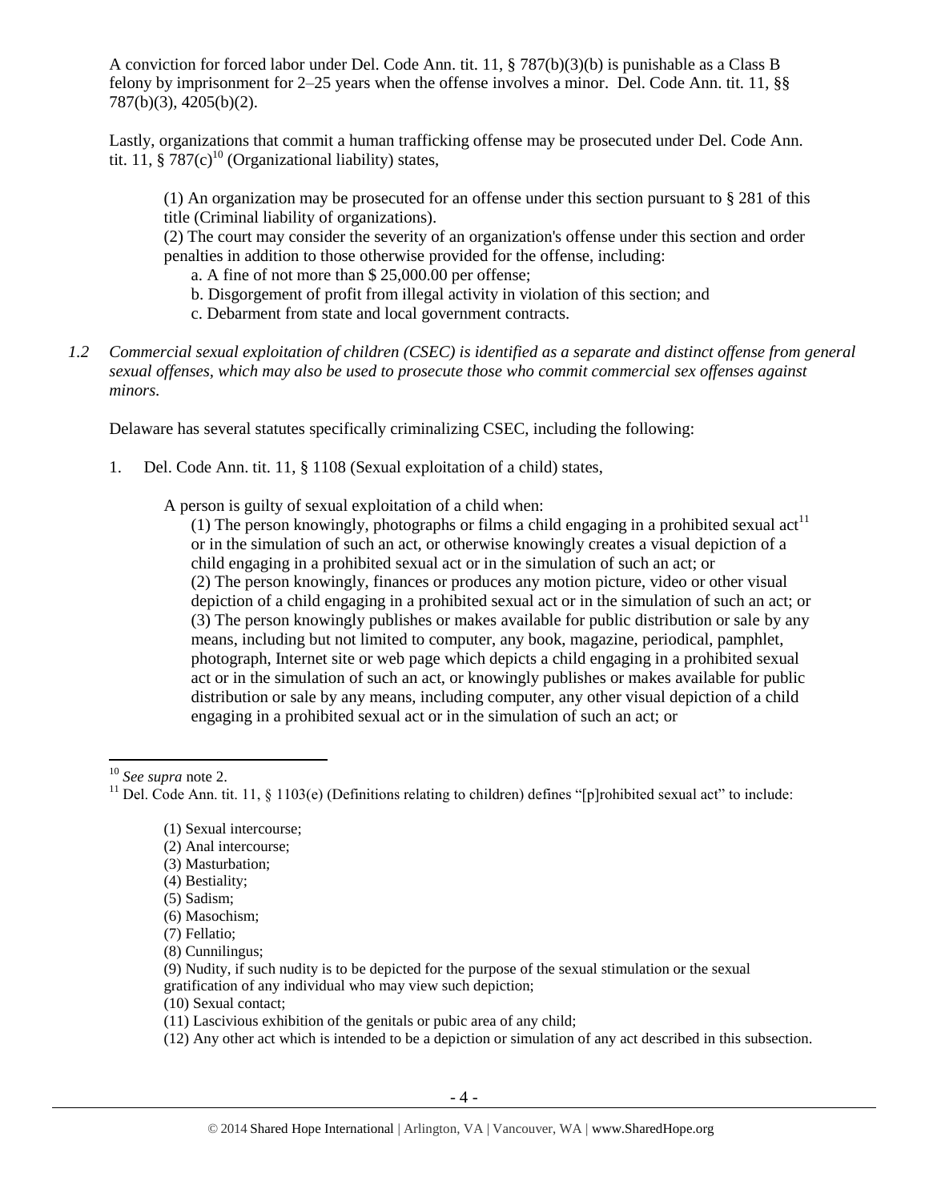A conviction for forced labor under Del. Code Ann. tit. 11, § 787(b)(3)(b) is punishable as a Class B felony by imprisonment for 2–25 years when the offense involves a minor. Del. Code Ann. tit. 11, §§ 787(b)(3), 4205(b)(2).

Lastly, organizations that commit a human trafficking offense may be prosecuted under Del. Code Ann. tit. 11, § 787(c)[10] (Organizational liability) states,

> (1) An organization may be prosecuted for an offense under this section pursuant to § 281 of this title (Criminal liability of organizations).
> (2) The court may consider the severity of an organization's offense under this section and order penalties in addition to those otherwise provided for the offense, including:
> a. A fine of not more than $ 25,000.00 per offense;
> b. Disgorgement of profit from illegal activity in violation of this section; and
> c. Debarment from state and local government contracts.

*1.2 Commercial sexual exploitation of children (CSEC) is identified as a separate and distinct offense from general sexual offenses, which may also be used to prosecute those who commit commercial sex offenses against minors.*

Delaware has several statutes specifically criminalizing CSEC, including the following:

1. Del. Code Ann. tit. 11, § 1108 (Sexual exploitation of a child) states,

> A person is guilty of sexual exploitation of a child when:
> (1) The person knowingly, photographs or films a child engaging in a prohibited sexual act[11] or in the simulation of such an act, or otherwise knowingly creates a visual depiction of a child engaging in a prohibited sexual act or in the simulation of such an act; or
> (2) The person knowingly, finances or produces any motion picture, video or other visual depiction of a child engaging in a prohibited sexual act or in the simulation of such an act; or
> (3) The person knowingly publishes or makes available for public distribution or sale by any means, including but not limited to computer, any book, magazine, periodical, pamphlet, photograph, Internet site or web page which depicts a child engaging in a prohibited sexual act or in the simulation of such an act, or knowingly publishes or makes available for public distribution or sale by any means, including computer, any other visual depiction of a child engaging in a prohibited sexual act or in the simulation of such an act; or

---

[10] *See supra* note 2.

[11] Del. Code Ann. tit. 11, § 1103(e) (Definitions relating to children) defines "[p]rohibited sexual act" to include:

> (1) Sexual intercourse;
> (2) Anal intercourse;
> (3) Masturbation;
> (4) Bestiality;
> (5) Sadism;
> (6) Masochism;
> (7) Fellatio;
> (8) Cunnilingus;
> (9) Nudity, if such nudity is to be depicted for the purpose of the sexual stimulation or the sexual gratification of any individual who may view such depiction;
> (10) Sexual contact;
> (11) Lascivious exhibition of the genitals or pubic area of any child;
> (12) Any other act which is intended to be a depiction or simulation of any act described in this subsection.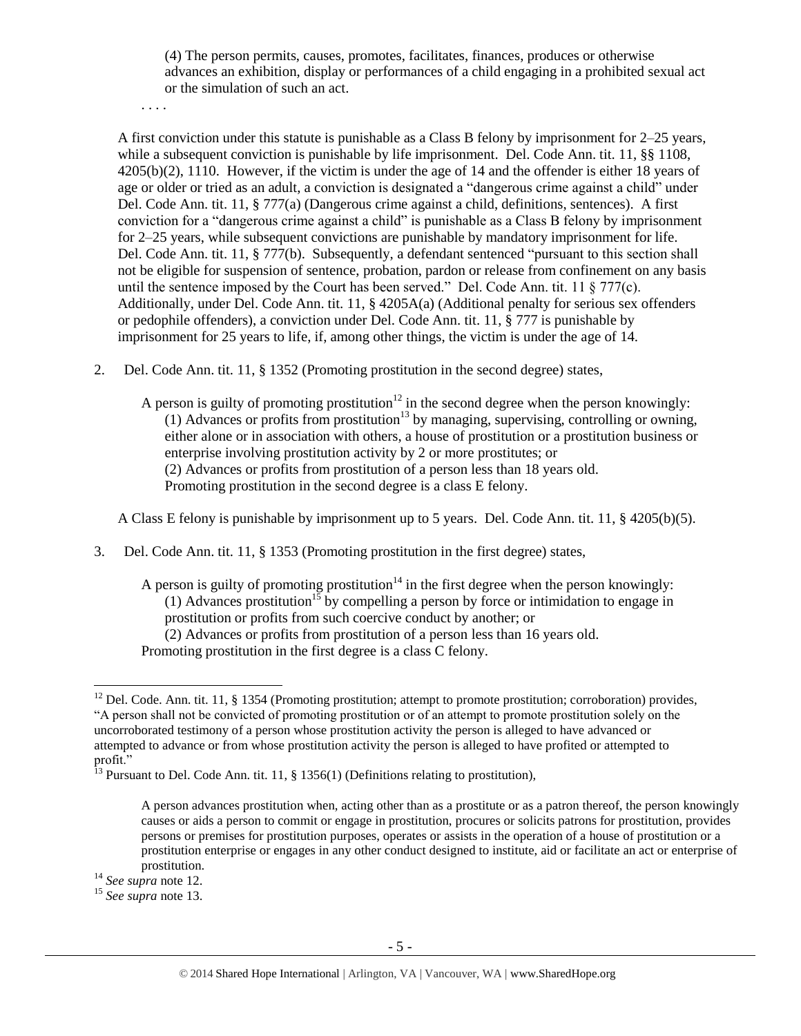(4) The person permits, causes, promotes, facilitates, finances, produces or otherwise advances an exhibition, display or performances of a child engaging in a prohibited sexual act or the simulation of such an act.

. . . .

A first conviction under this statute is punishable as a Class B felony by imprisonment for 2–25 years, while a subsequent conviction is punishable by life imprisonment. Del. Code Ann. tit. 11, §§ 1108, 4205(b)(2), 1110. However, if the victim is under the age of 14 and the offender is either 18 years of age or older or tried as an adult, a conviction is designated a "dangerous crime against a child" under Del. Code Ann. tit. 11, § 777(a) (Dangerous crime against a child, definitions, sentences). A first conviction for a "dangerous crime against a child" is punishable as a Class B felony by imprisonment for 2–25 years, while subsequent convictions are punishable by mandatory imprisonment for life. Del. Code Ann. tit. 11, § 777(b). Subsequently, a defendant sentenced "pursuant to this section shall not be eligible for suspension of sentence, probation, pardon or release from confinement on any basis until the sentence imposed by the Court has been served." Del. Code Ann. tit. 11 § 777(c). Additionally, under Del. Code Ann. tit. 11, § 4205A(a) (Additional penalty for serious sex offenders or pedophile offenders), a conviction under Del. Code Ann. tit. 11, § 777 is punishable by imprisonment for 25 years to life, if, among other things, the victim is under the age of 14.

2. Del. Code Ann. tit. 11, § 1352 (Promoting prostitution in the second degree) states,

   A person is guilty of promoting prostitution[12] in the second degree when the person knowingly:
   (1) Advances or profits from prostitution[13] by managing, supervising, controlling or owning, either alone or in association with others, a house of prostitution or a prostitution business or enterprise involving prostitution activity by 2 or more prostitutes; or
   (2) Advances or profits from prostitution of a person less than 18 years old.
   Promoting prostitution in the second degree is a class E felony.

   A Class E felony is punishable by imprisonment up to 5 years. Del. Code Ann. tit. 11, § 4205(b)(5).

3. Del. Code Ann. tit. 11, § 1353 (Promoting prostitution in the first degree) states,

   A person is guilty of promoting prostitution[14] in the first degree when the person knowingly:
   (1) Advances prostitution[15] by compelling a person by force or intimidation to engage in prostitution or profits from such coercive conduct by another; or
   (2) Advances or profits from prostitution of a person less than 16 years old.
   Promoting prostitution in the first degree is a class C felony.

---

[12] Del. Code. Ann. tit. 11, § 1354 (Promoting prostitution; attempt to promote prostitution; corroboration) provides, "A person shall not be convicted of promoting prostitution or of an attempt to promote prostitution solely on the uncorroborated testimony of a person whose prostitution activity the person is alleged to have advanced or attempted to advance or from whose prostitution activity the person is alleged to have profited or attempted to profit."

[13] Pursuant to Del. Code Ann. tit. 11, § 1356(1) (Definitions relating to prostitution),

> A person advances prostitution when, acting other than as a prostitute or as a patron thereof, the person knowingly causes or aids a person to commit or engage in prostitution, procures or solicits patrons for prostitution, provides persons or premises for prostitution purposes, operates or assists in the operation of a house of prostitution or a prostitution enterprise or engages in any other conduct designed to institute, aid or facilitate an act or enterprise of prostitution.

[14] *See supra* note 12.

[15] *See supra* note 13.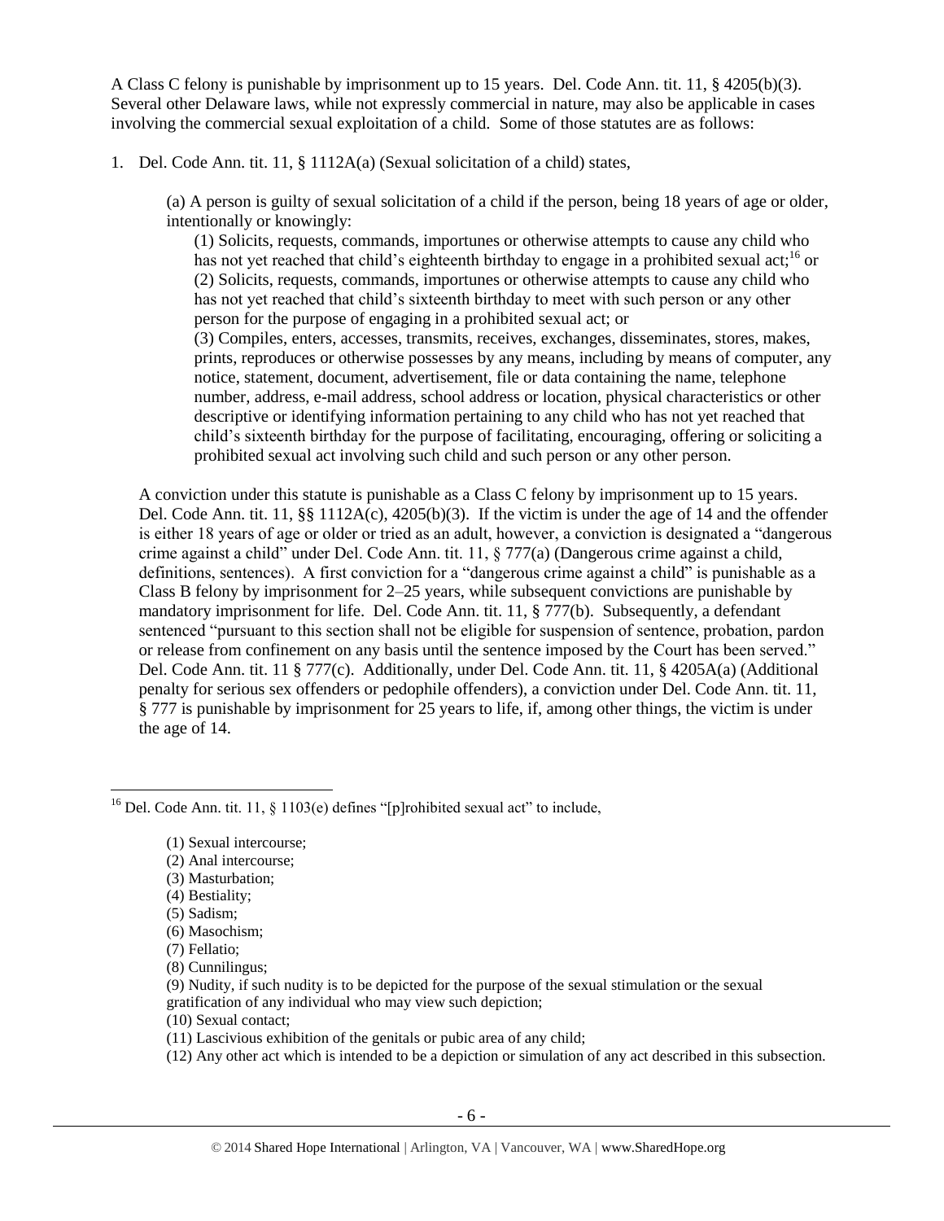A Class C felony is punishable by imprisonment up to 15 years. Del. Code Ann. tit. 11, § 4205(b)(3). Several other Delaware laws, while not expressly commercial in nature, may also be applicable in cases involving the commercial sexual exploitation of a child. Some of those statutes are as follows:

1. Del. Code Ann. tit. 11, § 1112A(a) (Sexual solicitation of a child) states,

    (a) A person is guilty of sexual solicitation of a child if the person, being 18 years of age or older, intentionally or knowingly:

    (1) Solicits, requests, commands, importunes or otherwise attempts to cause any child who has not yet reached that child's eighteenth birthday to engage in a prohibited sexual act;[16] or
    (2) Solicits, requests, commands, importunes or otherwise attempts to cause any child who has not yet reached that child's sixteenth birthday to meet with such person or any other person for the purpose of engaging in a prohibited sexual act; or
    (3) Compiles, enters, accesses, transmits, receives, exchanges, disseminates, stores, makes, prints, reproduces or otherwise possesses by any means, including by means of computer, any notice, statement, document, advertisement, file or data containing the name, telephone number, address, e-mail address, school address or location, physical characteristics or other descriptive or identifying information pertaining to any child who has not yet reached that child's sixteenth birthday for the purpose of facilitating, encouraging, offering or soliciting a prohibited sexual act involving such child and such person or any other person.

    A conviction under this statute is punishable as a Class C felony by imprisonment up to 15 years. Del. Code Ann. tit. 11, §§ 1112A(c), 4205(b)(3). If the victim is under the age of 14 and the offender is either 18 years of age or older or tried as an adult, however, a conviction is designated a "dangerous crime against a child" under Del. Code Ann. tit. 11, § 777(a) (Dangerous crime against a child, definitions, sentences). A first conviction for a "dangerous crime against a child" is punishable as a Class B felony by imprisonment for 2–25 years, while subsequent convictions are punishable by mandatory imprisonment for life. Del. Code Ann. tit. 11, § 777(b). Subsequently, a defendant sentenced "pursuant to this section shall not be eligible for suspension of sentence, probation, pardon or release from confinement on any basis until the sentence imposed by the Court has been served." Del. Code Ann. tit. 11 § 777(c). Additionally, under Del. Code Ann. tit. 11, § 4205A(a) (Additional penalty for serious sex offenders or pedophile offenders), a conviction under Del. Code Ann. tit. 11, § 777 is punishable by imprisonment for 25 years to life, if, among other things, the victim is under the age of 14.

---

[16] Del. Code Ann. tit. 11, § 1103(e) defines "[p]rohibited sexual act" to include,

(1) Sexual intercourse;
(2) Anal intercourse;
(3) Masturbation;
(4) Bestiality;
(5) Sadism;
(6) Masochism;
(7) Fellatio;
(8) Cunnilingus;
(9) Nudity, if such nudity is to be depicted for the purpose of the sexual stimulation or the sexual gratification of any individual who may view such depiction;
(10) Sexual contact;
(11) Lascivious exhibition of the genitals or pubic area of any child;
(12) Any other act which is intended to be a depiction or simulation of any act described in this subsection.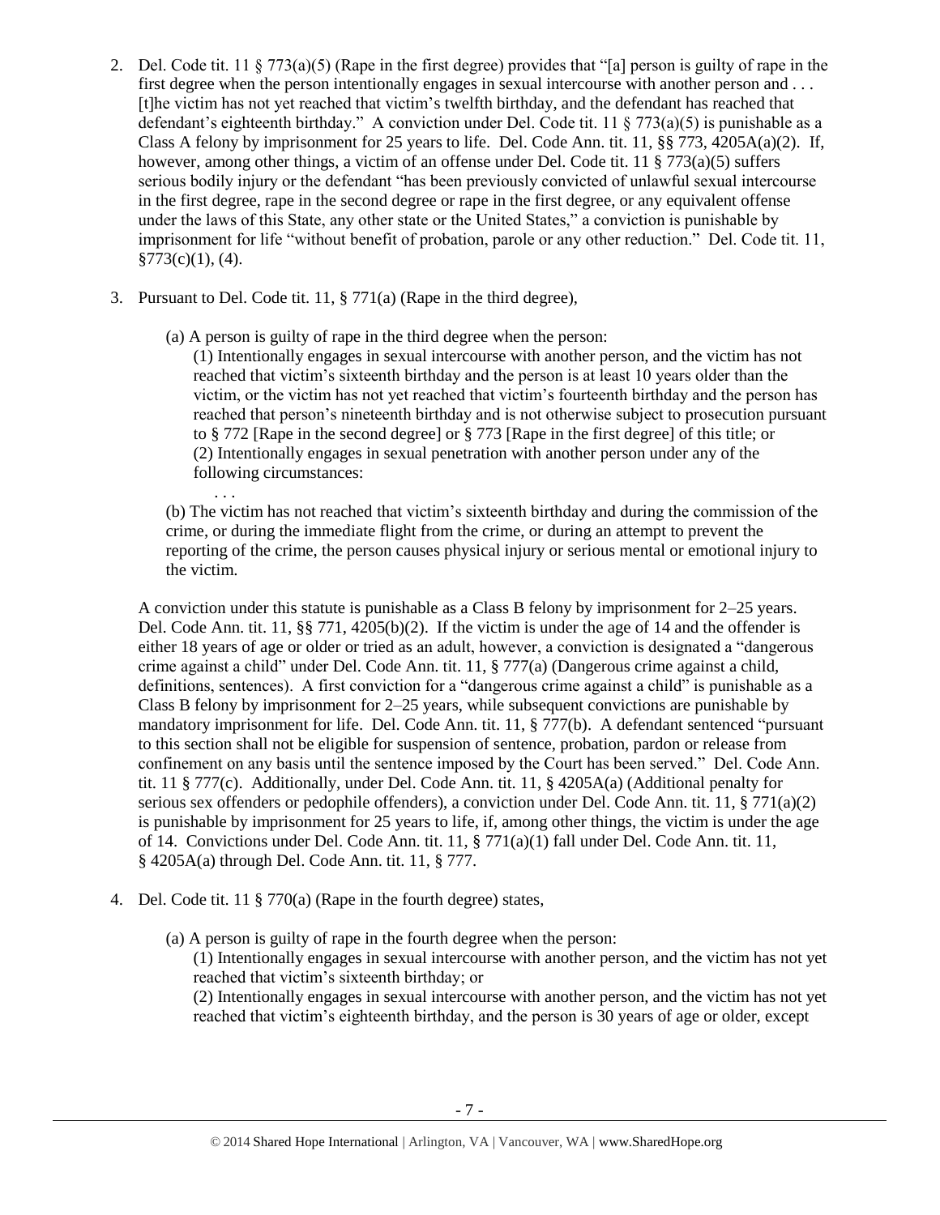2. Del. Code tit. 11 § 773(a)(5) (Rape in the first degree) provides that "[a] person is guilty of rape in the first degree when the person intentionally engages in sexual intercourse with another person and . . . [t]he victim has not yet reached that victim's twelfth birthday, and the defendant has reached that defendant's eighteenth birthday." A conviction under Del. Code tit. 11 § 773(a)(5) is punishable as a Class A felony by imprisonment for 25 years to life. Del. Code Ann. tit. 11, §§ 773, 4205A(a)(2). If, however, among other things, a victim of an offense under Del. Code tit. 11 § 773(a)(5) suffers serious bodily injury or the defendant "has been previously convicted of unlawful sexual intercourse in the first degree, rape in the second degree or rape in the first degree, or any equivalent offense under the laws of this State, any other state or the United States," a conviction is punishable by imprisonment for life "without benefit of probation, parole or any other reduction." Del. Code tit. 11, §773(c)(1), (4).

3. Pursuant to Del. Code tit. 11, § 771(a) (Rape in the third degree),

   (a) A person is guilty of rape in the third degree when the person:

   (1) Intentionally engages in sexual intercourse with another person, and the victim has not reached that victim's sixteenth birthday and the person is at least 10 years older than the victim, or the victim has not yet reached that victim's fourteenth birthday and the person has reached that person's nineteenth birthday and is not otherwise subject to prosecution pursuant to § 772 [Rape in the second degree] or § 773 [Rape in the first degree] of this title; or
   (2) Intentionally engages in sexual penetration with another person under any of the following circumstances:
   
   . . .
   
   (b) The victim has not reached that victim's sixteenth birthday and during the commission of the crime, or during the immediate flight from the crime, or during an attempt to prevent the reporting of the crime, the person causes physical injury or serious mental or emotional injury to the victim.

   A conviction under this statute is punishable as a Class B felony by imprisonment for 2–25 years. Del. Code Ann. tit. 11, §§ 771, 4205(b)(2). If the victim is under the age of 14 and the offender is either 18 years of age or older or tried as an adult, however, a conviction is designated a "dangerous crime against a child" under Del. Code Ann. tit. 11, § 777(a) (Dangerous crime against a child, definitions, sentences). A first conviction for a "dangerous crime against a child" is punishable as a Class B felony by imprisonment for 2–25 years, while subsequent convictions are punishable by mandatory imprisonment for life. Del. Code Ann. tit. 11, § 777(b). A defendant sentenced "pursuant to this section shall not be eligible for suspension of sentence, probation, pardon or release from confinement on any basis until the sentence imposed by the Court has been served." Del. Code Ann. tit. 11 § 777(c). Additionally, under Del. Code Ann. tit. 11, § 4205A(a) (Additional penalty for serious sex offenders or pedophile offenders), a conviction under Del. Code Ann. tit. 11, § 771(a)(2) is punishable by imprisonment for 25 years to life, if, among other things, the victim is under the age of 14. Convictions under Del. Code Ann. tit. 11, § 771(a)(1) fall under Del. Code Ann. tit. 11, § 4205A(a) through Del. Code Ann. tit. 11, § 777.

4. Del. Code tit. 11 § 770(a) (Rape in the fourth degree) states,

   (a) A person is guilty of rape in the fourth degree when the person:

   (1) Intentionally engages in sexual intercourse with another person, and the victim has not yet reached that victim's sixteenth birthday; or
   (2) Intentionally engages in sexual intercourse with another person, and the victim has not yet reached that victim's eighteenth birthday, and the person is 30 years of age or older, except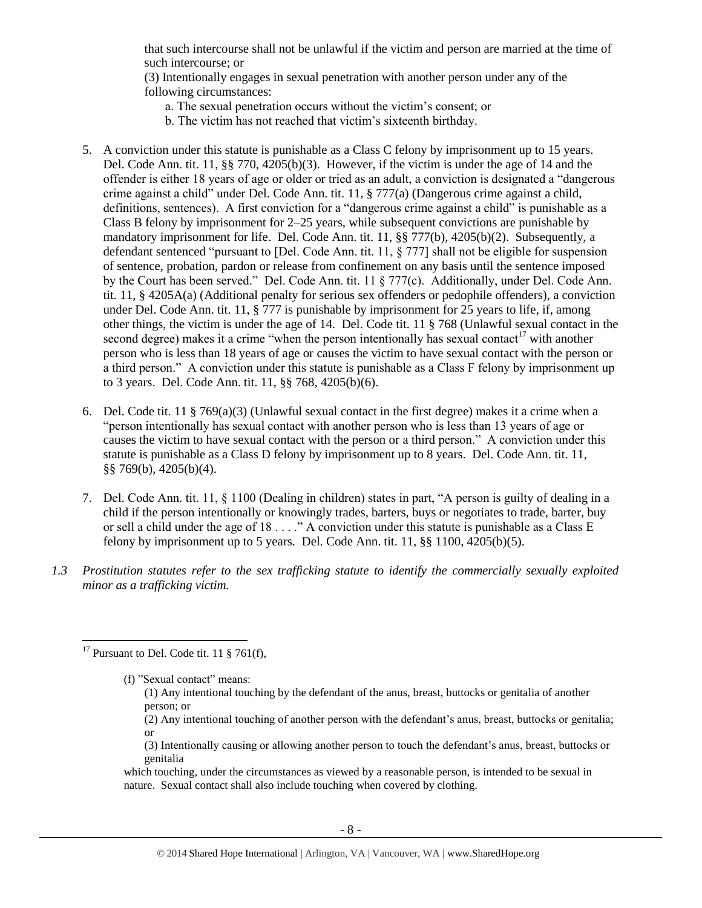that such intercourse shall not be unlawful if the victim and person are married at the time of such intercourse; or

(3) Intentionally engages in sexual penetration with another person under any of the following circumstances:

a. The sexual penetration occurs without the victim's consent; or

b. The victim has not reached that victim's sixteenth birthday.

5. A conviction under this statute is punishable as a Class C felony by imprisonment up to 15 years. Del. Code Ann. tit. 11, §§ 770, 4205(b)(3). However, if the victim is under the age of 14 and the offender is either 18 years of age or older or tried as an adult, a conviction is designated a "dangerous crime against a child" under Del. Code Ann. tit. 11, § 777(a) (Dangerous crime against a child, definitions, sentences). A first conviction for a "dangerous crime against a child" is punishable as a Class B felony by imprisonment for 2–25 years, while subsequent convictions are punishable by mandatory imprisonment for life. Del. Code Ann. tit. 11, §§ 777(b), 4205(b)(2). Subsequently, a defendant sentenced "pursuant to [Del. Code Ann. tit. 11, § 777] shall not be eligible for suspension of sentence, probation, pardon or release from confinement on any basis until the sentence imposed by the Court has been served." Del. Code Ann. tit. 11 § 777(c). Additionally, under Del. Code Ann. tit. 11, § 4205A(a) (Additional penalty for serious sex offenders or pedophile offenders), a conviction under Del. Code Ann. tit. 11, § 777 is punishable by imprisonment for 25 years to life, if, among other things, the victim is under the age of 14. Del. Code tit. 11 § 768 (Unlawful sexual contact in the second degree) makes it a crime "when the person intentionally has sexual contact[17] with another person who is less than 18 years of age or causes the victim to have sexual contact with the person or a third person." A conviction under this statute is punishable as a Class F felony by imprisonment up to 3 years. Del. Code Ann. tit. 11, §§ 768, 4205(b)(6).

6. Del. Code tit. 11 § 769(a)(3) (Unlawful sexual contact in the first degree) makes it a crime when a "person intentionally has sexual contact with another person who is less than 13 years of age or causes the victim to have sexual contact with the person or a third person." A conviction under this statute is punishable as a Class D felony by imprisonment up to 8 years. Del. Code Ann. tit. 11, §§ 769(b), 4205(b)(4).

7. Del. Code Ann. tit. 11, § 1100 (Dealing in children) states in part, "A person is guilty of dealing in a child if the person intentionally or knowingly trades, barters, buys or negotiates to trade, barter, buy or sell a child under the age of 18 . . . ." A conviction under this statute is punishable as a Class E felony by imprisonment up to 5 years. Del. Code Ann. tit. 11, §§ 1100, 4205(b)(5).

*1.3 Prostitution statutes refer to the sex trafficking statute to identify the commercially sexually exploited minor as a trafficking victim.*

---

[17] Pursuant to Del. Code tit. 11 § 761(f),

(f) "Sexual contact" means:

(1) Any intentional touching by the defendant of the anus, breast, buttocks or genitalia of another person; or

(2) Any intentional touching of another person with the defendant's anus, breast, buttocks or genitalia; or

(3) Intentionally causing or allowing another person to touch the defendant's anus, breast, buttocks or genitalia

which touching, under the circumstances as viewed by a reasonable person, is intended to be sexual in nature. Sexual contact shall also include touching when covered by clothing.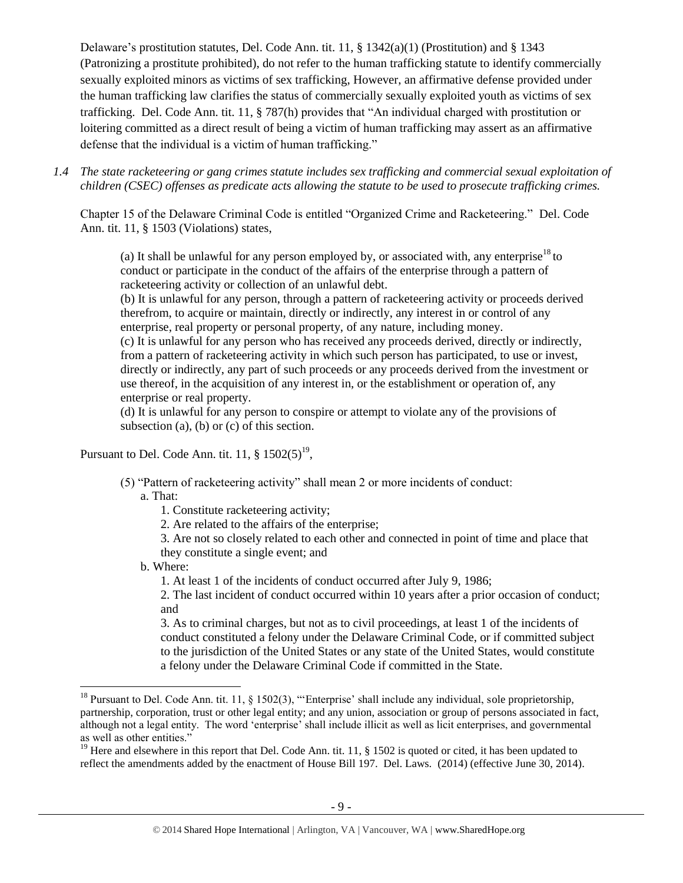Delaware's prostitution statutes, Del. Code Ann. tit. 11, § 1342(a)(1) (Prostitution) and § 1343 (Patronizing a prostitute prohibited), do not refer to the human trafficking statute to identify commercially sexually exploited minors as victims of sex trafficking, However, an affirmative defense provided under the human trafficking law clarifies the status of commercially sexually exploited youth as victims of sex trafficking. Del. Code Ann. tit. 11, § 787(h) provides that "An individual charged with prostitution or loitering committed as a direct result of being a victim of human trafficking may assert as an affirmative defense that the individual is a victim of human trafficking."

*1.4 The state racketeering or gang crimes statute includes sex trafficking and commercial sexual exploitation of children (CSEC) offenses as predicate acts allowing the statute to be used to prosecute trafficking crimes.*

Chapter 15 of the Delaware Criminal Code is entitled "Organized Crime and Racketeering." Del. Code Ann. tit. 11, § 1503 (Violations) states,

> (a) It shall be unlawful for any person employed by, or associated with, any enterprise[18] to conduct or participate in the conduct of the affairs of the enterprise through a pattern of racketeering activity or collection of an unlawful debt.
>
> (b) It is unlawful for any person, through a pattern of racketeering activity or proceeds derived therefrom, to acquire or maintain, directly or indirectly, any interest in or control of any enterprise, real property or personal property, of any nature, including money.
>
> (c) It is unlawful for any person who has received any proceeds derived, directly or indirectly, from a pattern of racketeering activity in which such person has participated, to use or invest, directly or indirectly, any part of such proceeds or any proceeds derived from the investment or use thereof, in the acquisition of any interest in, or the establishment or operation of, any enterprise or real property.
>
> (d) It is unlawful for any person to conspire or attempt to violate any of the provisions of subsection (a), (b) or (c) of this section.

Pursuant to Del. Code Ann. tit. 11, § 1502(5)[19],

> (5) "Pattern of racketeering activity" shall mean 2 or more incidents of conduct:
>
> a. That:
>
> 1. Constitute racketeering activity;
>
> 2. Are related to the affairs of the enterprise;
>
> 3. Are not so closely related to each other and connected in point of time and place that they constitute a single event; and
>
> b. Where:
>
> 1. At least 1 of the incidents of conduct occurred after July 9, 1986;
>
> 2. The last incident of conduct occurred within 10 years after a prior occasion of conduct; and
>
> 3. As to criminal charges, but not as to civil proceedings, at least 1 of the incidents of conduct constituted a felony under the Delaware Criminal Code, or if committed subject to the jurisdiction of the United States or any state of the United States, would constitute a felony under the Delaware Criminal Code if committed in the State.

---

[18] Pursuant to Del. Code Ann. tit. 11, § 1502(3), "'Enterprise' shall include any individual, sole proprietorship, partnership, corporation, trust or other legal entity; and any union, association or group of persons associated in fact, although not a legal entity. The word 'enterprise' shall include illicit as well as licit enterprises, and governmental as well as other entities."

[19] Here and elsewhere in this report that Del. Code Ann. tit. 11, § 1502 is quoted or cited, it has been updated to reflect the amendments added by the enactment of House Bill 197. Del. Laws. (2014) (effective June 30, 2014).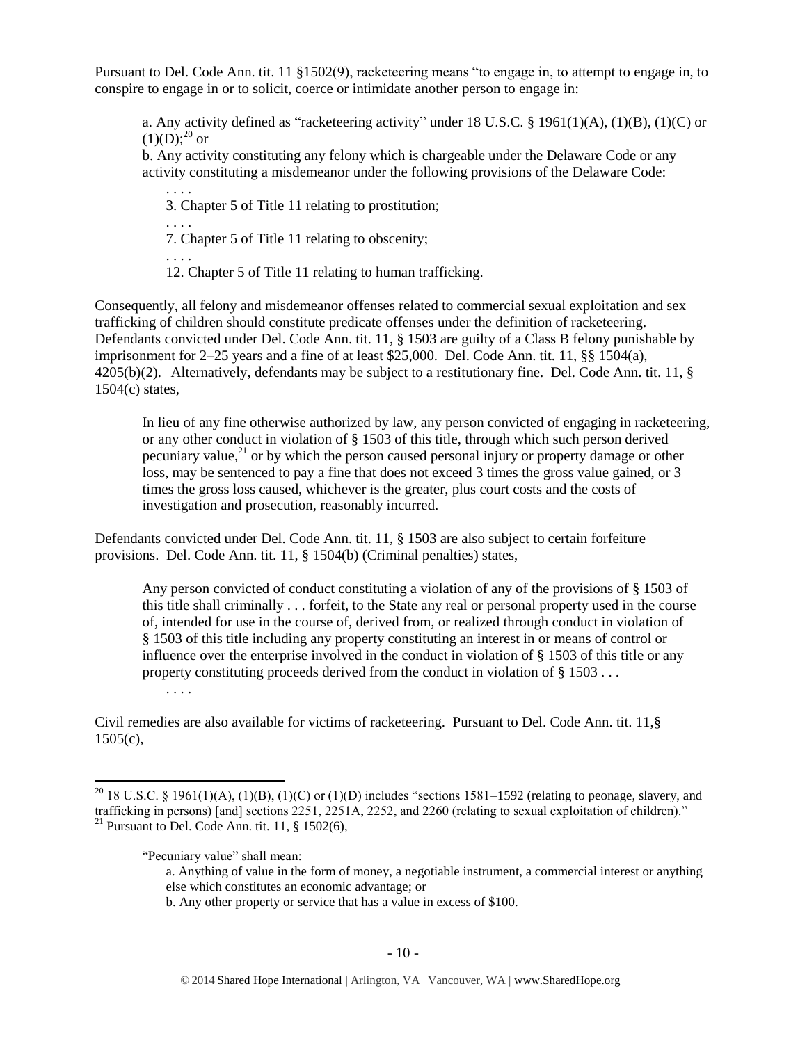Pursuant to Del. Code Ann. tit. 11 §1502(9), racketeering means "to engage in, to attempt to engage in, to conspire to engage in or to solicit, coerce or intimidate another person to engage in:

> a. Any activity defined as "racketeering activity" under 18 U.S.C. § 1961(1)(A), (1)(B), (1)(C) or (1)(D);[20] or
>
> b. Any activity constituting any felony which is chargeable under the Delaware Code or any activity constituting a misdemeanor under the following provisions of the Delaware Code:
>
> . . . .
>
> 3. Chapter 5 of Title 11 relating to prostitution;
>
> . . . .
>
> 7. Chapter 5 of Title 11 relating to obscenity;
>
> . . . .
>
> 12. Chapter 5 of Title 11 relating to human trafficking.

Consequently, all felony and misdemeanor offenses related to commercial sexual exploitation and sex trafficking of children should constitute predicate offenses under the definition of racketeering. Defendants convicted under Del. Code Ann. tit. 11, § 1503 are guilty of a Class B felony punishable by imprisonment for 2–25 years and a fine of at least $25,000. Del. Code Ann. tit. 11, §§ 1504(a), 4205(b)(2). Alternatively, defendants may be subject to a restitutionary fine. Del. Code Ann. tit. 11, § 1504(c) states,

> In lieu of any fine otherwise authorized by law, any person convicted of engaging in racketeering, or any other conduct in violation of § 1503 of this title, through which such person derived pecuniary value,[21] or by which the person caused personal injury or property damage or other loss, may be sentenced to pay a fine that does not exceed 3 times the gross value gained, or 3 times the gross loss caused, whichever is the greater, plus court costs and the costs of investigation and prosecution, reasonably incurred.

Defendants convicted under Del. Code Ann. tit. 11, § 1503 are also subject to certain forfeiture provisions. Del. Code Ann. tit. 11, § 1504(b) (Criminal penalties) states,

> Any person convicted of conduct constituting a violation of any of the provisions of § 1503 of this title shall criminally . . . forfeit, to the State any real or personal property used in the course of, intended for use in the course of, derived from, or realized through conduct in violation of § 1503 of this title including any property constituting an interest in or means of control or influence over the enterprise involved in the conduct in violation of § 1503 of this title or any property constituting proceeds derived from the conduct in violation of § 1503 . . .
>
> . . . .

Civil remedies are also available for victims of racketeering. Pursuant to Del. Code Ann. tit. 11,§ 1505(c),

---

[20] 18 U.S.C. § 1961(1)(A), (1)(B), (1)(C) or (1)(D) includes "sections 1581–1592 (relating to peonage, slavery, and trafficking in persons) [and] sections 2251, 2251A, 2252, and 2260 (relating to sexual exploitation of children)."

[21] Pursuant to Del. Code Ann. tit. 11, § 1502(6),

> "Pecuniary value" shall mean:
>
> a. Anything of value in the form of money, a negotiable instrument, a commercial interest or anything else which constitutes an economic advantage; or
>
> b. Any other property or service that has a value in excess of $100.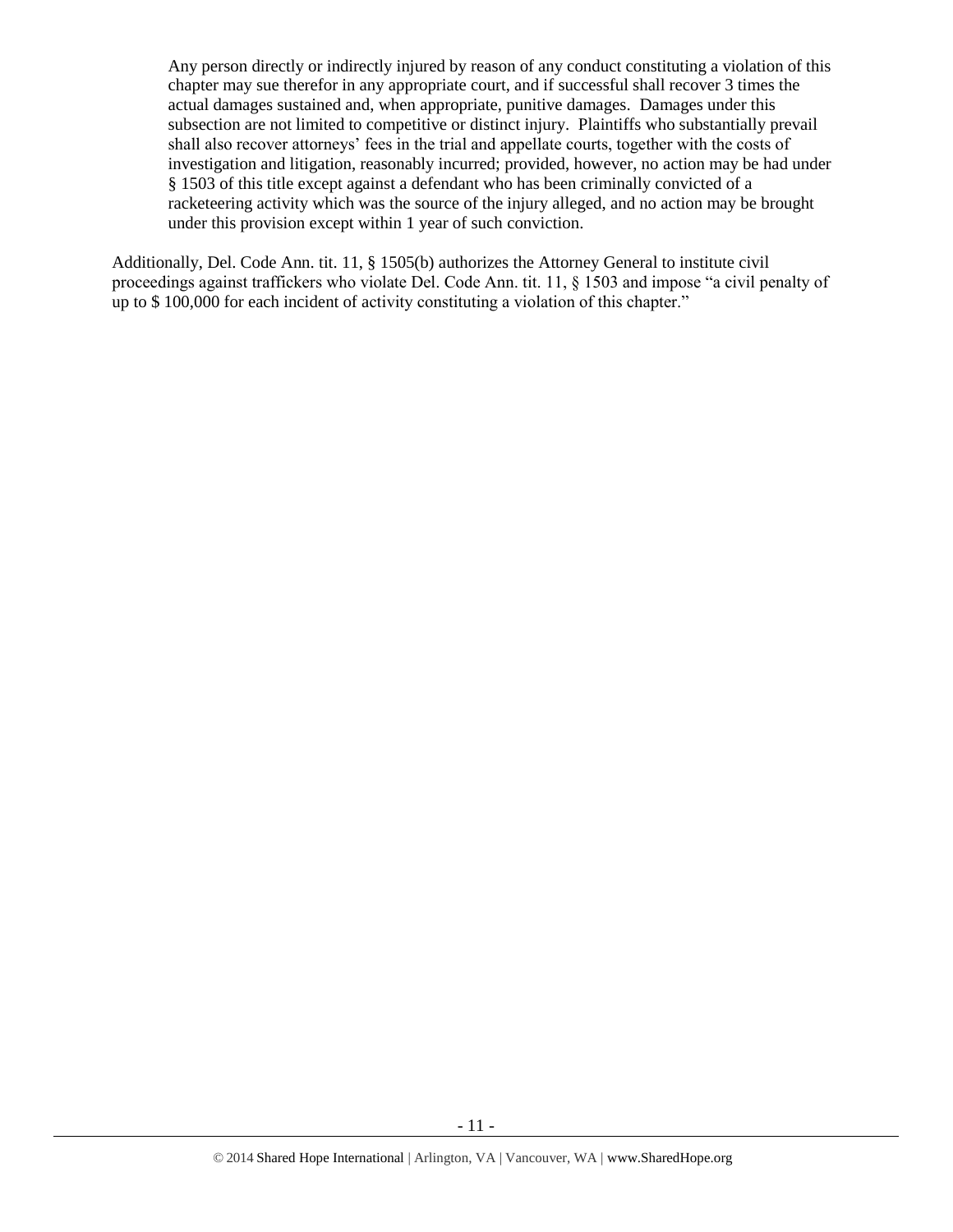> Any person directly or indirectly injured by reason of any conduct constituting a violation of this chapter may sue therefor in any appropriate court, and if successful shall recover 3 times the actual damages sustained and, when appropriate, punitive damages. Damages under this subsection are not limited to competitive or distinct injury. Plaintiffs who substantially prevail shall also recover attorneys' fees in the trial and appellate courts, together with the costs of investigation and litigation, reasonably incurred; provided, however, no action may be had under § 1503 of this title except against a defendant who has been criminally convicted of a racketeering activity which was the source of the injury alleged, and no action may be brought under this provision except within 1 year of such conviction.

Additionally, Del. Code Ann. tit. 11, § 1505(b) authorizes the Attorney General to institute civil proceedings against traffickers who violate Del. Code Ann. tit. 11, § 1503 and impose "a civil penalty of up to $ 100,000 for each incident of activity constituting a violation of this chapter."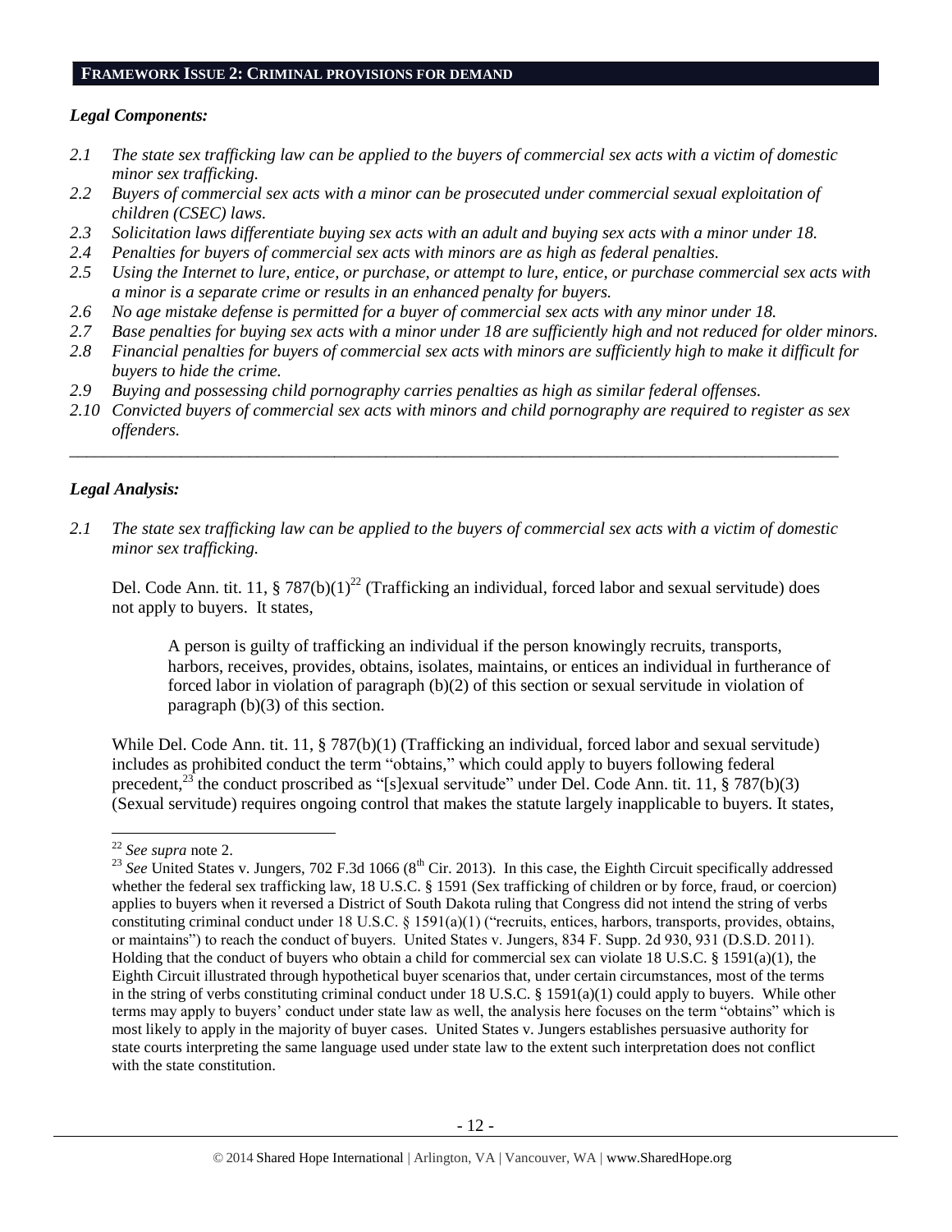## FRAMEWORK ISSUE 2: CRIMINAL PROVISIONS FOR DEMAND

### *Legal Components:*

*2.1 The state sex trafficking law can be applied to the buyers of commercial sex acts with a victim of domestic minor sex trafficking.*

*2.2 Buyers of commercial sex acts with a minor can be prosecuted under commercial sexual exploitation of children (CSEC) laws.*

*2.3 Solicitation laws differentiate buying sex acts with an adult and buying sex acts with a minor under 18.*

*2.4 Penalties for buyers of commercial sex acts with minors are as high as federal penalties.*

*2.5 Using the Internet to lure, entice, or purchase, or attempt to lure, entice, or purchase commercial sex acts with a minor is a separate crime or results in an enhanced penalty for buyers.*

*2.6 No age mistake defense is permitted for a buyer of commercial sex acts with any minor under 18.*

*2.7 Base penalties for buying sex acts with a minor under 18 are sufficiently high and not reduced for older minors.*

*2.8 Financial penalties for buyers of commercial sex acts with minors are sufficiently high to make it difficult for buyers to hide the crime.*

*2.9 Buying and possessing child pornography carries penalties as high as similar federal offenses.*

*2.10 Convicted buyers of commercial sex acts with minors and child pornography are required to register as sex offenders.*

---

### *Legal Analysis:*

*2.1 The state sex trafficking law can be applied to the buyers of commercial sex acts with a victim of domestic minor sex trafficking.*

Del. Code Ann. tit. 11, § 787(b)(1)[22] (Trafficking an individual, forced labor and sexual servitude) does not apply to buyers. It states,

> A person is guilty of trafficking an individual if the person knowingly recruits, transports, harbors, receives, provides, obtains, isolates, maintains, or entices an individual in furtherance of forced labor in violation of paragraph (b)(2) of this section or sexual servitude in violation of paragraph (b)(3) of this section.

While Del. Code Ann. tit. 11, § 787(b)(1) (Trafficking an individual, forced labor and sexual servitude) includes as prohibited conduct the term "obtains," which could apply to buyers following federal precedent,[23] the conduct proscribed as "[s]exual servitude" under Del. Code Ann. tit. 11, § 787(b)(3) (Sexual servitude) requires ongoing control that makes the statute largely inapplicable to buyers. It states,

---

[22] *See supra* note 2.

[23] *See* United States v. Jungers, 702 F.3d 1066 (8th Cir. 2013). In this case, the Eighth Circuit specifically addressed whether the federal sex trafficking law, 18 U.S.C. § 1591 (Sex trafficking of children or by force, fraud, or coercion) applies to buyers when it reversed a District of South Dakota ruling that Congress did not intend the string of verbs constituting criminal conduct under 18 U.S.C. § 1591(a)(1) ("recruits, entices, harbors, transports, provides, obtains, or maintains") to reach the conduct of buyers. United States v. Jungers, 834 F. Supp. 2d 930, 931 (D.S.D. 2011). Holding that the conduct of buyers who obtain a child for commercial sex can violate 18 U.S.C. § 1591(a)(1), the Eighth Circuit illustrated through hypothetical buyer scenarios that, under certain circumstances, most of the terms in the string of verbs constituting criminal conduct under 18 U.S.C. § 1591(a)(1) could apply to buyers. While other terms may apply to buyers' conduct under state law as well, the analysis here focuses on the term "obtains" which is most likely to apply in the majority of buyer cases. United States v. Jungers establishes persuasive authority for state courts interpreting the same language used under state law to the extent such interpretation does not conflict with the state constitution.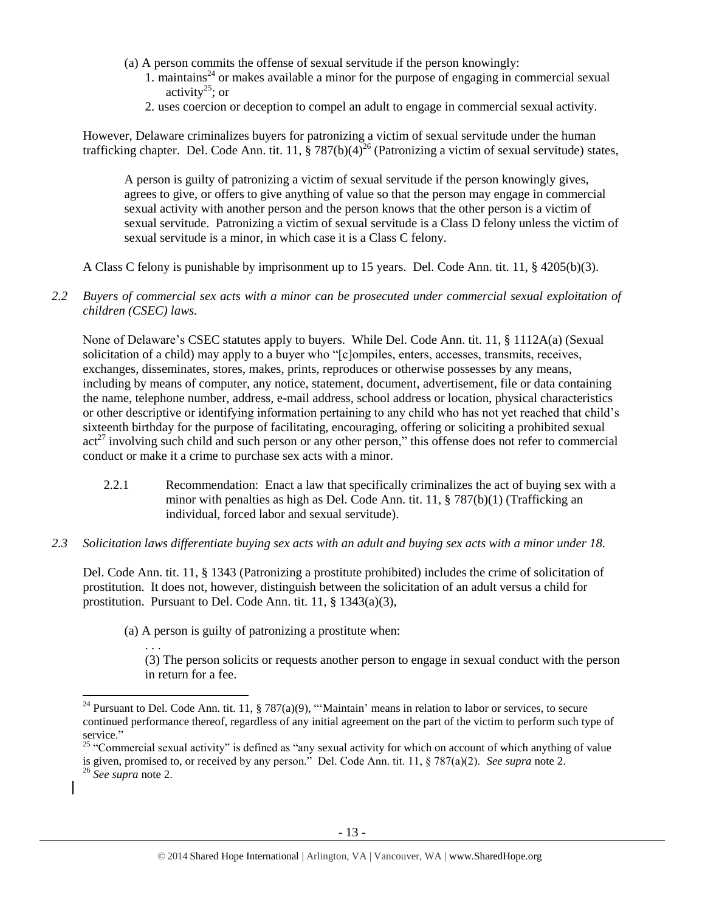(a) A person commits the offense of sexual servitude if the person knowingly:

1. maintains[24] or makes available a minor for the purpose of engaging in commercial sexual activity[25]; or
2. uses coercion or deception to compel an adult to engage in commercial sexual activity.

However, Delaware criminalizes buyers for patronizing a victim of sexual servitude under the human trafficking chapter. Del. Code Ann. tit. 11, § 787(b)(4)[26] (Patronizing a victim of sexual servitude) states,

> A person is guilty of patronizing a victim of sexual servitude if the person knowingly gives, agrees to give, or offers to give anything of value so that the person may engage in commercial sexual activity with another person and the person knows that the other person is a victim of sexual servitude. Patronizing a victim of sexual servitude is a Class D felony unless the victim of sexual servitude is a minor, in which case it is a Class C felony.

A Class C felony is punishable by imprisonment up to 15 years. Del. Code Ann. tit. 11, § 4205(b)(3).

*2.2 Buyers of commercial sex acts with a minor can be prosecuted under commercial sexual exploitation of children (CSEC) laws.*

None of Delaware's CSEC statutes apply to buyers. While Del. Code Ann. tit. 11, § 1112A(a) (Sexual solicitation of a child) may apply to a buyer who "[c]ompiles, enters, accesses, transmits, receives, exchanges, disseminates, stores, makes, prints, reproduces or otherwise possesses by any means, including by means of computer, any notice, statement, document, advertisement, file or data containing the name, telephone number, address, e-mail address, school address or location, physical characteristics or other descriptive or identifying information pertaining to any child who has not yet reached that child's sixteenth birthday for the purpose of facilitating, encouraging, offering or soliciting a prohibited sexual act[27] involving such child and such person or any other person," this offense does not refer to commercial conduct or make it a crime to purchase sex acts with a minor.

2.2.1 Recommendation: Enact a law that specifically criminalizes the act of buying sex with a minor with penalties as high as Del. Code Ann. tit. 11, § 787(b)(1) (Trafficking an individual, forced labor and sexual servitude).

*2.3 Solicitation laws differentiate buying sex acts with an adult and buying sex acts with a minor under 18.*

Del. Code Ann. tit. 11, § 1343 (Patronizing a prostitute prohibited) includes the crime of solicitation of prostitution. It does not, however, distinguish between the solicitation of an adult versus a child for prostitution. Pursuant to Del. Code Ann. tit. 11, § 1343(a)(3),

> (a) A person is guilty of patronizing a prostitute when:
>
> . . .
>
> (3) The person solicits or requests another person to engage in sexual conduct with the person in return for a fee.

---

[24] Pursuant to Del. Code Ann. tit. 11, § 787(a)(9), "'Maintain' means in relation to labor or services, to secure continued performance thereof, regardless of any initial agreement on the part of the victim to perform such type of service."

[25] "Commercial sexual activity" is defined as "any sexual activity for which on account of which anything of value is given, promised to, or received by any person." Del. Code Ann. tit. 11, § 787(a)(2). *See supra* note 2.

[26] *See supra* note 2.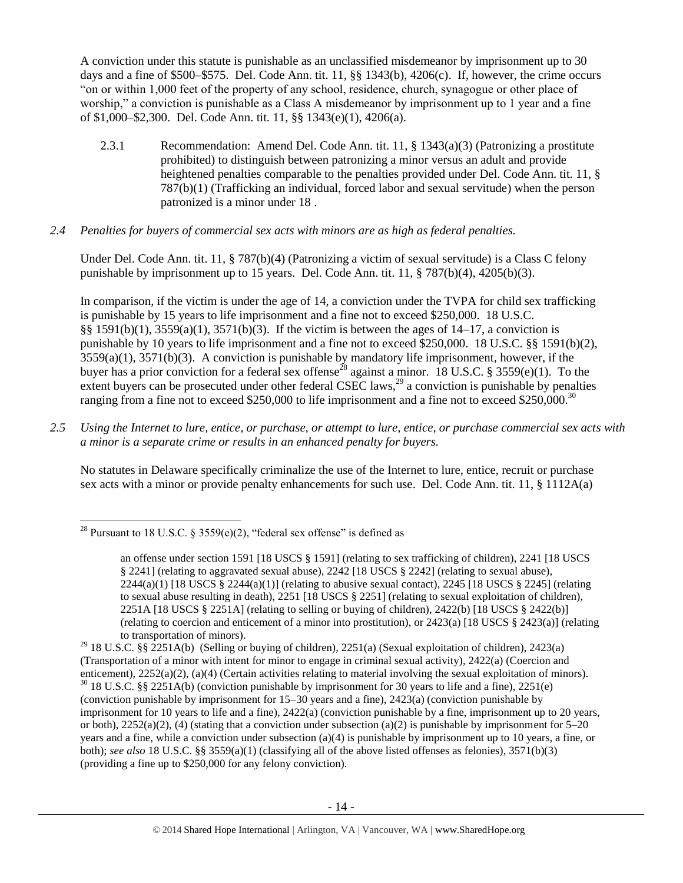A conviction under this statute is punishable as an unclassified misdemeanor by imprisonment up to 30 days and a fine of $500–$575. Del. Code Ann. tit. 11, §§ 1343(b), 4206(c). If, however, the crime occurs "on or within 1,000 feet of the property of any school, residence, church, synagogue or other place of worship," a conviction is punishable as a Class A misdemeanor by imprisonment up to 1 year and a fine of $1,000–$2,300. Del. Code Ann. tit. 11, §§ 1343(e)(1), 4206(a).

2.3.1 Recommendation: Amend Del. Code Ann. tit. 11, § 1343(a)(3) (Patronizing a prostitute prohibited) to distinguish between patronizing a minor versus an adult and provide heightened penalties comparable to the penalties provided under Del. Code Ann. tit. 11, § 787(b)(1) (Trafficking an individual, forced labor and sexual servitude) when the person patronized is a minor under 18 .

*2.4 Penalties for buyers of commercial sex acts with minors are as high as federal penalties.*

Under Del. Code Ann. tit. 11, § 787(b)(4) (Patronizing a victim of sexual servitude) is a Class C felony punishable by imprisonment up to 15 years. Del. Code Ann. tit. 11, § 787(b)(4), 4205(b)(3).

In comparison, if the victim is under the age of 14, a conviction under the TVPA for child sex trafficking is punishable by 15 years to life imprisonment and a fine not to exceed $250,000. 18 U.S.C. §§ 1591(b)(1), 3559(a)(1), 3571(b)(3). If the victim is between the ages of 14–17, a conviction is punishable by 10 years to life imprisonment and a fine not to exceed $250,000. 18 U.S.C. §§ 1591(b)(2), 3559(a)(1), 3571(b)(3). A conviction is punishable by mandatory life imprisonment, however, if the buyer has a prior conviction for a federal sex offense[28] against a minor. 18 U.S.C. § 3559(e)(1). To the extent buyers can be prosecuted under other federal CSEC laws,[29] a conviction is punishable by penalties ranging from a fine not to exceed $250,000 to life imprisonment and a fine not to exceed $250,000.[30]

*2.5 Using the Internet to lure, entice, or purchase, or attempt to lure, entice, or purchase commercial sex acts with a minor is a separate crime or results in an enhanced penalty for buyers.*

No statutes in Delaware specifically criminalize the use of the Internet to lure, entice, recruit or purchase sex acts with a minor or provide penalty enhancements for such use. Del. Code Ann. tit. 11, § 1112A(a)

---

[28] Pursuant to 18 U.S.C. § 3559(e)(2), "federal sex offense" is defined as

> an offense under section 1591 [18 USCS § 1591] (relating to sex trafficking of children), 2241 [18 USCS § 2241] (relating to aggravated sexual abuse), 2242 [18 USCS § 2242] (relating to sexual abuse), 2244(a)(1) [18 USCS § 2244(a)(1)] (relating to abusive sexual contact), 2245 [18 USCS § 2245] (relating to sexual abuse resulting in death), 2251 [18 USCS § 2251] (relating to sexual exploitation of children), 2251A [18 USCS § 2251A] (relating to selling or buying of children), 2422(b) [18 USCS § 2422(b)] (relating to coercion and enticement of a minor into prostitution), or 2423(a) [18 USCS § 2423(a)] (relating to transportation of minors).

[29] 18 U.S.C. §§ 2251A(b) (Selling or buying of children), 2251(a) (Sexual exploitation of children), 2423(a) (Transportation of a minor with intent for minor to engage in criminal sexual activity), 2422(a) (Coercion and enticement), 2252(a)(2), (a)(4) (Certain activities relating to material involving the sexual exploitation of minors).

[30] 18 U.S.C. §§ 2251A(b) (conviction punishable by imprisonment for 30 years to life and a fine), 2251(e) (conviction punishable by imprisonment for 15–30 years and a fine), 2423(a) (conviction punishable by imprisonment for 10 years to life and a fine), 2422(a) (conviction punishable by a fine, imprisonment up to 20 years, or both), 2252(a)(2), (4) (stating that a conviction under subsection (a)(2) is punishable by imprisonment for 5–20 years and a fine, while a conviction under subsection (a)(4) is punishable by imprisonment up to 10 years, a fine, or both); *see also* 18 U.S.C. §§ 3559(a)(1) (classifying all of the above listed offenses as felonies), 3571(b)(3) (providing a fine up to $250,000 for any felony conviction).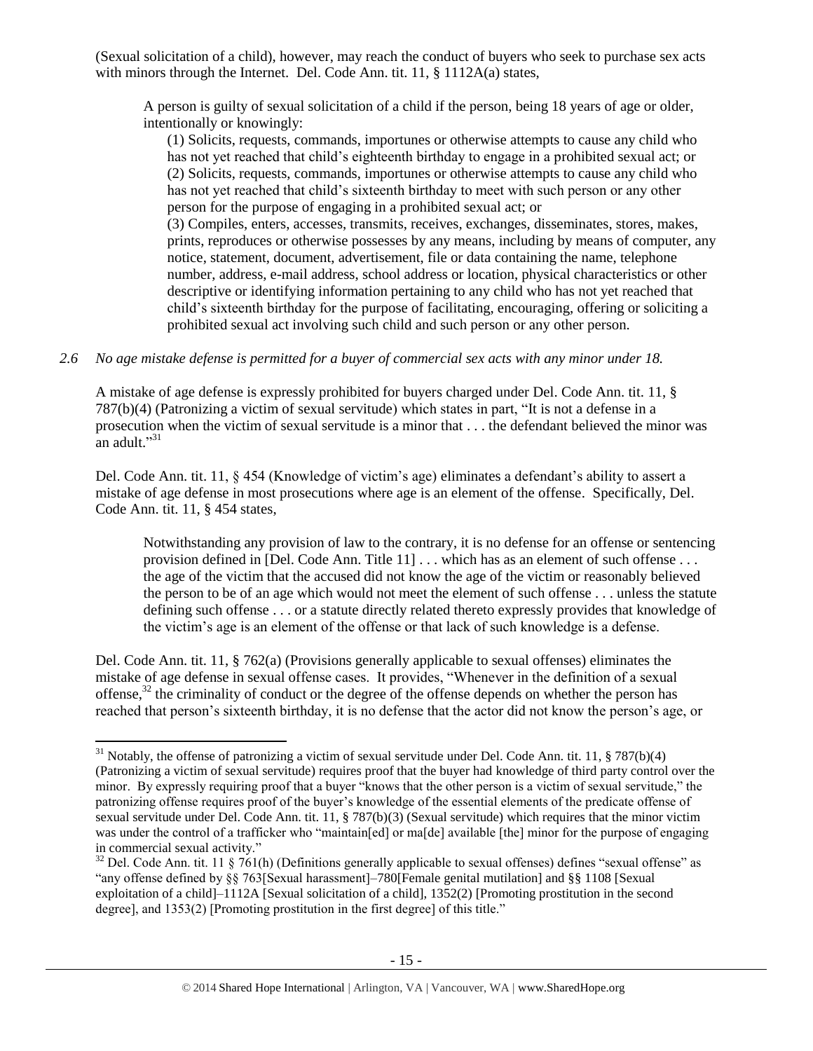(Sexual solicitation of a child), however, may reach the conduct of buyers who seek to purchase sex acts with minors through the Internet. Del. Code Ann. tit. 11, § 1112A(a) states,

> A person is guilty of sexual solicitation of a child if the person, being 18 years of age or older, intentionally or knowingly:
>
> (1) Solicits, requests, commands, importunes or otherwise attempts to cause any child who has not yet reached that child's eighteenth birthday to engage in a prohibited sexual act; or
>
> (2) Solicits, requests, commands, importunes or otherwise attempts to cause any child who has not yet reached that child's sixteenth birthday to meet with such person or any other person for the purpose of engaging in a prohibited sexual act; or
>
> (3) Compiles, enters, accesses, transmits, receives, exchanges, disseminates, stores, makes, prints, reproduces or otherwise possesses by any means, including by means of computer, any notice, statement, document, advertisement, file or data containing the name, telephone number, address, e-mail address, school address or location, physical characteristics or other descriptive or identifying information pertaining to any child who has not yet reached that child's sixteenth birthday for the purpose of facilitating, encouraging, offering or soliciting a prohibited sexual act involving such child and such person or any other person.

*2.6 No age mistake defense is permitted for a buyer of commercial sex acts with any minor under 18.*

A mistake of age defense is expressly prohibited for buyers charged under Del. Code Ann. tit. 11, § 787(b)(4) (Patronizing a victim of sexual servitude) which states in part, "It is not a defense in a prosecution when the victim of sexual servitude is a minor that . . . the defendant believed the minor was an adult."[31]

Del. Code Ann. tit. 11, § 454 (Knowledge of victim's age) eliminates a defendant's ability to assert a mistake of age defense in most prosecutions where age is an element of the offense. Specifically, Del. Code Ann. tit. 11, § 454 states,

> Notwithstanding any provision of law to the contrary, it is no defense for an offense or sentencing provision defined in [Del. Code Ann. Title 11] . . . which has as an element of such offense . . . the age of the victim that the accused did not know the age of the victim or reasonably believed the person to be of an age which would not meet the element of such offense . . . unless the statute defining such offense . . . or a statute directly related thereto expressly provides that knowledge of the victim's age is an element of the offense or that lack of such knowledge is a defense.

Del. Code Ann. tit. 11, § 762(a) (Provisions generally applicable to sexual offenses) eliminates the mistake of age defense in sexual offense cases. It provides, "Whenever in the definition of a sexual offense,[32] the criminality of conduct or the degree of the offense depends on whether the person has reached that person's sixteenth birthday, it is no defense that the actor did not know the person's age, or

---

[31] Notably, the offense of patronizing a victim of sexual servitude under Del. Code Ann. tit. 11, § 787(b)(4) (Patronizing a victim of sexual servitude) requires proof that the buyer had knowledge of third party control over the minor. By expressly requiring proof that a buyer "knows that the other person is a victim of sexual servitude," the patronizing offense requires proof of the buyer's knowledge of the essential elements of the predicate offense of sexual servitude under Del. Code Ann. tit. 11, § 787(b)(3) (Sexual servitude) which requires that the minor victim was under the control of a trafficker who "maintain[ed] or ma[de] available [the] minor for the purpose of engaging in commercial sexual activity."

[32] Del. Code Ann. tit. 11 § 761(h) (Definitions generally applicable to sexual offenses) defines "sexual offense" as "any offense defined by §§ 763[Sexual harassment]–780[Female genital mutilation] and §§ 1108 [Sexual exploitation of a child]–1112A [Sexual solicitation of a child], 1352(2) [Promoting prostitution in the second degree], and 1353(2) [Promoting prostitution in the first degree] of this title."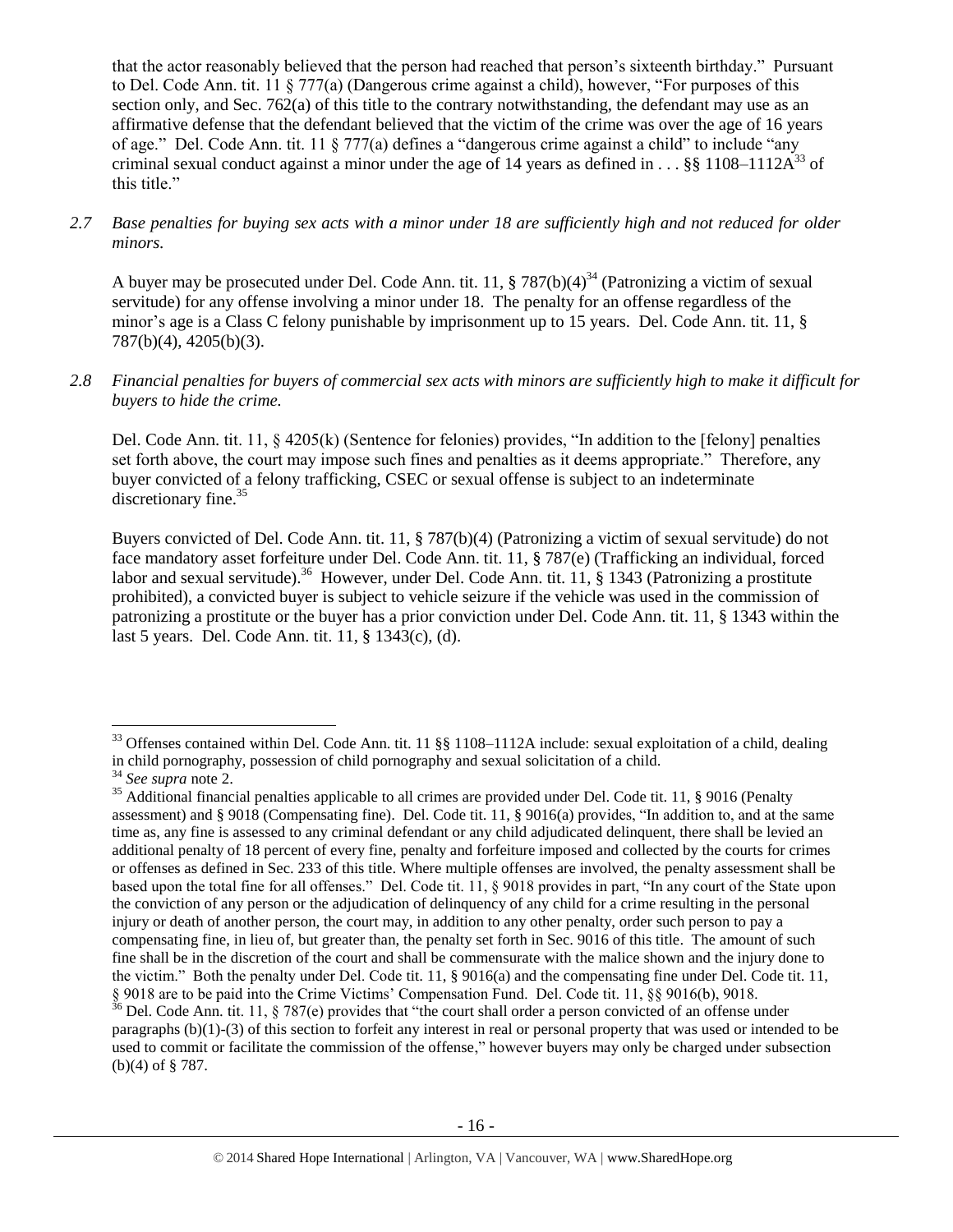that the actor reasonably believed that the person had reached that person's sixteenth birthday." Pursuant to Del. Code Ann. tit. 11 § 777(a) (Dangerous crime against a child), however, "For purposes of this section only, and Sec. 762(a) of this title to the contrary notwithstanding, the defendant may use as an affirmative defense that the defendant believed that the victim of the crime was over the age of 16 years of age." Del. Code Ann. tit. 11 § 777(a) defines a "dangerous crime against a child" to include "any criminal sexual conduct against a minor under the age of 14 years as defined in . . . §§ 1108–1112A[33] of this title."

*2.7 Base penalties for buying sex acts with a minor under 18 are sufficiently high and not reduced for older minors.*

A buyer may be prosecuted under Del. Code Ann. tit. 11, § 787(b)(4)[34] (Patronizing a victim of sexual servitude) for any offense involving a minor under 18. The penalty for an offense regardless of the minor's age is a Class C felony punishable by imprisonment up to 15 years. Del. Code Ann. tit. 11, § 787(b)(4), 4205(b)(3).

*2.8 Financial penalties for buyers of commercial sex acts with minors are sufficiently high to make it difficult for buyers to hide the crime.*

Del. Code Ann. tit. 11, § 4205(k) (Sentence for felonies) provides, "In addition to the [felony] penalties set forth above, the court may impose such fines and penalties as it deems appropriate." Therefore, any buyer convicted of a felony trafficking, CSEC or sexual offense is subject to an indeterminate discretionary fine.[35]

Buyers convicted of Del. Code Ann. tit. 11, § 787(b)(4) (Patronizing a victim of sexual servitude) do not face mandatory asset forfeiture under Del. Code Ann. tit. 11, § 787(e) (Trafficking an individual, forced labor and sexual servitude).[36] However, under Del. Code Ann. tit. 11, § 1343 (Patronizing a prostitute prohibited), a convicted buyer is subject to vehicle seizure if the vehicle was used in the commission of patronizing a prostitute or the buyer has a prior conviction under Del. Code Ann. tit. 11, § 1343 within the last 5 years. Del. Code Ann. tit. 11, § 1343(c), (d).

---

[33] Offenses contained within Del. Code Ann. tit. 11 §§ 1108–1112A include: sexual exploitation of a child, dealing in child pornography, possession of child pornography and sexual solicitation of a child.

[34] *See supra* note 2.

[35] Additional financial penalties applicable to all crimes are provided under Del. Code tit. 11, § 9016 (Penalty assessment) and § 9018 (Compensating fine). Del. Code tit. 11, § 9016(a) provides, "In addition to, and at the same time as, any fine is assessed to any criminal defendant or any child adjudicated delinquent, there shall be levied an additional penalty of 18 percent of every fine, penalty and forfeiture imposed and collected by the courts for crimes or offenses as defined in Sec. 233 of this title. Where multiple offenses are involved, the penalty assessment shall be based upon the total fine for all offenses." Del. Code tit. 11, § 9018 provides in part, "In any court of the State upon the conviction of any person or the adjudication of delinquency of any child for a crime resulting in the personal injury or death of another person, the court may, in addition to any other penalty, order such person to pay a compensating fine, in lieu of, but greater than, the penalty set forth in Sec. 9016 of this title. The amount of such fine shall be in the discretion of the court and shall be commensurate with the malice shown and the injury done to the victim." Both the penalty under Del. Code tit. 11, § 9016(a) and the compensating fine under Del. Code tit. 11, § 9018 are to be paid into the Crime Victims' Compensation Fund. Del. Code tit. 11, §§ 9016(b), 9018.

[36] Del. Code Ann. tit. 11, § 787(e) provides that "the court shall order a person convicted of an offense under paragraphs (b)(1)-(3) of this section to forfeit any interest in real or personal property that was used or intended to be used to commit or facilitate the commission of the offense," however buyers may only be charged under subsection (b)(4) of § 787.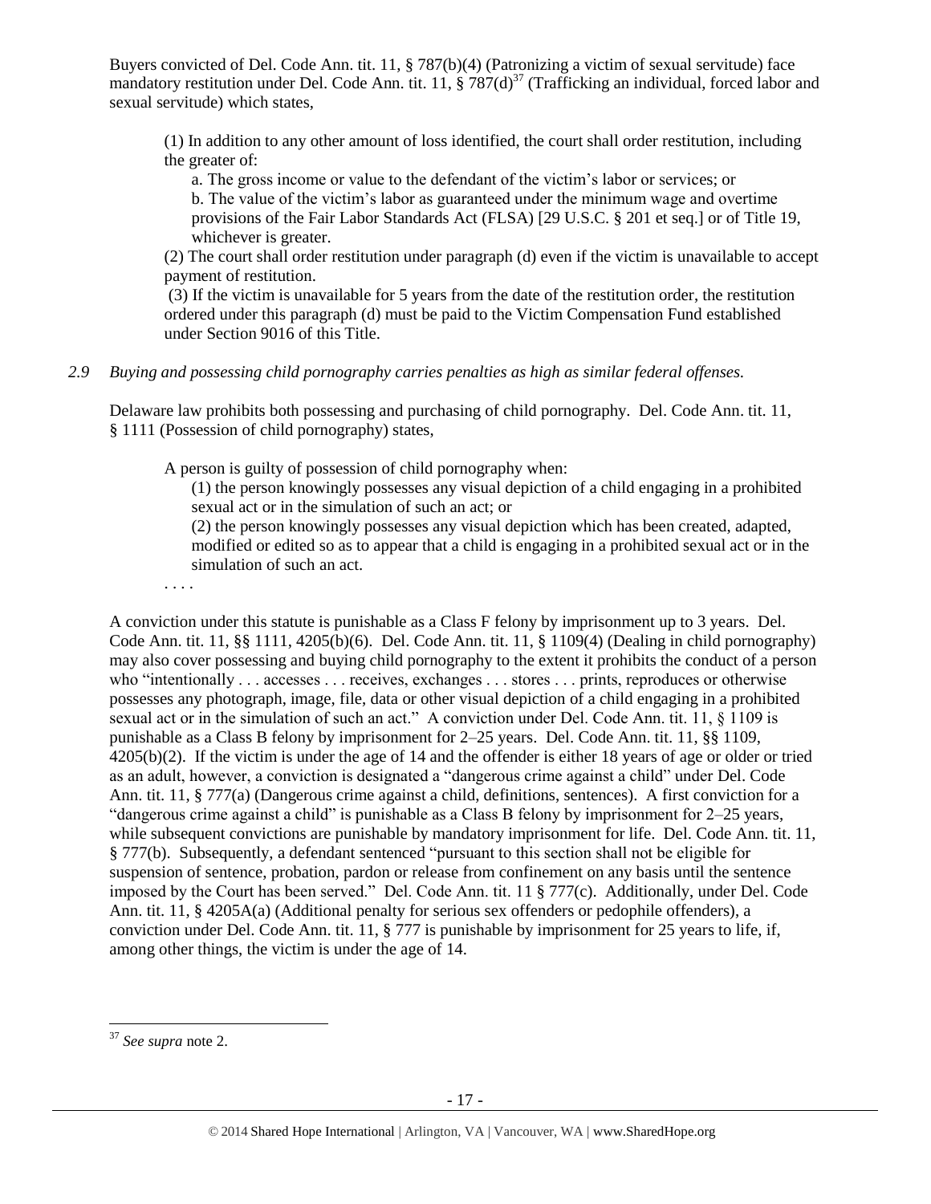Buyers convicted of Del. Code Ann. tit. 11, § 787(b)(4) (Patronizing a victim of sexual servitude) face mandatory restitution under Del. Code Ann. tit. 11, § 787(d)[37] (Trafficking an individual, forced labor and sexual servitude) which states,

> (1) In addition to any other amount of loss identified, the court shall order restitution, including the greater of:
>
> a. The gross income or value to the defendant of the victim's labor or services; or
>
> b. The value of the victim's labor as guaranteed under the minimum wage and overtime provisions of the Fair Labor Standards Act (FLSA) [29 U.S.C. § 201 et seq.] or of Title 19, whichever is greater.
>
> (2) The court shall order restitution under paragraph (d) even if the victim is unavailable to accept payment of restitution.
>
> (3) If the victim is unavailable for 5 years from the date of the restitution order, the restitution ordered under this paragraph (d) must be paid to the Victim Compensation Fund established under Section 9016 of this Title.

*2.9 Buying and possessing child pornography carries penalties as high as similar federal offenses.*

Delaware law prohibits both possessing and purchasing of child pornography. Del. Code Ann. tit. 11, § 1111 (Possession of child pornography) states,

> A person is guilty of possession of child pornography when:
>
> (1) the person knowingly possesses any visual depiction of a child engaging in a prohibited sexual act or in the simulation of such an act; or
>
> (2) the person knowingly possesses any visual depiction which has been created, adapted, modified or edited so as to appear that a child is engaging in a prohibited sexual act or in the simulation of such an act.
>
> . . . .

A conviction under this statute is punishable as a Class F felony by imprisonment up to 3 years. Del. Code Ann. tit. 11, §§ 1111, 4205(b)(6). Del. Code Ann. tit. 11, § 1109(4) (Dealing in child pornography) may also cover possessing and buying child pornography to the extent it prohibits the conduct of a person who "intentionally . . . accesses . . . receives, exchanges . . . stores . . . prints, reproduces or otherwise possesses any photograph, image, file, data or other visual depiction of a child engaging in a prohibited sexual act or in the simulation of such an act." A conviction under Del. Code Ann. tit. 11, § 1109 is punishable as a Class B felony by imprisonment for 2–25 years. Del. Code Ann. tit. 11, §§ 1109, 4205(b)(2). If the victim is under the age of 14 and the offender is either 18 years of age or older or tried as an adult, however, a conviction is designated a "dangerous crime against a child" under Del. Code Ann. tit. 11, § 777(a) (Dangerous crime against a child, definitions, sentences). A first conviction for a "dangerous crime against a child" is punishable as a Class B felony by imprisonment for 2–25 years, while subsequent convictions are punishable by mandatory imprisonment for life. Del. Code Ann. tit. 11, § 777(b). Subsequently, a defendant sentenced "pursuant to this section shall not be eligible for suspension of sentence, probation, pardon or release from confinement on any basis until the sentence imposed by the Court has been served." Del. Code Ann. tit. 11 § 777(c). Additionally, under Del. Code Ann. tit. 11, § 4205A(a) (Additional penalty for serious sex offenders or pedophile offenders), a conviction under Del. Code Ann. tit. 11, § 777 is punishable by imprisonment for 25 years to life, if, among other things, the victim is under the age of 14.

[37] *See supra* note 2.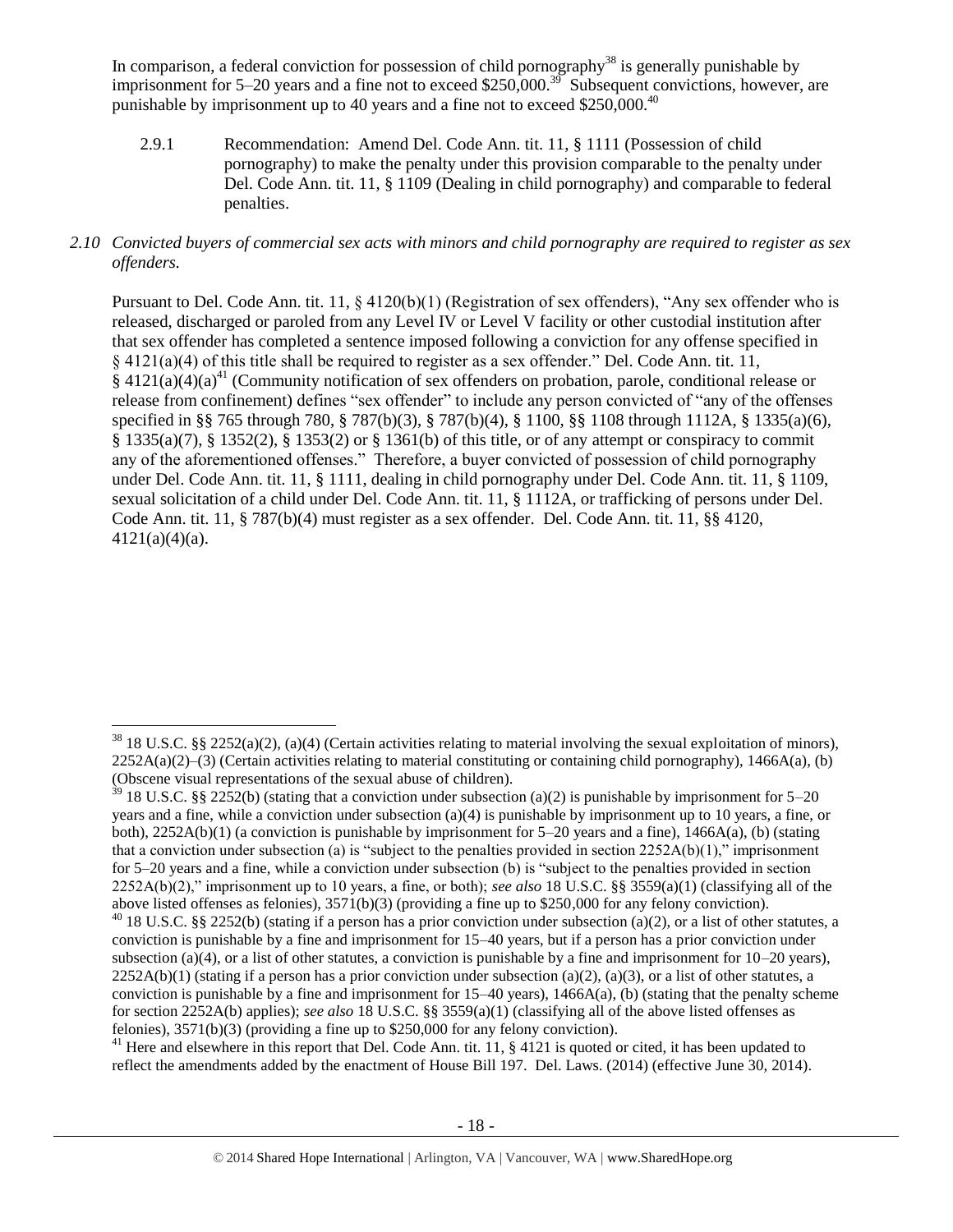In comparison, a federal conviction for possession of child pornography[38] is generally punishable by imprisonment for 5–20 years and a fine not to exceed $250,000.[39] Subsequent convictions, however, are punishable by imprisonment up to 40 years and a fine not to exceed $250,000.[40]

2.9.1 Recommendation: Amend Del. Code Ann. tit. 11, § 1111 (Possession of child pornography) to make the penalty under this provision comparable to the penalty under Del. Code Ann. tit. 11, § 1109 (Dealing in child pornography) and comparable to federal penalties.

*2.10 Convicted buyers of commercial sex acts with minors and child pornography are required to register as sex offenders.*

Pursuant to Del. Code Ann. tit. 11, § 4120(b)(1) (Registration of sex offenders), "Any sex offender who is released, discharged or paroled from any Level IV or Level V facility or other custodial institution after that sex offender has completed a sentence imposed following a conviction for any offense specified in § 4121(a)(4) of this title shall be required to register as a sex offender." Del. Code Ann. tit. 11, § 4121(a)(4)(a)[41] (Community notification of sex offenders on probation, parole, conditional release or release from confinement) defines "sex offender" to include any person convicted of "any of the offenses specified in §§ 765 through 780, § 787(b)(3), § 787(b)(4), § 1100, §§ 1108 through 1112A, § 1335(a)(6), § 1335(a)(7), § 1352(2), § 1353(2) or § 1361(b) of this title, or of any attempt or conspiracy to commit any of the aforementioned offenses." Therefore, a buyer convicted of possession of child pornography under Del. Code Ann. tit. 11, § 1111, dealing in child pornography under Del. Code Ann. tit. 11, § 1109, sexual solicitation of a child under Del. Code Ann. tit. 11, § 1112A, or trafficking of persons under Del. Code Ann. tit. 11, § 787(b)(4) must register as a sex offender. Del. Code Ann. tit. 11, §§ 4120, 4121(a)(4)(a).

---

[38] 18 U.S.C. §§ 2252(a)(2), (a)(4) (Certain activities relating to material involving the sexual exploitation of minors), 2252A(a)(2)–(3) (Certain activities relating to material constituting or containing child pornography), 1466A(a), (b) (Obscene visual representations of the sexual abuse of children).

[39] 18 U.S.C. §§ 2252(b) (stating that a conviction under subsection (a)(2) is punishable by imprisonment for 5–20 years and a fine, while a conviction under subsection (a)(4) is punishable by imprisonment up to 10 years, a fine, or both), 2252A(b)(1) (a conviction is punishable by imprisonment for 5–20 years and a fine), 1466A(a), (b) (stating that a conviction under subsection (a) is "subject to the penalties provided in section 2252A(b)(1)," imprisonment for 5–20 years and a fine, while a conviction under subsection (b) is "subject to the penalties provided in section 2252A(b)(2)," imprisonment up to 10 years, a fine, or both); *see also* 18 U.S.C. §§ 3559(a)(1) (classifying all of the above listed offenses as felonies), 3571(b)(3) (providing a fine up to $250,000 for any felony conviction).

[40] 18 U.S.C. §§ 2252(b) (stating if a person has a prior conviction under subsection (a)(2), or a list of other statutes, a conviction is punishable by a fine and imprisonment for 15–40 years, but if a person has a prior conviction under subsection (a)(4), or a list of other statutes, a conviction is punishable by a fine and imprisonment for 10–20 years), 2252A(b)(1) (stating if a person has a prior conviction under subsection (a)(2), (a)(3), or a list of other statutes, a conviction is punishable by a fine and imprisonment for 15–40 years), 1466A(a), (b) (stating that the penalty scheme for section 2252A(b) applies); *see also* 18 U.S.C. §§ 3559(a)(1) (classifying all of the above listed offenses as felonies), 3571(b)(3) (providing a fine up to $250,000 for any felony conviction).

[41] Here and elsewhere in this report that Del. Code Ann. tit. 11, § 4121 is quoted or cited, it has been updated to reflect the amendments added by the enactment of House Bill 197. Del. Laws. (2014) (effective June 30, 2014).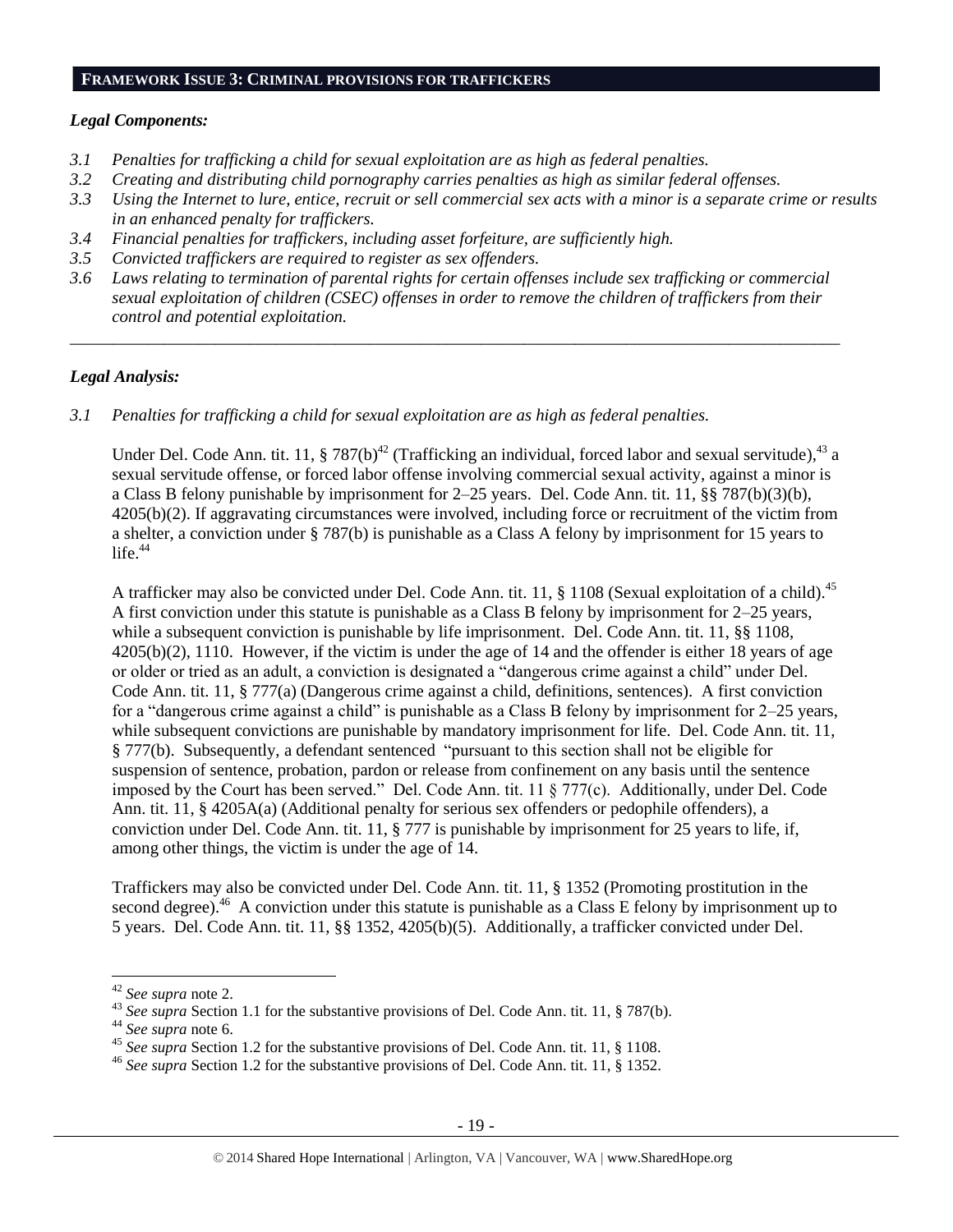## FRAMEWORK ISSUE 3: CRIMINAL PROVISIONS FOR TRAFFICKERS

### *Legal Components:*

*3.1 Penalties for trafficking a child for sexual exploitation are as high as federal penalties.*
*3.2 Creating and distributing child pornography carries penalties as high as similar federal offenses.*
*3.3 Using the Internet to lure, entice, recruit or sell commercial sex acts with a minor is a separate crime or results in an enhanced penalty for traffickers.*
*3.4 Financial penalties for traffickers, including asset forfeiture, are sufficiently high.*
*3.5 Convicted traffickers are required to register as sex offenders.*
*3.6 Laws relating to termination of parental rights for certain offenses include sex trafficking or commercial sexual exploitation of children (CSEC) offenses in order to remove the children of traffickers from their control and potential exploitation.*

---

### *Legal Analysis:*

*3.1 Penalties for trafficking a child for sexual exploitation are as high as federal penalties.*

Under Del. Code Ann. tit. 11, § 787(b)[42] (Trafficking an individual, forced labor and sexual servitude),[43] a sexual servitude offense, or forced labor offense involving commercial sexual activity, against a minor is a Class B felony punishable by imprisonment for 2–25 years. Del. Code Ann. tit. 11, §§ 787(b)(3)(b), 4205(b)(2). If aggravating circumstances were involved, including force or recruitment of the victim from a shelter, a conviction under § 787(b) is punishable as a Class A felony by imprisonment for 15 years to life.[44]

A trafficker may also be convicted under Del. Code Ann. tit. 11, § 1108 (Sexual exploitation of a child).[45] A first conviction under this statute is punishable as a Class B felony by imprisonment for 2–25 years, while a subsequent conviction is punishable by life imprisonment. Del. Code Ann. tit. 11, §§ 1108, 4205(b)(2), 1110. However, if the victim is under the age of 14 and the offender is either 18 years of age or older or tried as an adult, a conviction is designated a "dangerous crime against a child" under Del. Code Ann. tit. 11, § 777(a) (Dangerous crime against a child, definitions, sentences). A first conviction for a "dangerous crime against a child" is punishable as a Class B felony by imprisonment for 2–25 years, while subsequent convictions are punishable by mandatory imprisonment for life. Del. Code Ann. tit. 11, § 777(b). Subsequently, a defendant sentenced "pursuant to this section shall not be eligible for suspension of sentence, probation, pardon or release from confinement on any basis until the sentence imposed by the Court has been served." Del. Code Ann. tit. 11 § 777(c). Additionally, under Del. Code Ann. tit. 11, § 4205A(a) (Additional penalty for serious sex offenders or pedophile offenders), a conviction under Del. Code Ann. tit. 11, § 777 is punishable by imprisonment for 25 years to life, if, among other things, the victim is under the age of 14.

Traffickers may also be convicted under Del. Code Ann. tit. 11, § 1352 (Promoting prostitution in the second degree).[46] A conviction under this statute is punishable as a Class E felony by imprisonment up to 5 years. Del. Code Ann. tit. 11, §§ 1352, 4205(b)(5). Additionally, a trafficker convicted under Del.

---

[42] *See supra* note 2.
[43] *See supra* Section 1.1 for the substantive provisions of Del. Code Ann. tit. 11, § 787(b).
[44] *See supra* note 6.
[45] *See supra* Section 1.2 for the substantive provisions of Del. Code Ann. tit. 11, § 1108.
[46] *See supra* Section 1.2 for the substantive provisions of Del. Code Ann. tit. 11, § 1352.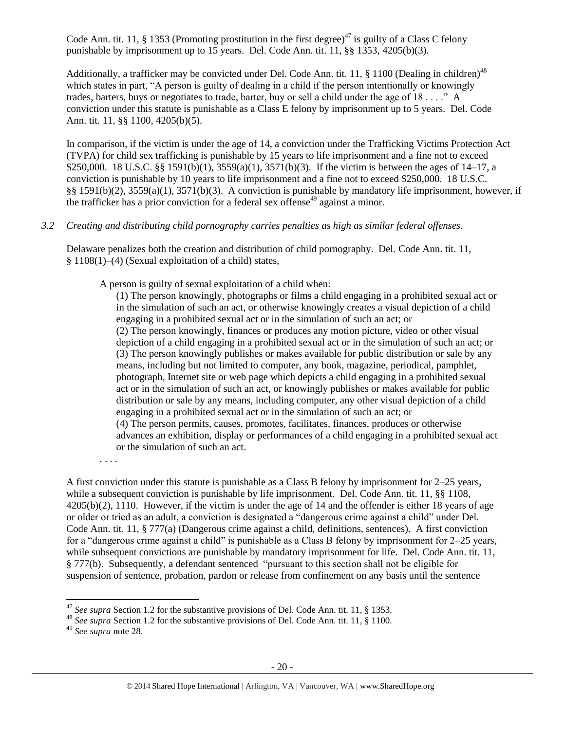Code Ann. tit. 11, § 1353 (Promoting prostitution in the first degree)[47] is guilty of a Class C felony punishable by imprisonment up to 15 years. Del. Code Ann. tit. 11, §§ 1353, 4205(b)(3).

Additionally, a trafficker may be convicted under Del. Code Ann. tit. 11, § 1100 (Dealing in children)[48] which states in part, "A person is guilty of dealing in a child if the person intentionally or knowingly trades, barters, buys or negotiates to trade, barter, buy or sell a child under the age of 18 . . . ." A conviction under this statute is punishable as a Class E felony by imprisonment up to 5 years. Del. Code Ann. tit. 11, §§ 1100, 4205(b)(5).

In comparison, if the victim is under the age of 14, a conviction under the Trafficking Victims Protection Act (TVPA) for child sex trafficking is punishable by 15 years to life imprisonment and a fine not to exceed $250,000. 18 U.S.C. §§ 1591(b)(1), 3559(a)(1), 3571(b)(3). If the victim is between the ages of 14–17, a conviction is punishable by 10 years to life imprisonment and a fine not to exceed $250,000. 18 U.S.C. §§ 1591(b)(2), 3559(a)(1), 3571(b)(3). A conviction is punishable by mandatory life imprisonment, however, if the trafficker has a prior conviction for a federal sex offense[49] against a minor.

*3.2 Creating and distributing child pornography carries penalties as high as similar federal offenses.*

Delaware penalizes both the creation and distribution of child pornography. Del. Code Ann. tit. 11, § 1108(1)–(4) (Sexual exploitation of a child) states,

> A person is guilty of sexual exploitation of a child when:
>
> (1) The person knowingly, photographs or films a child engaging in a prohibited sexual act or in the simulation of such an act, or otherwise knowingly creates a visual depiction of a child engaging in a prohibited sexual act or in the simulation of such an act; or
>
> (2) The person knowingly, finances or produces any motion picture, video or other visual depiction of a child engaging in a prohibited sexual act or in the simulation of such an act; or
>
> (3) The person knowingly publishes or makes available for public distribution or sale by any means, including but not limited to computer, any book, magazine, periodical, pamphlet, photograph, Internet site or web page which depicts a child engaging in a prohibited sexual act or in the simulation of such an act, or knowingly publishes or makes available for public distribution or sale by any means, including computer, any other visual depiction of a child engaging in a prohibited sexual act or in the simulation of such an act; or
>
> (4) The person permits, causes, promotes, facilitates, finances, produces or otherwise advances an exhibition, display or performances of a child engaging in a prohibited sexual act or the simulation of such an act.
>
> . . . .

A first conviction under this statute is punishable as a Class B felony by imprisonment for 2–25 years, while a subsequent conviction is punishable by life imprisonment. Del. Code Ann. tit. 11, §§ 1108, 4205(b)(2), 1110. However, if the victim is under the age of 14 and the offender is either 18 years of age or older or tried as an adult, a conviction is designated a "dangerous crime against a child" under Del. Code Ann. tit. 11, § 777(a) (Dangerous crime against a child, definitions, sentences). A first conviction for a "dangerous crime against a child" is punishable as a Class B felony by imprisonment for 2–25 years, while subsequent convictions are punishable by mandatory imprisonment for life. Del. Code Ann. tit. 11, § 777(b). Subsequently, a defendant sentenced "pursuant to this section shall not be eligible for suspension of sentence, probation, pardon or release from confinement on any basis until the sentence

---

[47] *See supra* Section 1.2 for the substantive provisions of Del. Code Ann. tit. 11, § 1353.

[48] *See supra* Section 1.2 for the substantive provisions of Del. Code Ann. tit. 11, § 1100.

[49] *See supra* note 28.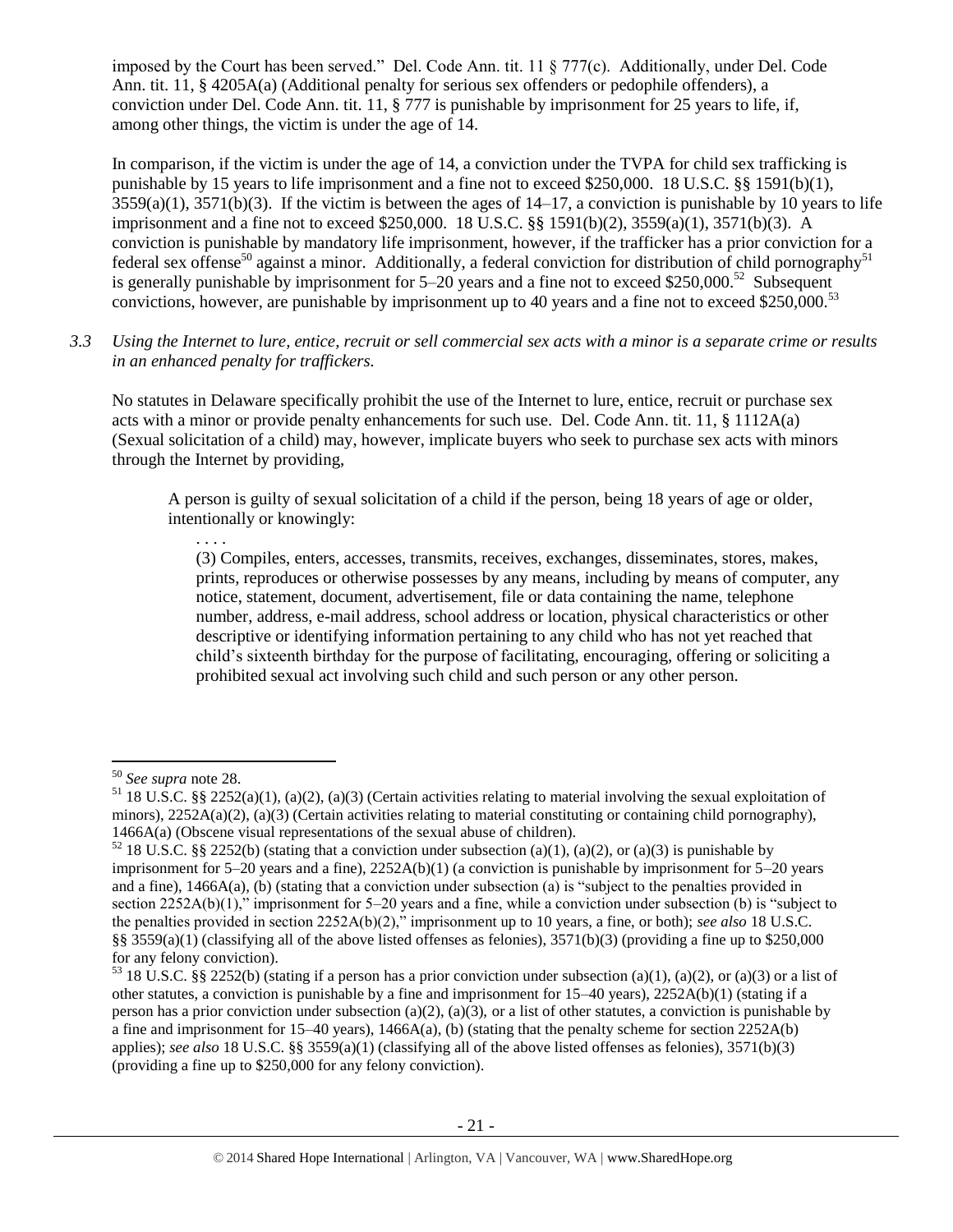imposed by the Court has been served." Del. Code Ann. tit. 11 § 777(c). Additionally, under Del. Code Ann. tit. 11, § 4205A(a) (Additional penalty for serious sex offenders or pedophile offenders), a conviction under Del. Code Ann. tit. 11, § 777 is punishable by imprisonment for 25 years to life, if, among other things, the victim is under the age of 14.

In comparison, if the victim is under the age of 14, a conviction under the TVPA for child sex trafficking is punishable by 15 years to life imprisonment and a fine not to exceed $250,000. 18 U.S.C. §§ 1591(b)(1), 3559(a)(1), 3571(b)(3). If the victim is between the ages of 14–17, a conviction is punishable by 10 years to life imprisonment and a fine not to exceed $250,000. 18 U.S.C. §§ 1591(b)(2), 3559(a)(1), 3571(b)(3). A conviction is punishable by mandatory life imprisonment, however, if the trafficker has a prior conviction for a federal sex offense[50] against a minor. Additionally, a federal conviction for distribution of child pornography[51] is generally punishable by imprisonment for 5–20 years and a fine not to exceed $250,000.[52] Subsequent convictions, however, are punishable by imprisonment up to 40 years and a fine not to exceed $250,000.[53]

*3.3 Using the Internet to lure, entice, recruit or sell commercial sex acts with a minor is a separate crime or results in an enhanced penalty for traffickers.*

No statutes in Delaware specifically prohibit the use of the Internet to lure, entice, recruit or purchase sex acts with a minor or provide penalty enhancements for such use. Del. Code Ann. tit. 11, § 1112A(a) (Sexual solicitation of a child) may, however, implicate buyers who seek to purchase sex acts with minors through the Internet by providing,

> A person is guilty of sexual solicitation of a child if the person, being 18 years of age or older, intentionally or knowingly:
>
> . . . .
>
> (3) Compiles, enters, accesses, transmits, receives, exchanges, disseminates, stores, makes, prints, reproduces or otherwise possesses by any means, including by means of computer, any notice, statement, document, advertisement, file or data containing the name, telephone number, address, e-mail address, school address or location, physical characteristics or other descriptive or identifying information pertaining to any child who has not yet reached that child's sixteenth birthday for the purpose of facilitating, encouraging, offering or soliciting a prohibited sexual act involving such child and such person or any other person.

---

[50] *See supra* note 28.

[51] 18 U.S.C. §§ 2252(a)(1), (a)(2), (a)(3) (Certain activities relating to material involving the sexual exploitation of minors), 2252A(a)(2), (a)(3) (Certain activities relating to material constituting or containing child pornography), 1466A(a) (Obscene visual representations of the sexual abuse of children).

[52] 18 U.S.C. §§ 2252(b) (stating that a conviction under subsection (a)(1), (a)(2), or (a)(3) is punishable by imprisonment for 5–20 years and a fine), 2252A(b)(1) (a conviction is punishable by imprisonment for 5–20 years and a fine), 1466A(a), (b) (stating that a conviction under subsection (a) is "subject to the penalties provided in section 2252A(b)(1)," imprisonment for 5–20 years and a fine, while a conviction under subsection (b) is "subject to the penalties provided in section 2252A(b)(2)," imprisonment up to 10 years, a fine, or both); *see also* 18 U.S.C. §§ 3559(a)(1) (classifying all of the above listed offenses as felonies), 3571(b)(3) (providing a fine up to $250,000 for any felony conviction).

[53] 18 U.S.C. §§ 2252(b) (stating if a person has a prior conviction under subsection (a)(1), (a)(2), or (a)(3) or a list of other statutes, a conviction is punishable by a fine and imprisonment for 15–40 years), 2252A(b)(1) (stating if a person has a prior conviction under subsection (a)(2), (a)(3), or a list of other statutes, a conviction is punishable by a fine and imprisonment for 15–40 years), 1466A(a), (b) (stating that the penalty scheme for section 2252A(b) applies); *see also* 18 U.S.C. §§ 3559(a)(1) (classifying all of the above listed offenses as felonies), 3571(b)(3) (providing a fine up to $250,000 for any felony conviction).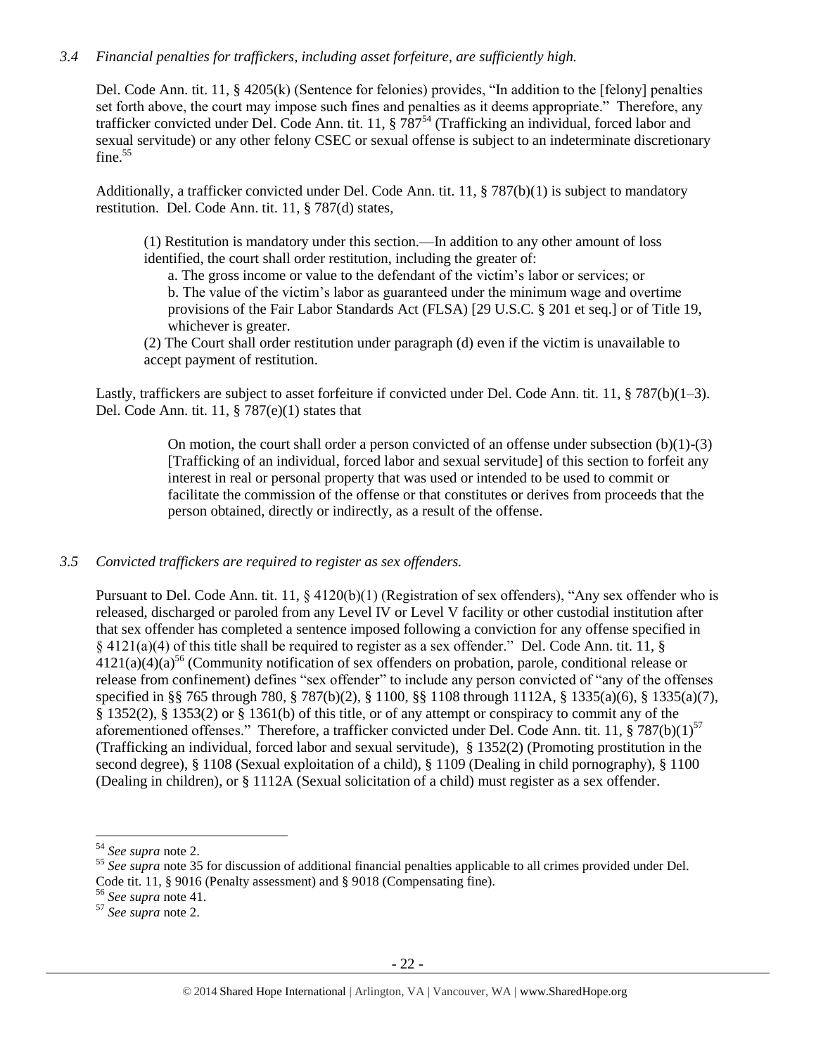*3.4 Financial penalties for traffickers, including asset forfeiture, are sufficiently high.*

Del. Code Ann. tit. 11, § 4205(k) (Sentence for felonies) provides, "In addition to the [felony] penalties set forth above, the court may impose such fines and penalties as it deems appropriate." Therefore, any trafficker convicted under Del. Code Ann. tit. 11, § 787[54] (Trafficking an individual, forced labor and sexual servitude) or any other felony CSEC or sexual offense is subject to an indeterminate discretionary fine.[55]

Additionally, a trafficker convicted under Del. Code Ann. tit. 11, § 787(b)(1) is subject to mandatory restitution. Del. Code Ann. tit. 11, § 787(d) states,

> (1) Restitution is mandatory under this section.—In addition to any other amount of loss identified, the court shall order restitution, including the greater of:
>
> a. The gross income or value to the defendant of the victim's labor or services; or
>
> b. The value of the victim's labor as guaranteed under the minimum wage and overtime provisions of the Fair Labor Standards Act (FLSA) [29 U.S.C. § 201 et seq.] or of Title 19, whichever is greater.
>
> (2) The Court shall order restitution under paragraph (d) even if the victim is unavailable to accept payment of restitution.

Lastly, traffickers are subject to asset forfeiture if convicted under Del. Code Ann. tit. 11, § 787(b)(1–3). Del. Code Ann. tit. 11, § 787(e)(1) states that

> On motion, the court shall order a person convicted of an offense under subsection (b)(1)-(3) [Trafficking of an individual, forced labor and sexual servitude] of this section to forfeit any interest in real or personal property that was used or intended to be used to commit or facilitate the commission of the offense or that constitutes or derives from proceeds that the person obtained, directly or indirectly, as a result of the offense.

*3.5 Convicted traffickers are required to register as sex offenders.*

Pursuant to Del. Code Ann. tit. 11, § 4120(b)(1) (Registration of sex offenders), "Any sex offender who is released, discharged or paroled from any Level IV or Level V facility or other custodial institution after that sex offender has completed a sentence imposed following a conviction for any offense specified in § 4121(a)(4) of this title shall be required to register as a sex offender." Del. Code Ann. tit. 11, § 4121(a)(4)(a)[56] (Community notification of sex offenders on probation, parole, conditional release or release from confinement) defines "sex offender" to include any person convicted of "any of the offenses specified in §§ 765 through 780, § 787(b)(2), § 1100, §§ 1108 through 1112A, § 1335(a)(6), § 1335(a)(7), § 1352(2), § 1353(2) or § 1361(b) of this title, or of any attempt or conspiracy to commit any of the aforementioned offenses." Therefore, a trafficker convicted under Del. Code Ann. tit. 11, § 787(b)(1)[57] (Trafficking an individual, forced labor and sexual servitude), § 1352(2) (Promoting prostitution in the second degree), § 1108 (Sexual exploitation of a child), § 1109 (Dealing in child pornography), § 1100 (Dealing in children), or § 1112A (Sexual solicitation of a child) must register as a sex offender.

---

[54] *See supra* note 2.

[55] *See supra* note 35 for discussion of additional financial penalties applicable to all crimes provided under Del. Code tit. 11, § 9016 (Penalty assessment) and § 9018 (Compensating fine).

[56] *See supra* note 41.

[57] *See supra* note 2.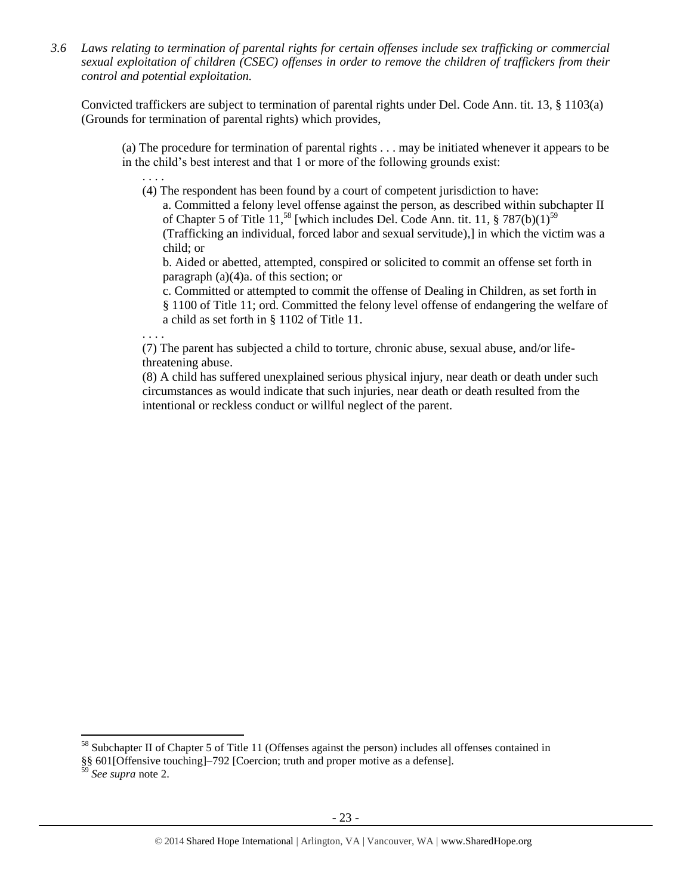*3.6 Laws relating to termination of parental rights for certain offenses include sex trafficking or commercial sexual exploitation of children (CSEC) offenses in order to remove the children of traffickers from their control and potential exploitation.*

Convicted traffickers are subject to termination of parental rights under Del. Code Ann. tit. 13, § 1103(a) (Grounds for termination of parental rights) which provides,

> (a) The procedure for termination of parental rights . . . may be initiated whenever it appears to be in the child's best interest and that 1 or more of the following grounds exist:
>
> . . . .
>
> (4) The respondent has been found by a court of competent jurisdiction to have:
>
> a. Committed a felony level offense against the person, as described within subchapter II of Chapter 5 of Title 11,[58] [which includes Del. Code Ann. tit. 11, § 787(b)(1)[59] (Trafficking an individual, forced labor and sexual servitude),] in which the victim was a child; or
>
> b. Aided or abetted, attempted, conspired or solicited to commit an offense set forth in paragraph (a)(4)a. of this section; or
>
> c. Committed or attempted to commit the offense of Dealing in Children, as set forth in § 1100 of Title 11; ord. Committed the felony level offense of endangering the welfare of a child as set forth in § 1102 of Title 11.
>
> . . . .
>
> (7) The parent has subjected a child to torture, chronic abuse, sexual abuse, and/or life-threatening abuse.
>
> (8) A child has suffered unexplained serious physical injury, near death or death under such circumstances as would indicate that such injuries, near death or death resulted from the intentional or reckless conduct or willful neglect of the parent.

---

[58] Subchapter II of Chapter 5 of Title 11 (Offenses against the person) includes all offenses contained in §§ 601[Offensive touching]–792 [Coercion; truth and proper motive as a defense].

[59] *See supra* note 2.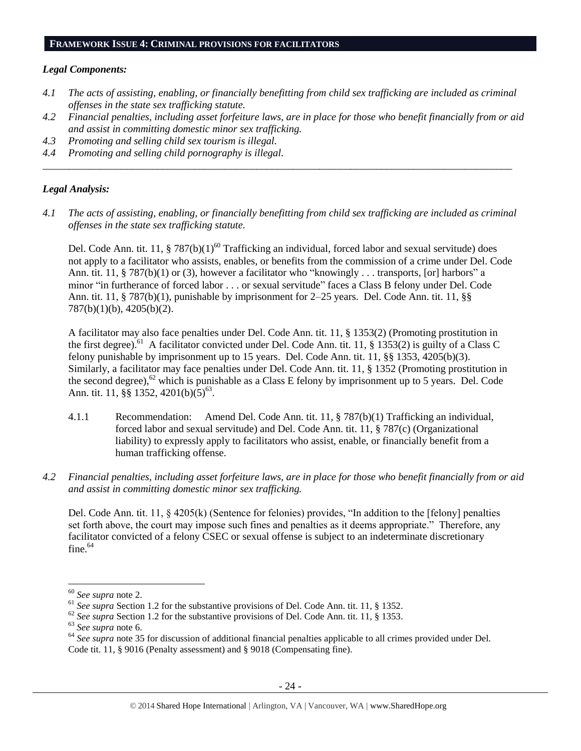## FRAMEWORK ISSUE 4: CRIMINAL PROVISIONS FOR FACILITATORS

### *Legal Components:*

*4.1 The acts of assisting, enabling, or financially benefitting from child sex trafficking are included as criminal offenses in the state sex trafficking statute.*

*4.2 Financial penalties, including asset forfeiture laws, are in place for those who benefit financially from or aid and assist in committing domestic minor sex trafficking.*

*4.3 Promoting and selling child sex tourism is illegal.*

*4.4 Promoting and selling child pornography is illegal.*

---

### *Legal Analysis:*

*4.1 The acts of assisting, enabling, or financially benefitting from child sex trafficking are included as criminal offenses in the state sex trafficking statute.*

Del. Code Ann. tit. 11, § 787(b)(1)[60] Trafficking an individual, forced labor and sexual servitude) does not apply to a facilitator who assists, enables, or benefits from the commission of a crime under Del. Code Ann. tit. 11, § 787(b)(1) or (3), however a facilitator who "knowingly . . . transports, [or] harbors" a minor "in furtherance of forced labor . . . or sexual servitude" faces a Class B felony under Del. Code Ann. tit. 11, § 787(b)(1), punishable by imprisonment for 2–25 years. Del. Code Ann. tit. 11, §§ 787(b)(1)(b), 4205(b)(2).

A facilitator may also face penalties under Del. Code Ann. tit. 11, § 1353(2) (Promoting prostitution in the first degree).[61] A facilitator convicted under Del. Code Ann. tit. 11, § 1353(2) is guilty of a Class C felony punishable by imprisonment up to 15 years. Del. Code Ann. tit. 11, §§ 1353, 4205(b)(3). Similarly, a facilitator may face penalties under Del. Code Ann. tit. 11, § 1352 (Promoting prostitution in the second degree),[62] which is punishable as a Class E felony by imprisonment up to 5 years. Del. Code Ann. tit. 11, §§ 1352, 4201(b)(5)[63].

4.1.1 Recommendation: Amend Del. Code Ann. tit. 11, § 787(b)(1) Trafficking an individual, forced labor and sexual servitude) and Del. Code Ann. tit. 11, § 787(c) (Organizational liability) to expressly apply to facilitators who assist, enable, or financially benefit from a human trafficking offense.

*4.2 Financial penalties, including asset forfeiture laws, are in place for those who benefit financially from or aid and assist in committing domestic minor sex trafficking.*

Del. Code Ann. tit. 11, § 4205(k) (Sentence for felonies) provides, "In addition to the [felony] penalties set forth above, the court may impose such fines and penalties as it deems appropriate." Therefore, any facilitator convicted of a felony CSEC or sexual offense is subject to an indeterminate discretionary fine.[64]

---

[60] *See supra* note 2.

[61] *See supra* Section 1.2 for the substantive provisions of Del. Code Ann. tit. 11, § 1352.

[62] *See supra* Section 1.2 for the substantive provisions of Del. Code Ann. tit. 11, § 1353.

[63] *See supra* note 6.

[64] *See supra* note 35 for discussion of additional financial penalties applicable to all crimes provided under Del. Code tit. 11, § 9016 (Penalty assessment) and § 9018 (Compensating fine).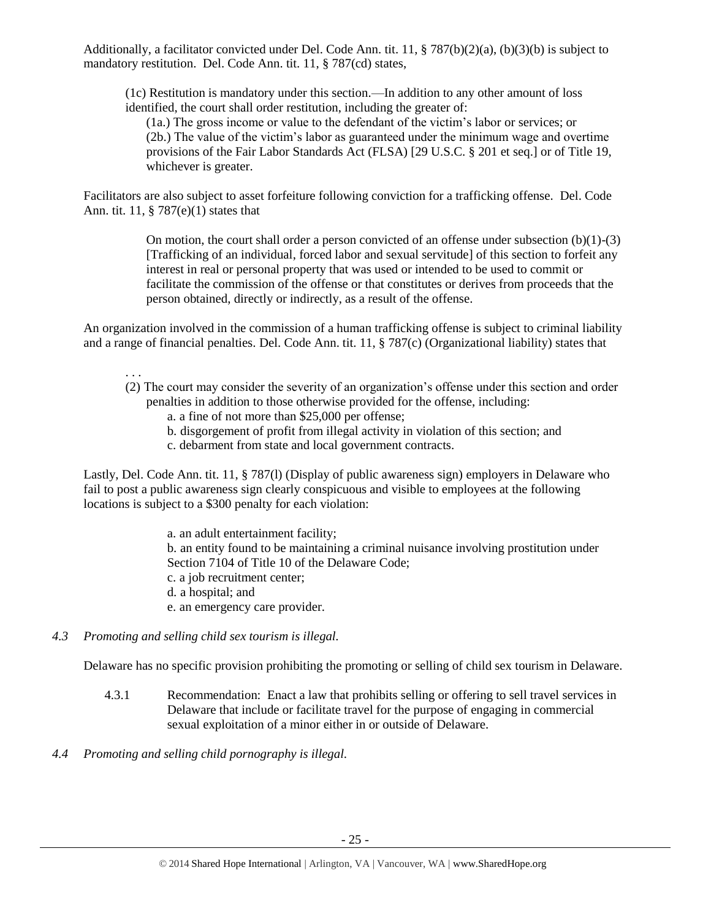Additionally, a facilitator convicted under Del. Code Ann. tit. 11, § 787(b)(2)(a), (b)(3)(b) is subject to mandatory restitution. Del. Code Ann. tit. 11, § 787(cd) states,

> (1c) Restitution is mandatory under this section.—In addition to any other amount of loss identified, the court shall order restitution, including the greater of:
>
> (1a.) The gross income or value to the defendant of the victim's labor or services; or
>
> (2b.) The value of the victim's labor as guaranteed under the minimum wage and overtime provisions of the Fair Labor Standards Act (FLSA) [29 U.S.C. § 201 et seq.] or of Title 19, whichever is greater.

Facilitators are also subject to asset forfeiture following conviction for a trafficking offense. Del. Code Ann. tit. 11, § 787(e)(1) states that

> On motion, the court shall order a person convicted of an offense under subsection (b)(1)-(3) [Trafficking of an individual, forced labor and sexual servitude] of this section to forfeit any interest in real or personal property that was used or intended to be used to commit or facilitate the commission of the offense or that constitutes or derives from proceeds that the person obtained, directly or indirectly, as a result of the offense.

An organization involved in the commission of a human trafficking offense is subject to criminal liability and a range of financial penalties. Del. Code Ann. tit. 11, § 787(c) (Organizational liability) states that

> . . .
>
> (2) The court may consider the severity of an organization's offense under this section and order penalties in addition to those otherwise provided for the offense, including:
>
> a. a fine of not more than $25,000 per offense;
>
> b. disgorgement of profit from illegal activity in violation of this section; and
>
> c. debarment from state and local government contracts.

Lastly, Del. Code Ann. tit. 11, § 787(l) (Display of public awareness sign) employers in Delaware who fail to post a public awareness sign clearly conspicuous and visible to employees at the following locations is subject to a $300 penalty for each violation:

> a. an adult entertainment facility;
>
> b. an entity found to be maintaining a criminal nuisance involving prostitution under Section 7104 of Title 10 of the Delaware Code;
>
> c. a job recruitment center;
>
> d. a hospital; and
>
> e. an emergency care provider.

*4.3 Promoting and selling child sex tourism is illegal.*

Delaware has no specific provision prohibiting the promoting or selling of child sex tourism in Delaware.

4.3.1 Recommendation: Enact a law that prohibits selling or offering to sell travel services in Delaware that include or facilitate travel for the purpose of engaging in commercial sexual exploitation of a minor either in or outside of Delaware.

*4.4 Promoting and selling child pornography is illegal.*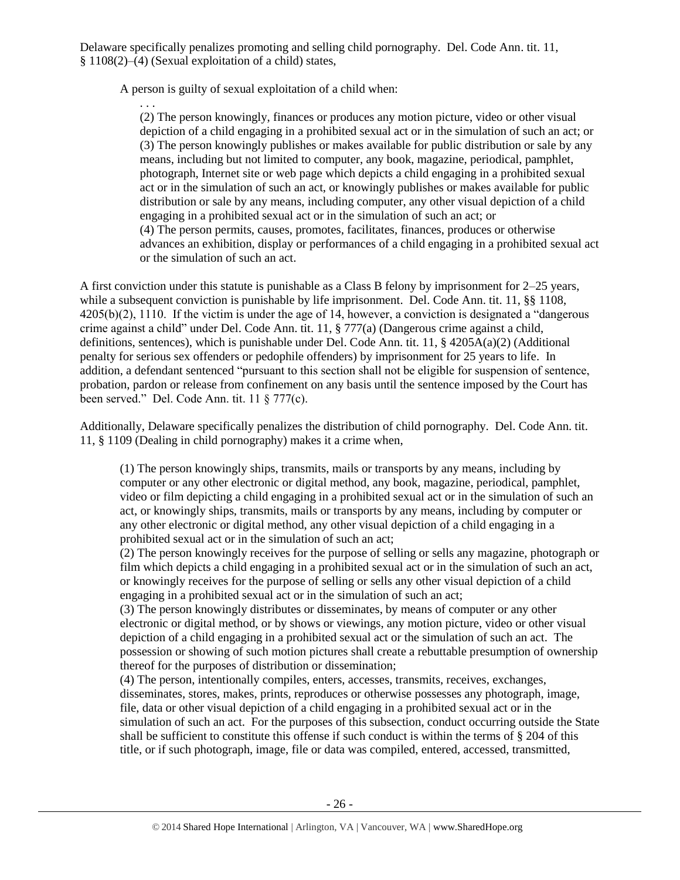Delaware specifically penalizes promoting and selling child pornography. Del. Code Ann. tit. 11, § 1108(2)–(4) (Sexual exploitation of a child) states,

> A person is guilty of sexual exploitation of a child when:
>
> . . .
>
> (2) The person knowingly, finances or produces any motion picture, video or other visual depiction of a child engaging in a prohibited sexual act or in the simulation of such an act; or
> (3) The person knowingly publishes or makes available for public distribution or sale by any means, including but not limited to computer, any book, magazine, periodical, pamphlet, photograph, Internet site or web page which depicts a child engaging in a prohibited sexual act or in the simulation of such an act, or knowingly publishes or makes available for public distribution or sale by any means, including computer, any other visual depiction of a child engaging in a prohibited sexual act or in the simulation of such an act; or
> (4) The person permits, causes, promotes, facilitates, finances, produces or otherwise advances an exhibition, display or performances of a child engaging in a prohibited sexual act or the simulation of such an act.

A first conviction under this statute is punishable as a Class B felony by imprisonment for 2–25 years, while a subsequent conviction is punishable by life imprisonment. Del. Code Ann. tit. 11, §§ 1108, 4205(b)(2), 1110. If the victim is under the age of 14, however, a conviction is designated a "dangerous crime against a child" under Del. Code Ann. tit. 11, § 777(a) (Dangerous crime against a child, definitions, sentences), which is punishable under Del. Code Ann. tit. 11, § 4205A(a)(2) (Additional penalty for serious sex offenders or pedophile offenders) by imprisonment for 25 years to life. In addition, a defendant sentenced "pursuant to this section shall not be eligible for suspension of sentence, probation, pardon or release from confinement on any basis until the sentence imposed by the Court has been served." Del. Code Ann. tit. 11 § 777(c).

Additionally, Delaware specifically penalizes the distribution of child pornography. Del. Code Ann. tit. 11, § 1109 (Dealing in child pornography) makes it a crime when,

> (1) The person knowingly ships, transmits, mails or transports by any means, including by computer or any other electronic or digital method, any book, magazine, periodical, pamphlet, video or film depicting a child engaging in a prohibited sexual act or in the simulation of such an act, or knowingly ships, transmits, mails or transports by any means, including by computer or any other electronic or digital method, any other visual depiction of a child engaging in a prohibited sexual act or in the simulation of such an act;
> (2) The person knowingly receives for the purpose of selling or sells any magazine, photograph or film which depicts a child engaging in a prohibited sexual act or in the simulation of such an act, or knowingly receives for the purpose of selling or sells any other visual depiction of a child engaging in a prohibited sexual act or in the simulation of such an act;
> (3) The person knowingly distributes or disseminates, by means of computer or any other electronic or digital method, or by shows or viewings, any motion picture, video or other visual depiction of a child engaging in a prohibited sexual act or the simulation of such an act. The possession or showing of such motion pictures shall create a rebuttable presumption of ownership thereof for the purposes of distribution or dissemination;
> (4) The person, intentionally compiles, enters, accesses, transmits, receives, exchanges, disseminates, stores, makes, prints, reproduces or otherwise possesses any photograph, image, file, data or other visual depiction of a child engaging in a prohibited sexual act or in the simulation of such an act. For the purposes of this subsection, conduct occurring outside the State shall be sufficient to constitute this offense if such conduct is within the terms of § 204 of this title, or if such photograph, image, file or data was compiled, entered, accessed, transmitted,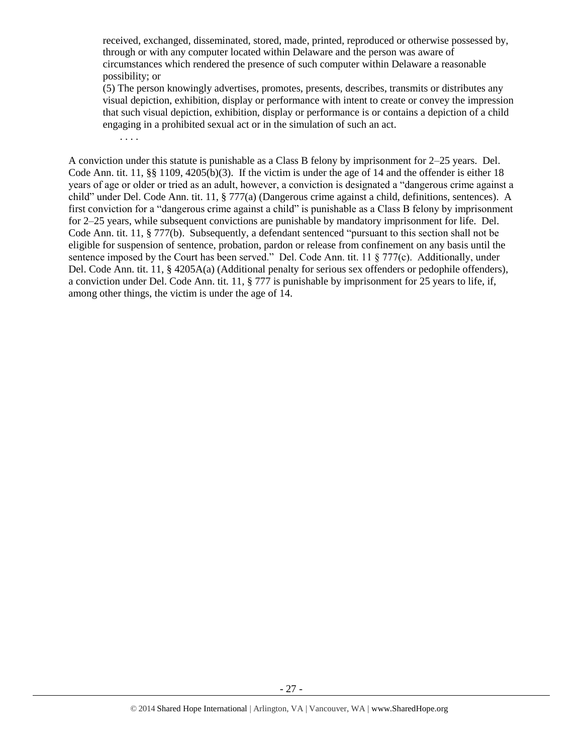> received, exchanged, disseminated, stored, made, printed, reproduced or otherwise possessed by, through or with any computer located within Delaware and the person was aware of circumstances which rendered the presence of such computer within Delaware a reasonable possibility; or
>
> (5) The person knowingly advertises, promotes, presents, describes, transmits or distributes any visual depiction, exhibition, display or performance with intent to create or convey the impression that such visual depiction, exhibition, display or performance is or contains a depiction of a child engaging in a prohibited sexual act or in the simulation of such an act.
>
> . . . .

A conviction under this statute is punishable as a Class B felony by imprisonment for 2–25 years. Del. Code Ann. tit. 11, §§ 1109, 4205(b)(3). If the victim is under the age of 14 and the offender is either 18 years of age or older or tried as an adult, however, a conviction is designated a "dangerous crime against a child" under Del. Code Ann. tit. 11, § 777(a) (Dangerous crime against a child, definitions, sentences). A first conviction for a "dangerous crime against a child" is punishable as a Class B felony by imprisonment for 2–25 years, while subsequent convictions are punishable by mandatory imprisonment for life. Del. Code Ann. tit. 11, § 777(b). Subsequently, a defendant sentenced "pursuant to this section shall not be eligible for suspension of sentence, probation, pardon or release from confinement on any basis until the sentence imposed by the Court has been served." Del. Code Ann. tit. 11 § 777(c). Additionally, under Del. Code Ann. tit. 11, § 4205A(a) (Additional penalty for serious sex offenders or pedophile offenders), a conviction under Del. Code Ann. tit. 11, § 777 is punishable by imprisonment for 25 years to life, if, among other things, the victim is under the age of 14.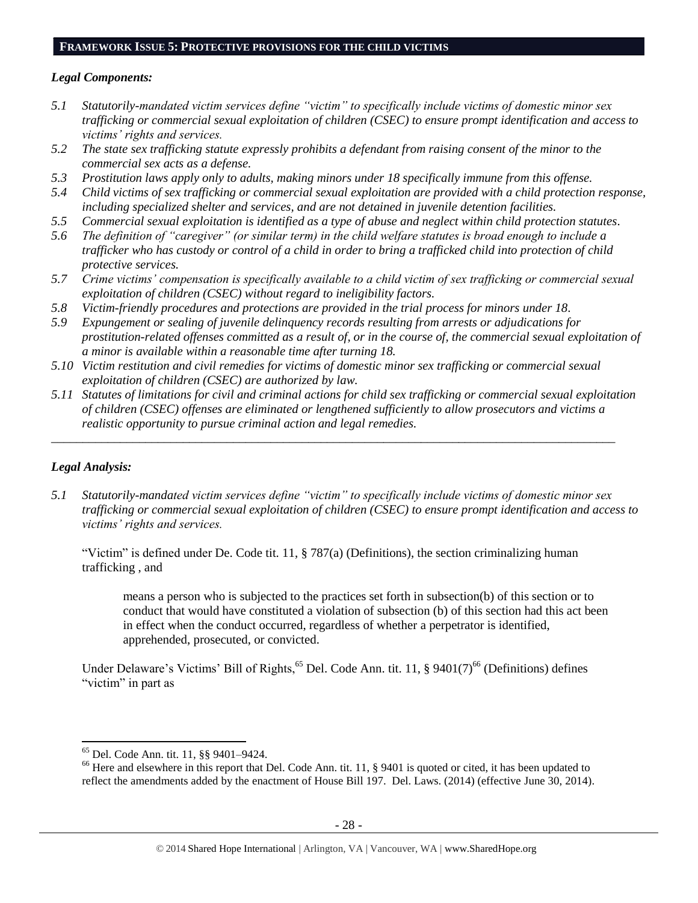## FRAMEWORK ISSUE 5: PROTECTIVE PROVISIONS FOR THE CHILD VICTIMS

### *Legal Components:*

*5.1 Statutorily-mandated victim services define "victim" to specifically include victims of domestic minor sex trafficking or commercial sexual exploitation of children (CSEC) to ensure prompt identification and access to victims' rights and services.*

*5.2 The state sex trafficking statute expressly prohibits a defendant from raising consent of the minor to the commercial sex acts as a defense.*

*5.3 Prostitution laws apply only to adults, making minors under 18 specifically immune from this offense.*

*5.4 Child victims of sex trafficking or commercial sexual exploitation are provided with a child protection response, including specialized shelter and services, and are not detained in juvenile detention facilities.*

*5.5 Commercial sexual exploitation is identified as a type of abuse and neglect within child protection statutes.*

*5.6 The definition of "caregiver" (or similar term) in the child welfare statutes is broad enough to include a trafficker who has custody or control of a child in order to bring a trafficked child into protection of child protective services.*

*5.7 Crime victims' compensation is specifically available to a child victim of sex trafficking or commercial sexual exploitation of children (CSEC) without regard to ineligibility factors.*

*5.8 Victim-friendly procedures and protections are provided in the trial process for minors under 18.*

*5.9 Expungement or sealing of juvenile delinquency records resulting from arrests or adjudications for prostitution-related offenses committed as a result of, or in the course of, the commercial sexual exploitation of a minor is available within a reasonable time after turning 18.*

*5.10 Victim restitution and civil remedies for victims of domestic minor sex trafficking or commercial sexual exploitation of children (CSEC) are authorized by law.*

*5.11 Statutes of limitations for civil and criminal actions for child sex trafficking or commercial sexual exploitation of children (CSEC) offenses are eliminated or lengthened sufficiently to allow prosecutors and victims a realistic opportunity to pursue criminal action and legal remedies.*

---

### *Legal Analysis:*

*5.1 Statutorily-mandated victim services define "victim" to specifically include victims of domestic minor sex trafficking or commercial sexual exploitation of children (CSEC) to ensure prompt identification and access to victims' rights and services.*

"Victim" is defined under De. Code tit. 11, § 787(a) (Definitions), the section criminalizing human trafficking , and

> means a person who is subjected to the practices set forth in subsection(b) of this section or to conduct that would have constituted a violation of subsection (b) of this section had this act been in effect when the conduct occurred, regardless of whether a perpetrator is identified, apprehended, prosecuted, or convicted.

Under Delaware's Victims' Bill of Rights,[65] Del. Code Ann. tit. 11, § 9401(7)[66] (Definitions) defines "victim" in part as

---

[65] Del. Code Ann. tit. 11, §§ 9401–9424.

[66] Here and elsewhere in this report that Del. Code Ann. tit. 11, § 9401 is quoted or cited, it has been updated to reflect the amendments added by the enactment of House Bill 197. Del. Laws. (2014) (effective June 30, 2014).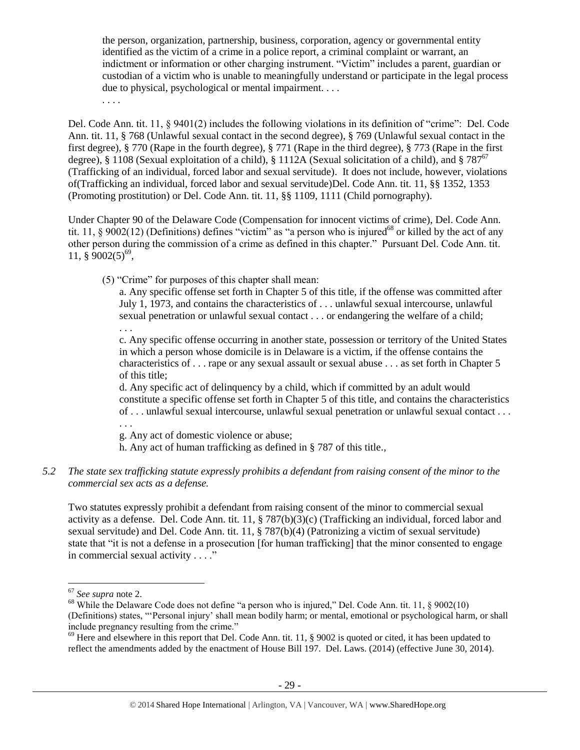> the person, organization, partnership, business, corporation, agency or governmental entity identified as the victim of a crime in a police report, a criminal complaint or warrant, an indictment or information or other charging instrument. "Victim" includes a parent, guardian or custodian of a victim who is unable to meaningfully understand or participate in the legal process due to physical, psychological or mental impairment. . . .
>
> . . . .

Del. Code Ann. tit. 11, § 9401(2) includes the following violations in its definition of "crime": Del. Code Ann. tit. 11, § 768 (Unlawful sexual contact in the second degree), § 769 (Unlawful sexual contact in the first degree), § 770 (Rape in the fourth degree), § 771 (Rape in the third degree), § 773 (Rape in the first degree), § 1108 (Sexual exploitation of a child), § 1112A (Sexual solicitation of a child), and § 787[67] (Trafficking of an individual, forced labor and sexual servitude). It does not include, however, violations of(Trafficking an individual, forced labor and sexual servitude)Del. Code Ann. tit. 11, §§ 1352, 1353 (Promoting prostitution) or Del. Code Ann. tit. 11, §§ 1109, 1111 (Child pornography).

Under Chapter 90 of the Delaware Code (Compensation for innocent victims of crime), Del. Code Ann. tit. 11, § 9002(12) (Definitions) defines "victim" as "a person who is injured[68] or killed by the act of any other person during the commission of a crime as defined in this chapter." Pursuant Del. Code Ann. tit. 11, § 9002(5)[69],

> (5) "Crime" for purposes of this chapter shall mean:
>
> a. Any specific offense set forth in Chapter 5 of this title, if the offense was committed after July 1, 1973, and contains the characteristics of . . . unlawful sexual intercourse, unlawful sexual penetration or unlawful sexual contact . . . or endangering the welfare of a child;
>
> . . .
>
> c. Any specific offense occurring in another state, possession or territory of the United States in which a person whose domicile is in Delaware is a victim, if the offense contains the characteristics of . . . rape or any sexual assault or sexual abuse . . . as set forth in Chapter 5 of this title;
>
> d. Any specific act of delinquency by a child, which if committed by an adult would constitute a specific offense set forth in Chapter 5 of this title, and contains the characteristics of . . . unlawful sexual intercourse, unlawful sexual penetration or unlawful sexual contact . . .
>
> . . .
>
> g. Any act of domestic violence or abuse;
>
> h. Any act of human trafficking as defined in § 787 of this title.,

*5.2 The state sex trafficking statute expressly prohibits a defendant from raising consent of the minor to the commercial sex acts as a defense.*

Two statutes expressly prohibit a defendant from raising consent of the minor to commercial sexual activity as a defense. Del. Code Ann. tit. 11, § 787(b)(3)(c) (Trafficking an individual, forced labor and sexual servitude) and Del. Code Ann. tit. 11, § 787(b)(4) (Patronizing a victim of sexual servitude) state that "it is not a defense in a prosecution [for human trafficking] that the minor consented to engage in commercial sexual activity . . . ."

---

[67] *See supra* note 2.

[68] While the Delaware Code does not define "a person who is injured," Del. Code Ann. tit. 11, § 9002(10) (Definitions) states, "'Personal injury' shall mean bodily harm; or mental, emotional or psychological harm, or shall include pregnancy resulting from the crime."

[69] Here and elsewhere in this report that Del. Code Ann. tit. 11, § 9002 is quoted or cited, it has been updated to reflect the amendments added by the enactment of House Bill 197. Del. Laws. (2014) (effective June 30, 2014).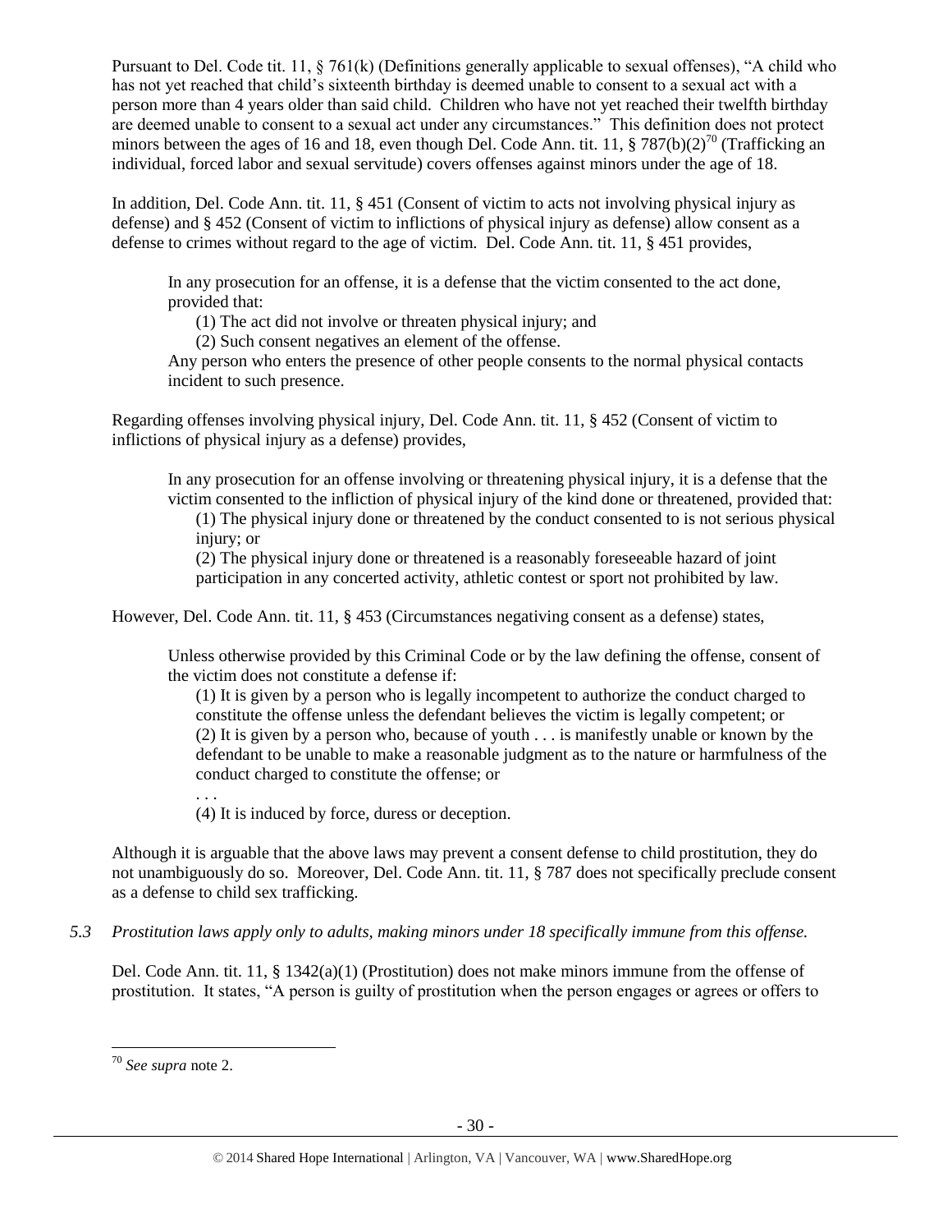Pursuant to Del. Code tit. 11, § 761(k) (Definitions generally applicable to sexual offenses), "A child who has not yet reached that child's sixteenth birthday is deemed unable to consent to a sexual act with a person more than 4 years older than said child. Children who have not yet reached their twelfth birthday are deemed unable to consent to a sexual act under any circumstances." This definition does not protect minors between the ages of 16 and 18, even though Del. Code Ann. tit. 11, § 787(b)(2)[70] (Trafficking an individual, forced labor and sexual servitude) covers offenses against minors under the age of 18.

In addition, Del. Code Ann. tit. 11, § 451 (Consent of victim to acts not involving physical injury as defense) and § 452 (Consent of victim to inflictions of physical injury as defense) allow consent as a defense to crimes without regard to the age of victim. Del. Code Ann. tit. 11, § 451 provides,

> In any prosecution for an offense, it is a defense that the victim consented to the act done, provided that:
>
> (1) The act did not involve or threaten physical injury; and
>
> (2) Such consent negatives an element of the offense.
>
> Any person who enters the presence of other people consents to the normal physical contacts incident to such presence.

Regarding offenses involving physical injury, Del. Code Ann. tit. 11, § 452 (Consent of victim to inflictions of physical injury as a defense) provides,

> In any prosecution for an offense involving or threatening physical injury, it is a defense that the victim consented to the infliction of physical injury of the kind done or threatened, provided that:
>
> (1) The physical injury done or threatened by the conduct consented to is not serious physical injury; or
>
> (2) The physical injury done or threatened is a reasonably foreseeable hazard of joint participation in any concerted activity, athletic contest or sport not prohibited by law.

However, Del. Code Ann. tit. 11, § 453 (Circumstances negativing consent as a defense) states,

> Unless otherwise provided by this Criminal Code or by the law defining the offense, consent of the victim does not constitute a defense if:
>
> (1) It is given by a person who is legally incompetent to authorize the conduct charged to constitute the offense unless the defendant believes the victim is legally competent; or
>
> (2) It is given by a person who, because of youth . . . is manifestly unable or known by the defendant to be unable to make a reasonable judgment as to the nature or harmfulness of the conduct charged to constitute the offense; or
>
> . . .
>
> (4) It is induced by force, duress or deception.

Although it is arguable that the above laws may prevent a consent defense to child prostitution, they do not unambiguously do so. Moreover, Del. Code Ann. tit. 11, § 787 does not specifically preclude consent as a defense to child sex trafficking.

*5.3 Prostitution laws apply only to adults, making minors under 18 specifically immune from this offense.*

Del. Code Ann. tit. 11, § 1342(a)(1) (Prostitution) does not make minors immune from the offense of prostitution. It states, "A person is guilty of prostitution when the person engages or agrees or offers to

[70] *See supra* note 2.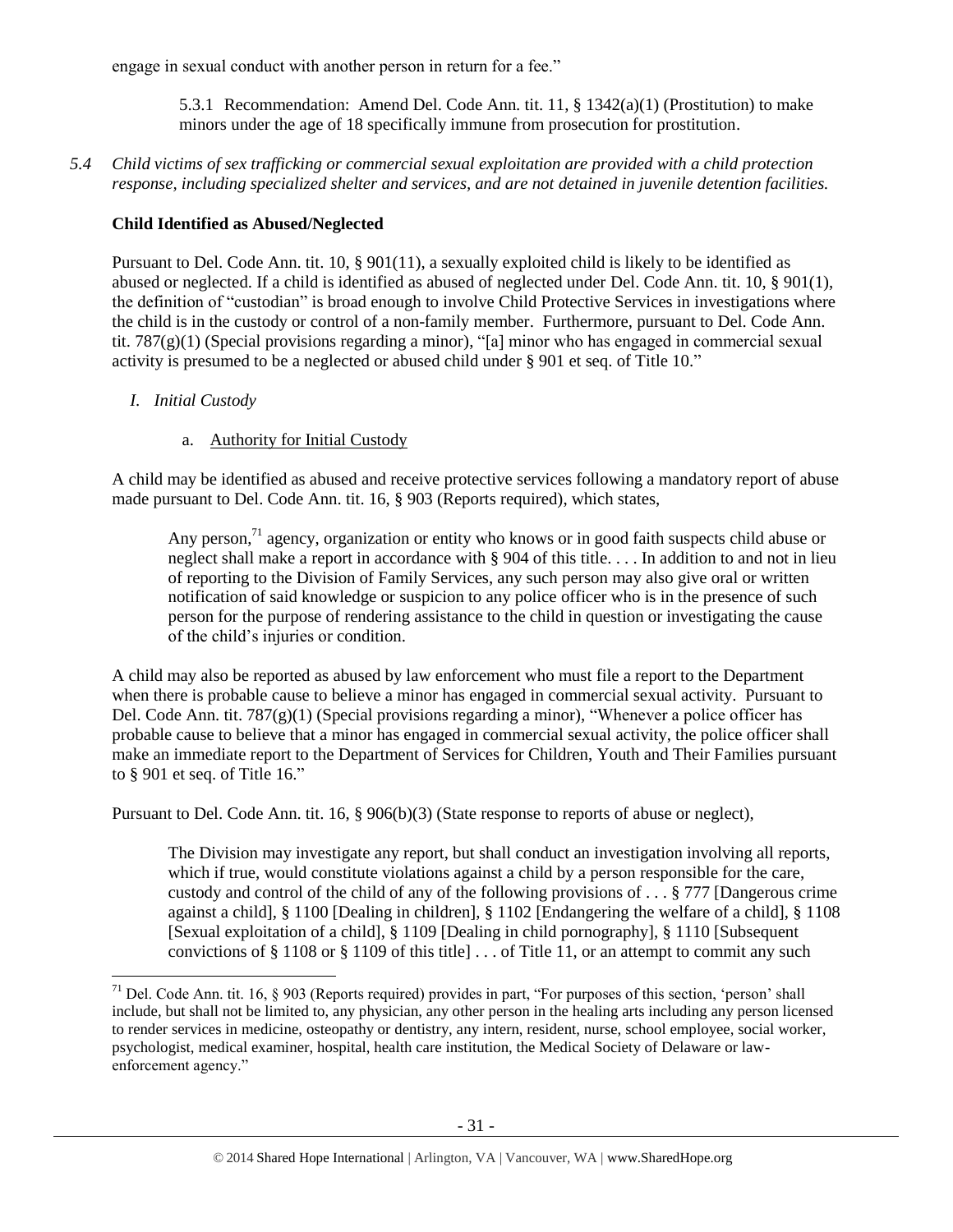engage in sexual conduct with another person in return for a fee."

> 5.3.1 Recommendation: Amend Del. Code Ann. tit. 11, § 1342(a)(1) (Prostitution) to make minors under the age of 18 specifically immune from prosecution for prostitution.

*5.4 Child victims of sex trafficking or commercial sexual exploitation are provided with a child protection response, including specialized shelter and services, and are not detained in juvenile detention facilities.*

**Child Identified as Abused/Neglected**

Pursuant to Del. Code Ann. tit. 10, § 901(11), a sexually exploited child is likely to be identified as abused or neglected. If a child is identified as abused of neglected under Del. Code Ann. tit. 10, § 901(1), the definition of "custodian" is broad enough to involve Child Protective Services in investigations where the child is in the custody or control of a non-family member. Furthermore, pursuant to Del. Code Ann. tit. 787(g)(1) (Special provisions regarding a minor), "[a] minor who has engaged in commercial sexual activity is presumed to be a neglected or abused child under § 901 et seq. of Title 10."

*I. Initial Custody*

a. Authority for Initial Custody

A child may be identified as abused and receive protective services following a mandatory report of abuse made pursuant to Del. Code Ann. tit. 16, § 903 (Reports required), which states,

> Any person,[71] agency, organization or entity who knows or in good faith suspects child abuse or neglect shall make a report in accordance with § 904 of this title. . . . In addition to and not in lieu of reporting to the Division of Family Services, any such person may also give oral or written notification of said knowledge or suspicion to any police officer who is in the presence of such person for the purpose of rendering assistance to the child in question or investigating the cause of the child's injuries or condition.

A child may also be reported as abused by law enforcement who must file a report to the Department when there is probable cause to believe a minor has engaged in commercial sexual activity. Pursuant to Del. Code Ann. tit. 787(g)(1) (Special provisions regarding a minor), "Whenever a police officer has probable cause to believe that a minor has engaged in commercial sexual activity, the police officer shall make an immediate report to the Department of Services for Children, Youth and Their Families pursuant to § 901 et seq. of Title 16."

Pursuant to Del. Code Ann. tit. 16, § 906(b)(3) (State response to reports of abuse or neglect),

> The Division may investigate any report, but shall conduct an investigation involving all reports, which if true, would constitute violations against a child by a person responsible for the care, custody and control of the child of any of the following provisions of . . . § 777 [Dangerous crime against a child], § 1100 [Dealing in children], § 1102 [Endangering the welfare of a child], § 1108 [Sexual exploitation of a child], § 1109 [Dealing in child pornography], § 1110 [Subsequent convictions of § 1108 or § 1109 of this title] . . . of Title 11, or an attempt to commit any such

---

[71] Del. Code Ann. tit. 16, § 903 (Reports required) provides in part, "For purposes of this section, 'person' shall include, but shall not be limited to, any physician, any other person in the healing arts including any person licensed to render services in medicine, osteopathy or dentistry, any intern, resident, nurse, school employee, social worker, psychologist, medical examiner, hospital, health care institution, the Medical Society of Delaware or law-enforcement agency."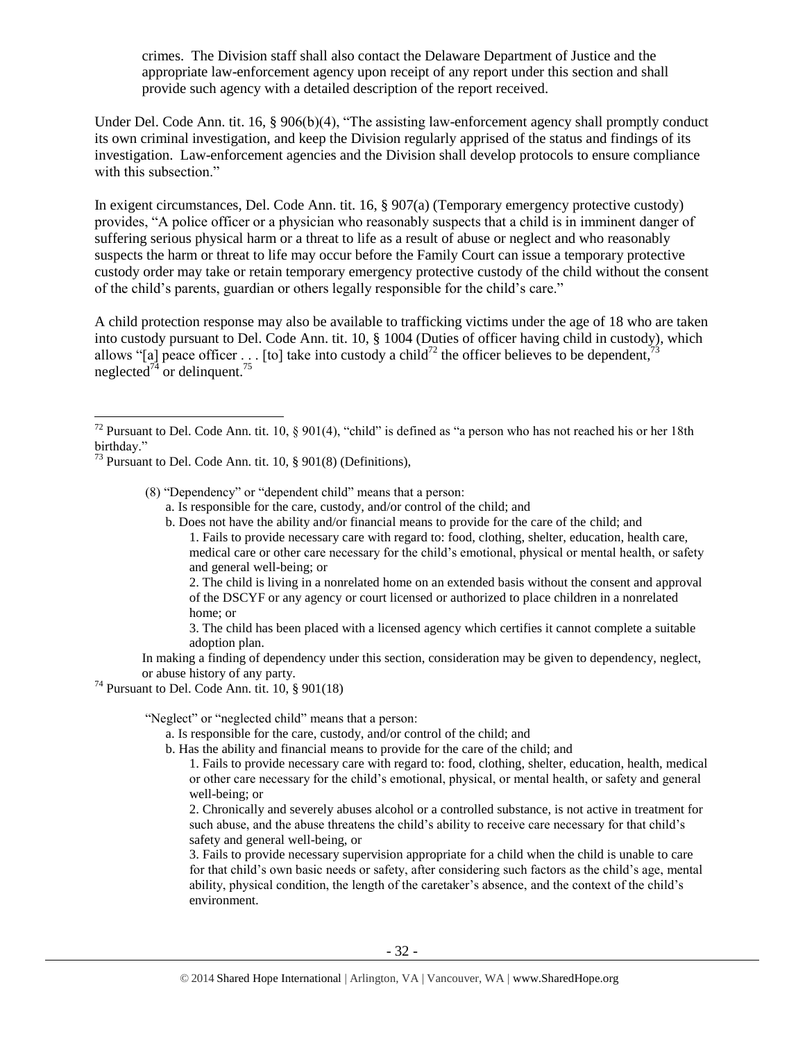crimes. The Division staff shall also contact the Delaware Department of Justice and the appropriate law-enforcement agency upon receipt of any report under this section and shall provide such agency with a detailed description of the report received.

Under Del. Code Ann. tit. 16, § 906(b)(4), "The assisting law-enforcement agency shall promptly conduct its own criminal investigation, and keep the Division regularly apprised of the status and findings of its investigation. Law-enforcement agencies and the Division shall develop protocols to ensure compliance with this subsection."

In exigent circumstances, Del. Code Ann. tit. 16, § 907(a) (Temporary emergency protective custody) provides, "A police officer or a physician who reasonably suspects that a child is in imminent danger of suffering serious physical harm or a threat to life as a result of abuse or neglect and who reasonably suspects the harm or threat to life may occur before the Family Court can issue a temporary protective custody order may take or retain temporary emergency protective custody of the child without the consent of the child's parents, guardian or others legally responsible for the child's care."

A child protection response may also be available to trafficking victims under the age of 18 who are taken into custody pursuant to Del. Code Ann. tit. 10, § 1004 (Duties of officer having child in custody), which allows "[a] peace officer . . . [to] take into custody a child[72] the officer believes to be dependent,[73] neglected[74] or delinquent.[75]

---

[72] Pursuant to Del. Code Ann. tit. 10, § 901(4), "child" is defined as "a person who has not reached his or her 18th birthday."

[73] Pursuant to Del. Code Ann. tit. 10, § 901(8) (Definitions),

> (8) "Dependency" or "dependent child" means that a person:
> a. Is responsible for the care, custody, and/or control of the child; and
> b. Does not have the ability and/or financial means to provide for the care of the child; and
> 1. Fails to provide necessary care with regard to: food, clothing, shelter, education, health care, medical care or other care necessary for the child's emotional, physical or mental health, or safety and general well-being; or
> 2. The child is living in a nonrelated home on an extended basis without the consent and approval of the DSCYF or any agency or court licensed or authorized to place children in a nonrelated home; or
> 3. The child has been placed with a licensed agency which certifies it cannot complete a suitable adoption plan.
>
> In making a finding of dependency under this section, consideration may be given to dependency, neglect, or abuse history of any party.

[74] Pursuant to Del. Code Ann. tit. 10, § 901(18)

> "Neglect" or "neglected child" means that a person:
> a. Is responsible for the care, custody, and/or control of the child; and
> b. Has the ability and financial means to provide for the care of the child; and
> 1. Fails to provide necessary care with regard to: food, clothing, shelter, education, health, medical or other care necessary for the child's emotional, physical, or mental health, or safety and general well-being; or
> 2. Chronically and severely abuses alcohol or a controlled substance, is not active in treatment for such abuse, and the abuse threatens the child's ability to receive care necessary for that child's safety and general well-being, or
> 3. Fails to provide necessary supervision appropriate for a child when the child is unable to care for that child's own basic needs or safety, after considering such factors as the child's age, mental ability, physical condition, the length of the caretaker's absence, and the context of the child's environment.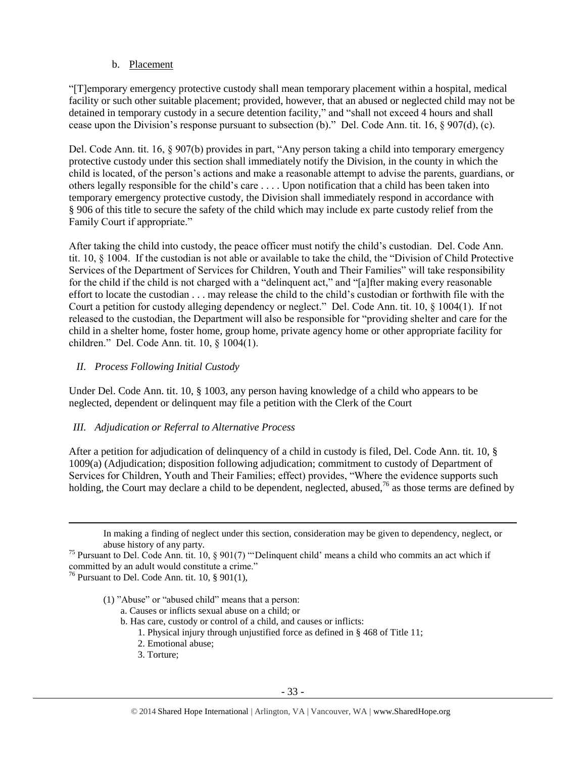b. Placement

"[T]emporary emergency protective custody shall mean temporary placement within a hospital, medical facility or such other suitable placement; provided, however, that an abused or neglected child may not be detained in temporary custody in a secure detention facility," and "shall not exceed 4 hours and shall cease upon the Division's response pursuant to subsection (b)." Del. Code Ann. tit. 16, § 907(d), (c).

Del. Code Ann. tit. 16, § 907(b) provides in part, "Any person taking a child into temporary emergency protective custody under this section shall immediately notify the Division, in the county in which the child is located, of the person's actions and make a reasonable attempt to advise the parents, guardians, or others legally responsible for the child's care . . . . Upon notification that a child has been taken into temporary emergency protective custody, the Division shall immediately respond in accordance with § 906 of this title to secure the safety of the child which may include ex parte custody relief from the Family Court if appropriate."

After taking the child into custody, the peace officer must notify the child's custodian. Del. Code Ann. tit. 10, § 1004. If the custodian is not able or available to take the child, the "Division of Child Protective Services of the Department of Services for Children, Youth and Their Families" will take responsibility for the child if the child is not charged with a "delinquent act," and "[a]fter making every reasonable effort to locate the custodian . . . may release the child to the child's custodian or forthwith file with the Court a petition for custody alleging dependency or neglect." Del. Code Ann. tit. 10, § 1004(1). If not released to the custodian, the Department will also be responsible for "providing shelter and care for the child in a shelter home, foster home, group home, private agency home or other appropriate facility for children." Del. Code Ann. tit. 10, § 1004(1).

*II. Process Following Initial Custody*

Under Del. Code Ann. tit. 10, § 1003, any person having knowledge of a child who appears to be neglected, dependent or delinquent may file a petition with the Clerk of the Court

*III. Adjudication or Referral to Alternative Process*

After a petition for adjudication of delinquency of a child in custody is filed, Del. Code Ann. tit. 10, § 1009(a) (Adjudication; disposition following adjudication; commitment to custody of Department of Services for Children, Youth and Their Families; effect) provides, "Where the evidence supports such holding, the Court may declare a child to be dependent, neglected, abused,[76] as those terms are defined by

---

In making a finding of neglect under this section, consideration may be given to dependency, neglect, or abuse history of any party.

[75] Pursuant to Del. Code Ann. tit. 10, § 901(7) "'Delinquent child' means a child who commits an act which if committed by an adult would constitute a crime."

[76] Pursuant to Del. Code Ann. tit. 10, § 901(1),

> (1) "Abuse" or "abused child" means that a person:
> a. Causes or inflicts sexual abuse on a child; or
> b. Has care, custody or control of a child, and causes or inflicts:
> 1. Physical injury through unjustified force as defined in § 468 of Title 11;
> 2. Emotional abuse;
> 3. Torture;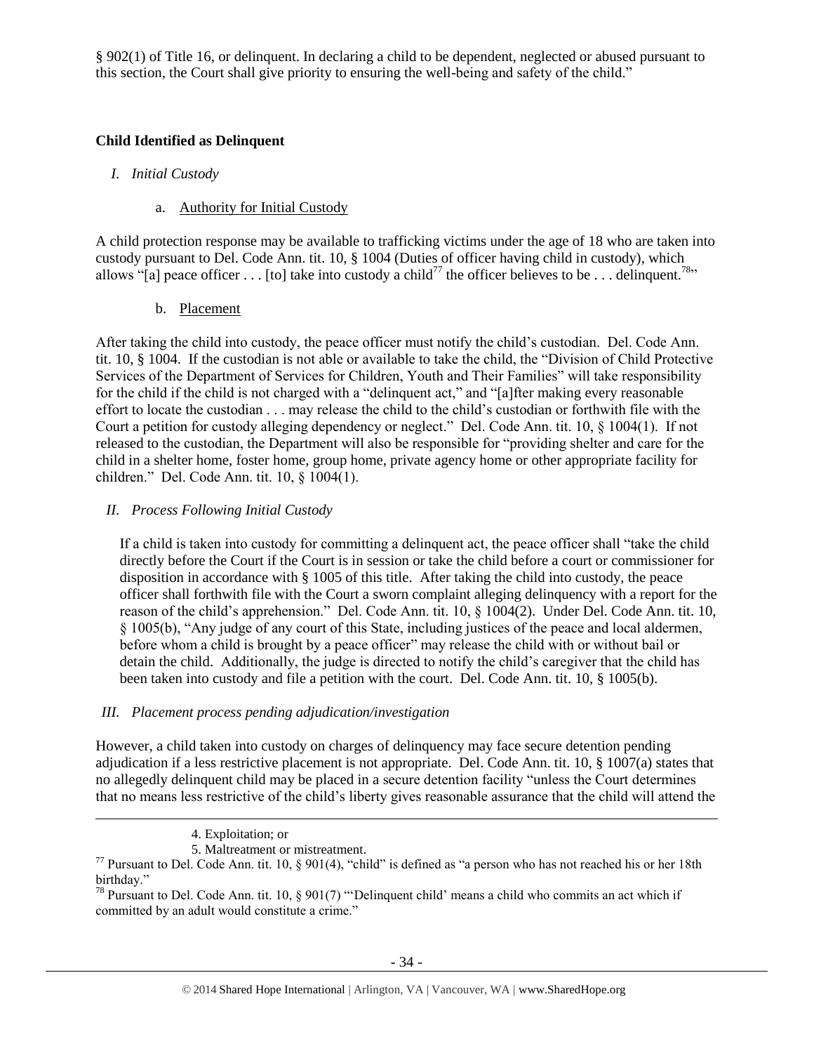§ 902(1) of Title 16, or delinquent. In declaring a child to be dependent, neglected or abused pursuant to this section, the Court shall give priority to ensuring the well-being and safety of the child."

**Child Identified as Delinquent**

*I. Initial Custody*

a. Authority for Initial Custody

A child protection response may be available to trafficking victims under the age of 18 who are taken into custody pursuant to Del. Code Ann. tit. 10, § 1004 (Duties of officer having child in custody), which allows "[a] peace officer . . . [to] take into custody a child[77] the officer believes to be . . . delinquent.[78]"

b. Placement

After taking the child into custody, the peace officer must notify the child's custodian. Del. Code Ann. tit. 10, § 1004. If the custodian is not able or available to take the child, the "Division of Child Protective Services of the Department of Services for Children, Youth and Their Families" will take responsibility for the child if the child is not charged with a "delinquent act," and "[a]fter making every reasonable effort to locate the custodian . . . may release the child to the child's custodian or forthwith file with the Court a petition for custody alleging dependency or neglect." Del. Code Ann. tit. 10, § 1004(1). If not released to the custodian, the Department will also be responsible for "providing shelter and care for the child in a shelter home, foster home, group home, private agency home or other appropriate facility for children." Del. Code Ann. tit. 10, § 1004(1).

*II. Process Following Initial Custody*

If a child is taken into custody for committing a delinquent act, the peace officer shall "take the child directly before the Court if the Court is in session or take the child before a court or commissioner for disposition in accordance with § 1005 of this title. After taking the child into custody, the peace officer shall forthwith file with the Court a sworn complaint alleging delinquency with a report for the reason of the child's apprehension." Del. Code Ann. tit. 10, § 1004(2). Under Del. Code Ann. tit. 10, § 1005(b), "Any judge of any court of this State, including justices of the peace and local aldermen, before whom a child is brought by a peace officer" may release the child with or without bail or detain the child. Additionally, the judge is directed to notify the child's caregiver that the child has been taken into custody and file a petition with the court. Del. Code Ann. tit. 10, § 1005(b).

*III. Placement process pending adjudication/investigation*

However, a child taken into custody on charges of delinquency may face secure detention pending adjudication if a less restrictive placement is not appropriate. Del. Code Ann. tit. 10, § 1007(a) states that no allegedly delinquent child may be placed in a secure detention facility "unless the Court determines that no means less restrictive of the child's liberty gives reasonable assurance that the child will attend the

4. Exploitation; or
5. Maltreatment or mistreatment.

[77] Pursuant to Del. Code Ann. tit. 10, § 901(4), "child" is defined as "a person who has not reached his or her 18th birthday."

[78] Pursuant to Del. Code Ann. tit. 10, § 901(7) "'Delinquent child' means a child who commits an act which if committed by an adult would constitute a crime."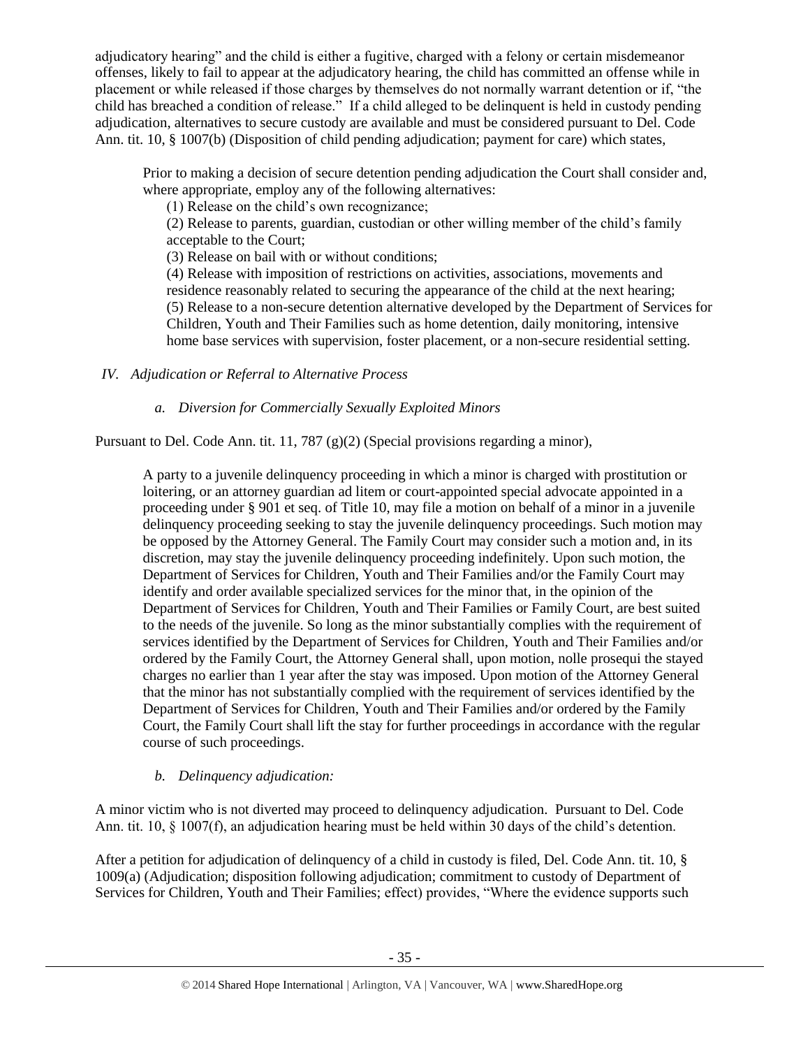adjudicatory hearing" and the child is either a fugitive, charged with a felony or certain misdemeanor offenses, likely to fail to appear at the adjudicatory hearing, the child has committed an offense while in placement or while released if those charges by themselves do not normally warrant detention or if, "the child has breached a condition of release." If a child alleged to be delinquent is held in custody pending adjudication, alternatives to secure custody are available and must be considered pursuant to Del. Code Ann. tit. 10, § 1007(b) (Disposition of child pending adjudication; payment for care) which states,

> Prior to making a decision of secure detention pending adjudication the Court shall consider and, where appropriate, employ any of the following alternatives:
>
> (1) Release on the child's own recognizance;
>
> (2) Release to parents, guardian, custodian or other willing member of the child's family acceptable to the Court;
>
> (3) Release on bail with or without conditions;
>
> (4) Release with imposition of restrictions on activities, associations, movements and residence reasonably related to securing the appearance of the child at the next hearing;
>
> (5) Release to a non-secure detention alternative developed by the Department of Services for Children, Youth and Their Families such as home detention, daily monitoring, intensive home base services with supervision, foster placement, or a non-secure residential setting.

## *IV. Adjudication or Referral to Alternative Process*

### *a. Diversion for Commercially Sexually Exploited Minors*

Pursuant to Del. Code Ann. tit. 11, 787 (g)(2) (Special provisions regarding a minor),

> A party to a juvenile delinquency proceeding in which a minor is charged with prostitution or loitering, or an attorney guardian ad litem or court-appointed special advocate appointed in a proceeding under § 901 et seq. of Title 10, may file a motion on behalf of a minor in a juvenile delinquency proceeding seeking to stay the juvenile delinquency proceedings. Such motion may be opposed by the Attorney General. The Family Court may consider such a motion and, in its discretion, may stay the juvenile delinquency proceeding indefinitely. Upon such motion, the Department of Services for Children, Youth and Their Families and/or the Family Court may identify and order available specialized services for the minor that, in the opinion of the Department of Services for Children, Youth and Their Families or Family Court, are best suited to the needs of the juvenile. So long as the minor substantially complies with the requirement of services identified by the Department of Services for Children, Youth and Their Families and/or ordered by the Family Court, the Attorney General shall, upon motion, nolle prosequi the stayed charges no earlier than 1 year after the stay was imposed. Upon motion of the Attorney General that the minor has not substantially complied with the requirement of services identified by the Department of Services for Children, Youth and Their Families and/or ordered by the Family Court, the Family Court shall lift the stay for further proceedings in accordance with the regular course of such proceedings.

### *b. Delinquency adjudication:*

A minor victim who is not diverted may proceed to delinquency adjudication. Pursuant to Del. Code Ann. tit. 10, § 1007(f), an adjudication hearing must be held within 30 days of the child's detention.

After a petition for adjudication of delinquency of a child in custody is filed, Del. Code Ann. tit. 10, § 1009(a) (Adjudication; disposition following adjudication; commitment to custody of Department of Services for Children, Youth and Their Families; effect) provides, "Where the evidence supports such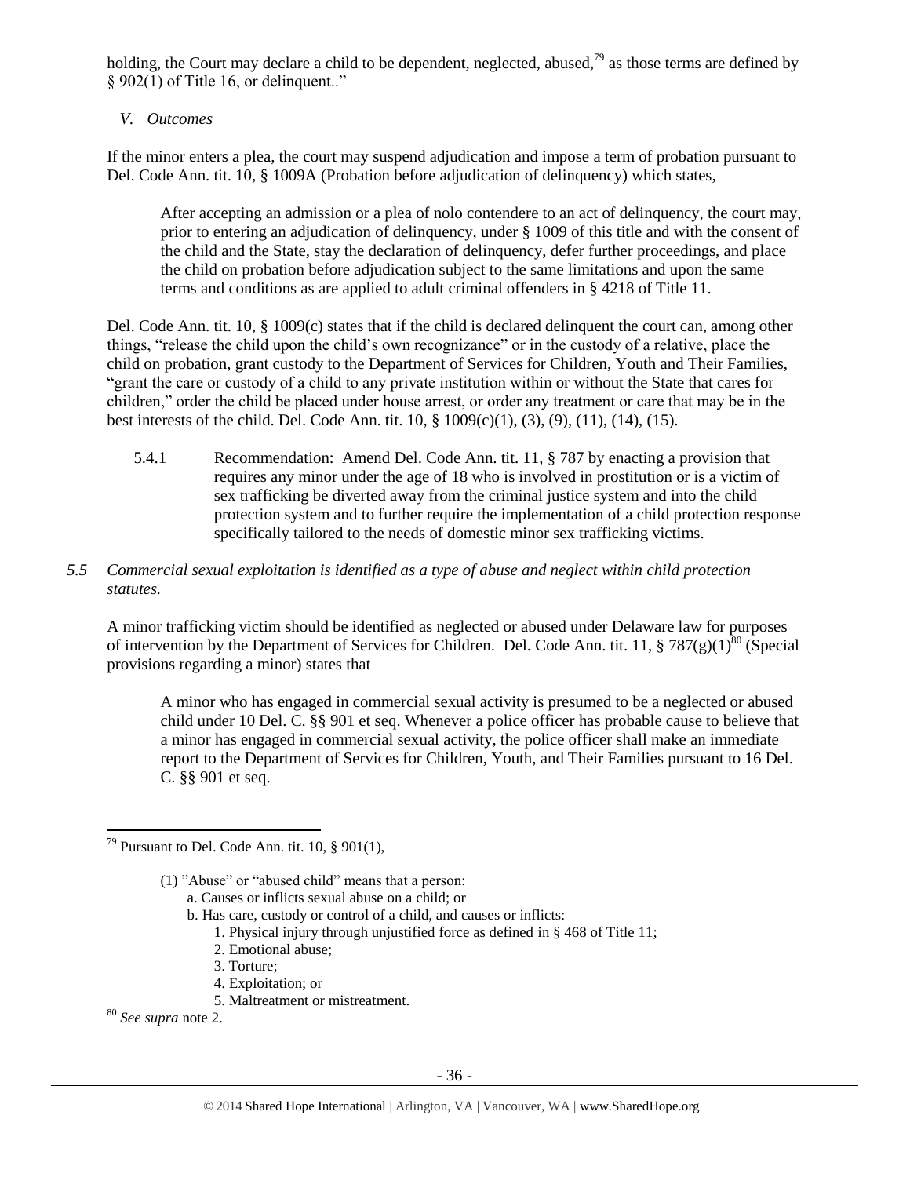holding, the Court may declare a child to be dependent, neglected, abused,[79] as those terms are defined by § 902(1) of Title 16, or delinquent.."

*V. Outcomes*

If the minor enters a plea, the court may suspend adjudication and impose a term of probation pursuant to Del. Code Ann. tit. 10, § 1009A (Probation before adjudication of delinquency) which states,

> After accepting an admission or a plea of nolo contendere to an act of delinquency, the court may, prior to entering an adjudication of delinquency, under § 1009 of this title and with the consent of the child and the State, stay the declaration of delinquency, defer further proceedings, and place the child on probation before adjudication subject to the same limitations and upon the same terms and conditions as are applied to adult criminal offenders in § 4218 of Title 11.

Del. Code Ann. tit. 10, § 1009(c) states that if the child is declared delinquent the court can, among other things, "release the child upon the child's own recognizance" or in the custody of a relative, place the child on probation, grant custody to the Department of Services for Children, Youth and Their Families, "grant the care or custody of a child to any private institution within or without the State that cares for children," order the child be placed under house arrest, or order any treatment or care that may be in the best interests of the child. Del. Code Ann. tit. 10, § 1009(c)(1), (3), (9), (11), (14), (15).

5.4.1 Recommendation: Amend Del. Code Ann. tit. 11, § 787 by enacting a provision that requires any minor under the age of 18 who is involved in prostitution or is a victim of sex trafficking be diverted away from the criminal justice system and into the child protection system and to further require the implementation of a child protection response specifically tailored to the needs of domestic minor sex trafficking victims.

*5.5 Commercial sexual exploitation is identified as a type of abuse and neglect within child protection statutes.*

A minor trafficking victim should be identified as neglected or abused under Delaware law for purposes of intervention by the Department of Services for Children. Del. Code Ann. tit. 11, § 787(g)(1)[80] (Special provisions regarding a minor) states that

> A minor who has engaged in commercial sexual activity is presumed to be a neglected or abused child under 10 Del. C. §§ 901 et seq. Whenever a police officer has probable cause to believe that a minor has engaged in commercial sexual activity, the police officer shall make an immediate report to the Department of Services for Children, Youth, and Their Families pursuant to 16 Del. C. §§ 901 et seq.

---

[79] Pursuant to Del. Code Ann. tit. 10, § 901(1),

> (1) "Abuse" or "abused child" means that a person:
> a. Causes or inflicts sexual abuse on a child; or
> b. Has care, custody or control of a child, and causes or inflicts:
> 1. Physical injury through unjustified force as defined in § 468 of Title 11;
> 2. Emotional abuse;
> 3. Torture;
> 4. Exploitation; or
> 5. Maltreatment or mistreatment.

[80] *See supra* note 2.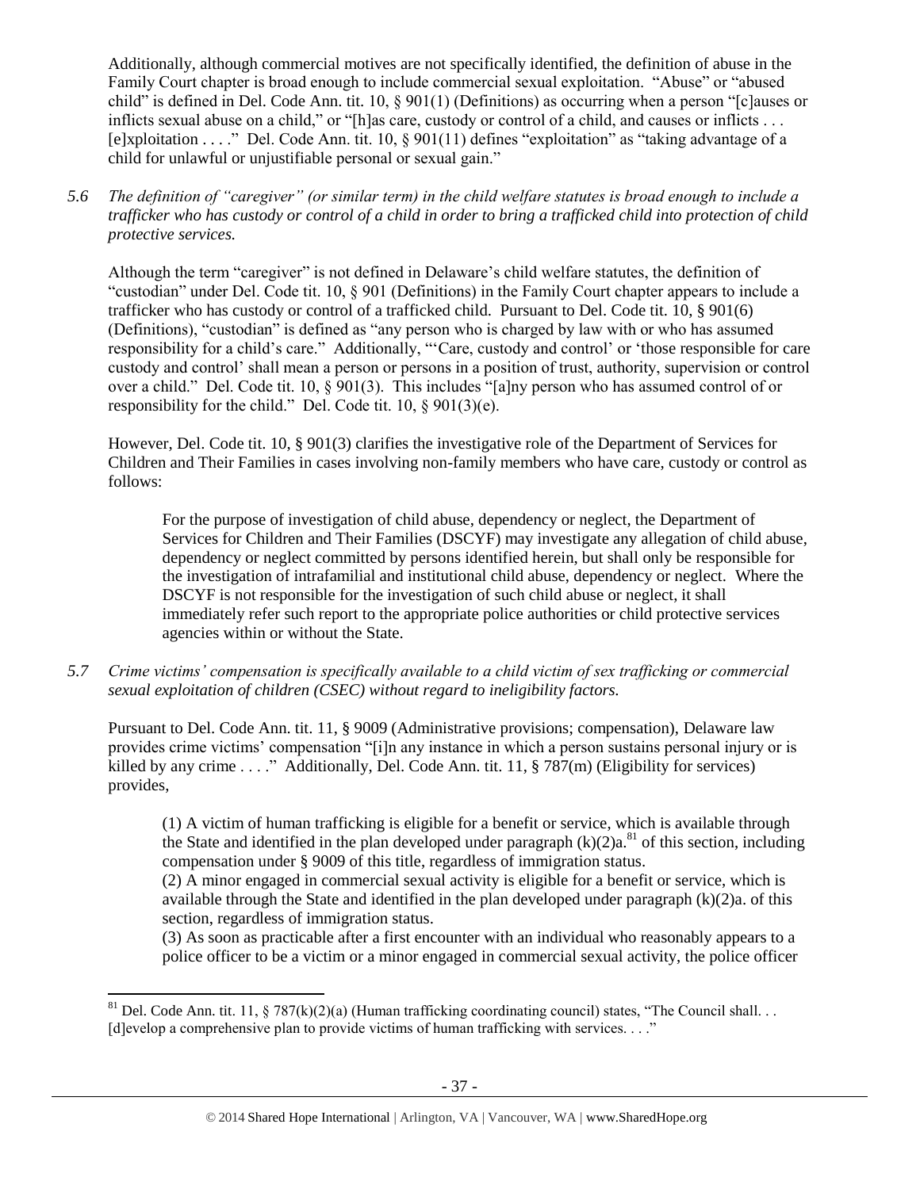Additionally, although commercial motives are not specifically identified, the definition of abuse in the Family Court chapter is broad enough to include commercial sexual exploitation. "Abuse" or "abused child" is defined in Del. Code Ann. tit. 10, § 901(1) (Definitions) as occurring when a person "[c]auses or inflicts sexual abuse on a child," or "[h]as care, custody or control of a child, and causes or inflicts . . . [e]xploitation . . . ." Del. Code Ann. tit. 10, § 901(11) defines "exploitation" as "taking advantage of a child for unlawful or unjustifiable personal or sexual gain."

*5.6 The definition of "caregiver" (or similar term) in the child welfare statutes is broad enough to include a trafficker who has custody or control of a child in order to bring a trafficked child into protection of child protective services.*

Although the term "caregiver" is not defined in Delaware's child welfare statutes, the definition of "custodian" under Del. Code tit. 10, § 901 (Definitions) in the Family Court chapter appears to include a trafficker who has custody or control of a trafficked child. Pursuant to Del. Code tit. 10, § 901(6) (Definitions), "custodian" is defined as "any person who is charged by law with or who has assumed responsibility for a child's care." Additionally, "'Care, custody and control' or 'those responsible for care custody and control' shall mean a person or persons in a position of trust, authority, supervision or control over a child." Del. Code tit. 10, § 901(3). This includes "[a]ny person who has assumed control of or responsibility for the child." Del. Code tit. 10, § 901(3)(e).

However, Del. Code tit. 10, § 901(3) clarifies the investigative role of the Department of Services for Children and Their Families in cases involving non-family members who have care, custody or control as follows:

> For the purpose of investigation of child abuse, dependency or neglect, the Department of Services for Children and Their Families (DSCYF) may investigate any allegation of child abuse, dependency or neglect committed by persons identified herein, but shall only be responsible for the investigation of intrafamilial and institutional child abuse, dependency or neglect. Where the DSCYF is not responsible for the investigation of such child abuse or neglect, it shall immediately refer such report to the appropriate police authorities or child protective services agencies within or without the State.

*5.7 Crime victims' compensation is specifically available to a child victim of sex trafficking or commercial sexual exploitation of children (CSEC) without regard to ineligibility factors.*

Pursuant to Del. Code Ann. tit. 11, § 9009 (Administrative provisions; compensation), Delaware law provides crime victims' compensation "[i]n any instance in which a person sustains personal injury or is killed by any crime . . . ." Additionally, Del. Code Ann. tit. 11, § 787(m) (Eligibility for services) provides,

> (1) A victim of human trafficking is eligible for a benefit or service, which is available through the State and identified in the plan developed under paragraph (k)(2)a.[81] of this section, including compensation under § 9009 of this title, regardless of immigration status.
>
> (2) A minor engaged in commercial sexual activity is eligible for a benefit or service, which is available through the State and identified in the plan developed under paragraph (k)(2)a. of this section, regardless of immigration status.
>
> (3) As soon as practicable after a first encounter with an individual who reasonably appears to a police officer to be a victim or a minor engaged in commercial sexual activity, the police officer

---

[81] Del. Code Ann. tit. 11, § 787(k)(2)(a) (Human trafficking coordinating council) states, "The Council shall. . . [d]evelop a comprehensive plan to provide victims of human trafficking with services. . . ."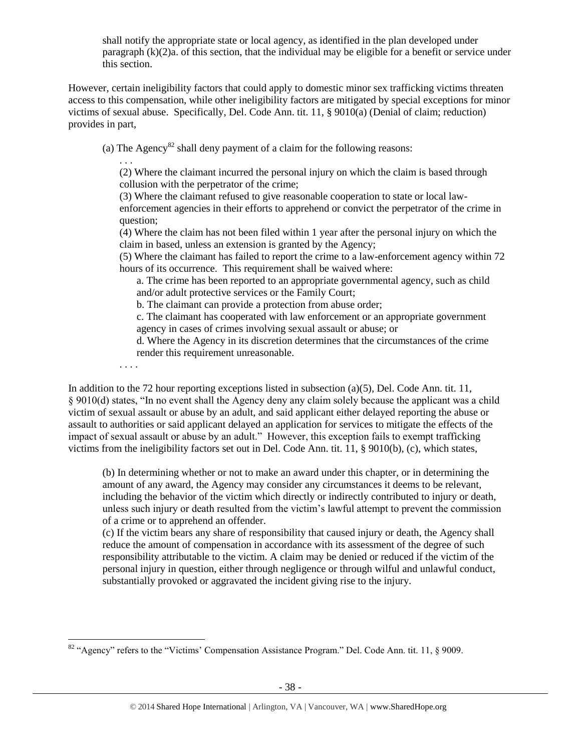shall notify the appropriate state or local agency, as identified in the plan developed under paragraph (k)(2)a. of this section, that the individual may be eligible for a benefit or service under this section.

However, certain ineligibility factors that could apply to domestic minor sex trafficking victims threaten access to this compensation, while other ineligibility factors are mitigated by special exceptions for minor victims of sexual abuse. Specifically, Del. Code Ann. tit. 11, § 9010(a) (Denial of claim; reduction) provides in part,

> (a) The Agency[82] shall deny payment of a claim for the following reasons:
>
> . . .
>
> (2) Where the claimant incurred the personal injury on which the claim is based through collusion with the perpetrator of the crime;
>
> (3) Where the claimant refused to give reasonable cooperation to state or local law-enforcement agencies in their efforts to apprehend or convict the perpetrator of the crime in question;
>
> (4) Where the claim has not been filed within 1 year after the personal injury on which the claim in based, unless an extension is granted by the Agency;
>
> (5) Where the claimant has failed to report the crime to a law-enforcement agency within 72 hours of its occurrence. This requirement shall be waived where:
>
> a. The crime has been reported to an appropriate governmental agency, such as child and/or adult protective services or the Family Court;
>
> b. The claimant can provide a protection from abuse order;
>
> c. The claimant has cooperated with law enforcement or an appropriate government agency in cases of crimes involving sexual assault or abuse; or
>
> d. Where the Agency in its discretion determines that the circumstances of the crime render this requirement unreasonable.
>
> . . . .

In addition to the 72 hour reporting exceptions listed in subsection (a)(5), Del. Code Ann. tit. 11, § 9010(d) states, "In no event shall the Agency deny any claim solely because the applicant was a child victim of sexual assault or abuse by an adult, and said applicant either delayed reporting the abuse or assault to authorities or said applicant delayed an application for services to mitigate the effects of the impact of sexual assault or abuse by an adult." However, this exception fails to exempt trafficking victims from the ineligibility factors set out in Del. Code Ann. tit. 11, § 9010(b), (c), which states,

> (b) In determining whether or not to make an award under this chapter, or in determining the amount of any award, the Agency may consider any circumstances it deems to be relevant, including the behavior of the victim which directly or indirectly contributed to injury or death, unless such injury or death resulted from the victim's lawful attempt to prevent the commission of a crime or to apprehend an offender.
>
> (c) If the victim bears any share of responsibility that caused injury or death, the Agency shall reduce the amount of compensation in accordance with its assessment of the degree of such responsibility attributable to the victim. A claim may be denied or reduced if the victim of the personal injury in question, either through negligence or through wilful and unlawful conduct, substantially provoked or aggravated the incident giving rise to the injury.

[82] "Agency" refers to the "Victims' Compensation Assistance Program." Del. Code Ann. tit. 11, § 9009.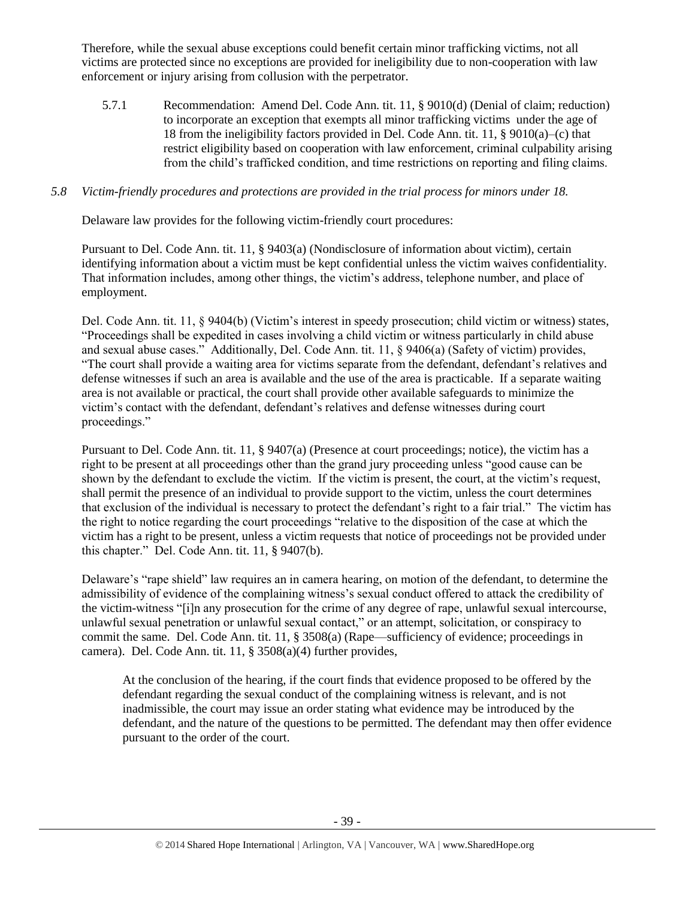Therefore, while the sexual abuse exceptions could benefit certain minor trafficking victims, not all victims are protected since no exceptions are provided for ineligibility due to non-cooperation with law enforcement or injury arising from collusion with the perpetrator.

5.7.1 Recommendation: Amend Del. Code Ann. tit. 11, § 9010(d) (Denial of claim; reduction) to incorporate an exception that exempts all minor trafficking victims under the age of 18 from the ineligibility factors provided in Del. Code Ann. tit. 11, § 9010(a)–(c) that restrict eligibility based on cooperation with law enforcement, criminal culpability arising from the child's trafficked condition, and time restrictions on reporting and filing claims.

*5.8 Victim-friendly procedures and protections are provided in the trial process for minors under 18.*

Delaware law provides for the following victim-friendly court procedures:

Pursuant to Del. Code Ann. tit. 11, § 9403(a) (Nondisclosure of information about victim), certain identifying information about a victim must be kept confidential unless the victim waives confidentiality. That information includes, among other things, the victim's address, telephone number, and place of employment.

Del. Code Ann. tit. 11, § 9404(b) (Victim's interest in speedy prosecution; child victim or witness) states, "Proceedings shall be expedited in cases involving a child victim or witness particularly in child abuse and sexual abuse cases." Additionally, Del. Code Ann. tit. 11, § 9406(a) (Safety of victim) provides, "The court shall provide a waiting area for victims separate from the defendant, defendant's relatives and defense witnesses if such an area is available and the use of the area is practicable. If a separate waiting area is not available or practical, the court shall provide other available safeguards to minimize the victim's contact with the defendant, defendant's relatives and defense witnesses during court proceedings."

Pursuant to Del. Code Ann. tit. 11, § 9407(a) (Presence at court proceedings; notice), the victim has a right to be present at all proceedings other than the grand jury proceeding unless "good cause can be shown by the defendant to exclude the victim. If the victim is present, the court, at the victim's request, shall permit the presence of an individual to provide support to the victim, unless the court determines that exclusion of the individual is necessary to protect the defendant's right to a fair trial." The victim has the right to notice regarding the court proceedings "relative to the disposition of the case at which the victim has a right to be present, unless a victim requests that notice of proceedings not be provided under this chapter." Del. Code Ann. tit. 11, § 9407(b).

Delaware's "rape shield" law requires an in camera hearing, on motion of the defendant, to determine the admissibility of evidence of the complaining witness's sexual conduct offered to attack the credibility of the victim-witness "[i]n any prosecution for the crime of any degree of rape, unlawful sexual intercourse, unlawful sexual penetration or unlawful sexual contact," or an attempt, solicitation, or conspiracy to commit the same. Del. Code Ann. tit. 11, § 3508(a) (Rape—sufficiency of evidence; proceedings in camera). Del. Code Ann. tit. 11, § 3508(a)(4) further provides,

> At the conclusion of the hearing, if the court finds that evidence proposed to be offered by the defendant regarding the sexual conduct of the complaining witness is relevant, and is not inadmissible, the court may issue an order stating what evidence may be introduced by the defendant, and the nature of the questions to be permitted. The defendant may then offer evidence pursuant to the order of the court.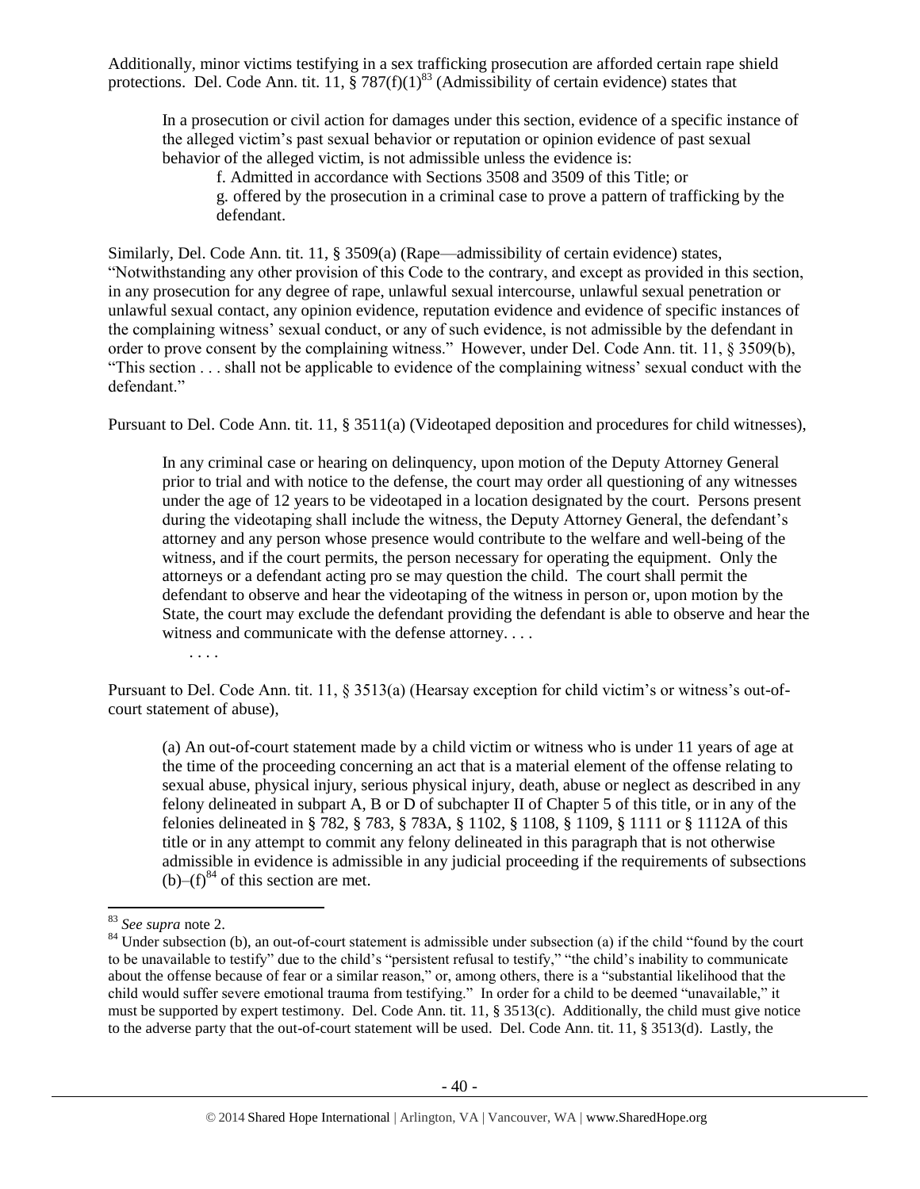Additionally, minor victims testifying in a sex trafficking prosecution are afforded certain rape shield protections. Del. Code Ann. tit. 11, § 787(f)(1)[83] (Admissibility of certain evidence) states that

> In a prosecution or civil action for damages under this section, evidence of a specific instance of the alleged victim's past sexual behavior or reputation or opinion evidence of past sexual behavior of the alleged victim, is not admissible unless the evidence is:
>
> f. Admitted in accordance with Sections 3508 and 3509 of this Title; or
>
> g. offered by the prosecution in a criminal case to prove a pattern of trafficking by the defendant.

Similarly, Del. Code Ann. tit. 11, § 3509(a) (Rape—admissibility of certain evidence) states, "Notwithstanding any other provision of this Code to the contrary, and except as provided in this section, in any prosecution for any degree of rape, unlawful sexual intercourse, unlawful sexual penetration or unlawful sexual contact, any opinion evidence, reputation evidence and evidence of specific instances of the complaining witness' sexual conduct, or any of such evidence, is not admissible by the defendant in order to prove consent by the complaining witness." However, under Del. Code Ann. tit. 11, § 3509(b), "This section . . . shall not be applicable to evidence of the complaining witness' sexual conduct with the defendant."

Pursuant to Del. Code Ann. tit. 11, § 3511(a) (Videotaped deposition and procedures for child witnesses),

> In any criminal case or hearing on delinquency, upon motion of the Deputy Attorney General prior to trial and with notice to the defense, the court may order all questioning of any witnesses under the age of 12 years to be videotaped in a location designated by the court. Persons present during the videotaping shall include the witness, the Deputy Attorney General, the defendant's attorney and any person whose presence would contribute to the welfare and well-being of the witness, and if the court permits, the person necessary for operating the equipment. Only the attorneys or a defendant acting pro se may question the child. The court shall permit the defendant to observe and hear the videotaping of the witness in person or, upon motion by the State, the court may exclude the defendant providing the defendant is able to observe and hear the witness and communicate with the defense attorney. . . .
>
> . . . .

Pursuant to Del. Code Ann. tit. 11, § 3513(a) (Hearsay exception for child victim's or witness's out-of-court statement of abuse),

> (a) An out-of-court statement made by a child victim or witness who is under 11 years of age at the time of the proceeding concerning an act that is a material element of the offense relating to sexual abuse, physical injury, serious physical injury, death, abuse or neglect as described in any felony delineated in subpart A, B or D of subchapter II of Chapter 5 of this title, or in any of the felonies delineated in § 782, § 783, § 783A, § 1102, § 1108, § 1109, § 1111 or § 1112A of this title or in any attempt to commit any felony delineated in this paragraph that is not otherwise admissible in evidence is admissible in any judicial proceeding if the requirements of subsections (b)–(f)[84] of this section are met.

---

[83] *See supra* note 2.

[84] Under subsection (b), an out-of-court statement is admissible under subsection (a) if the child "found by the court to be unavailable to testify" due to the child's "persistent refusal to testify," "the child's inability to communicate about the offense because of fear or a similar reason," or, among others, there is a "substantial likelihood that the child would suffer severe emotional trauma from testifying." In order for a child to be deemed "unavailable," it must be supported by expert testimony. Del. Code Ann. tit. 11, § 3513(c). Additionally, the child must give notice to the adverse party that the out-of-court statement will be used. Del. Code Ann. tit. 11, § 3513(d). Lastly, the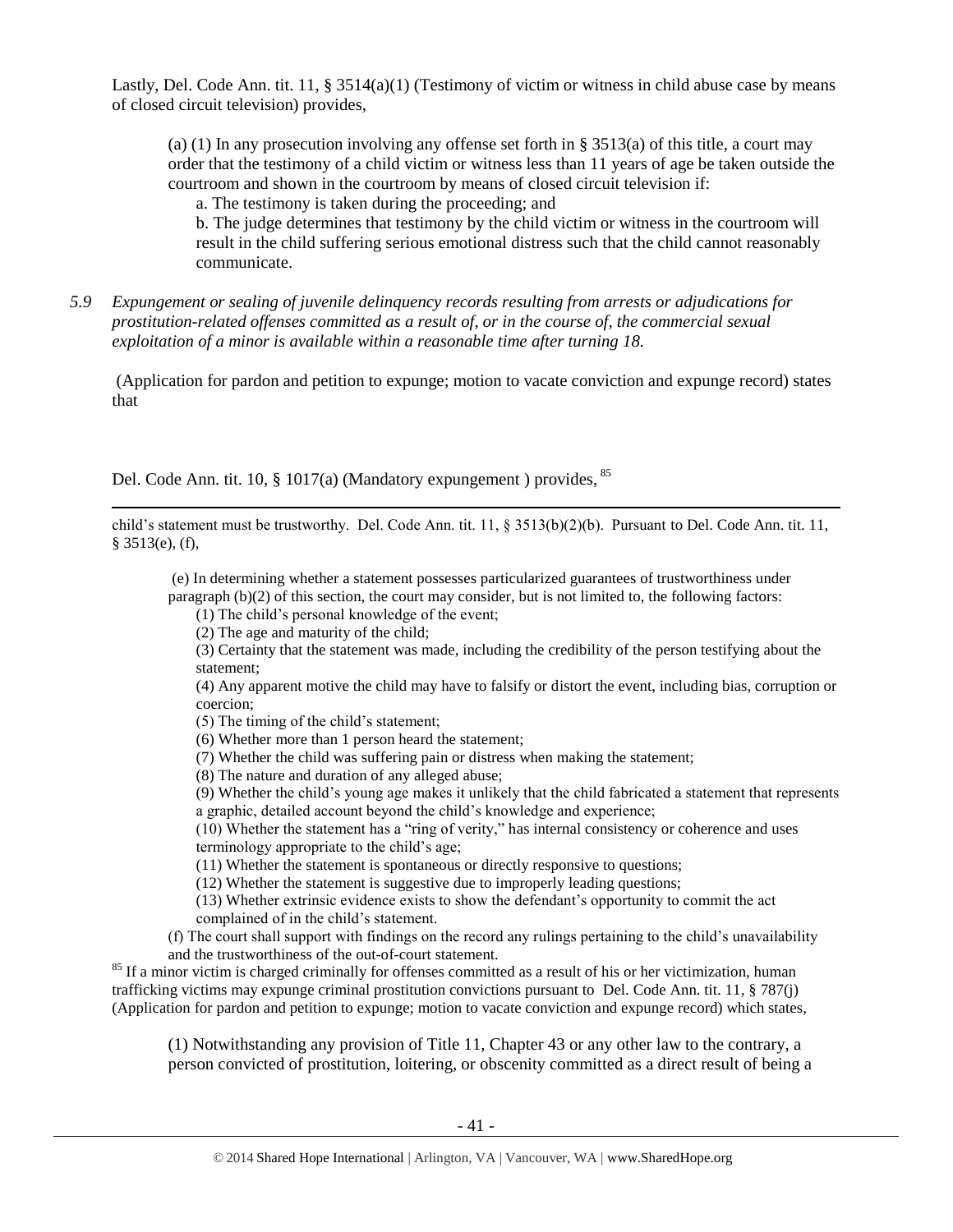Lastly, Del. Code Ann. tit. 11, § 3514(a)(1) (Testimony of victim or witness in child abuse case by means of closed circuit television) provides,

> (a) (1) In any prosecution involving any offense set forth in § 3513(a) of this title, a court may order that the testimony of a child victim or witness less than 11 years of age be taken outside the courtroom and shown in the courtroom by means of closed circuit television if:
>
> a. The testimony is taken during the proceeding; and
>
> b. The judge determines that testimony by the child victim or witness in the courtroom will result in the child suffering serious emotional distress such that the child cannot reasonably communicate.

*5.9 Expungement or sealing of juvenile delinquency records resulting from arrests or adjudications for prostitution-related offenses committed as a result of, or in the course of, the commercial sexual exploitation of a minor is available within a reasonable time after turning 18.*

(Application for pardon and petition to expunge; motion to vacate conviction and expunge record) states that

Del. Code Ann. tit. 10, § 1017(a) (Mandatory expungement ) provides, [85]

---

child's statement must be trustworthy. Del. Code Ann. tit. 11, § 3513(b)(2)(b). Pursuant to Del. Code Ann. tit. 11, § 3513(e), (f),

> (e) In determining whether a statement possesses particularized guarantees of trustworthiness under paragraph (b)(2) of this section, the court may consider, but is not limited to, the following factors:
>
> (1) The child's personal knowledge of the event;
>
> (2) The age and maturity of the child;
>
> (3) Certainty that the statement was made, including the credibility of the person testifying about the statement;
>
> (4) Any apparent motive the child may have to falsify or distort the event, including bias, corruption or coercion;
>
> (5) The timing of the child's statement;
>
> (6) Whether more than 1 person heard the statement;
>
> (7) Whether the child was suffering pain or distress when making the statement;
>
> (8) The nature and duration of any alleged abuse;
>
> (9) Whether the child's young age makes it unlikely that the child fabricated a statement that represents a graphic, detailed account beyond the child's knowledge and experience;
>
> (10) Whether the statement has a "ring of verity," has internal consistency or coherence and uses terminology appropriate to the child's age;
>
> (11) Whether the statement is spontaneous or directly responsive to questions;
>
> (12) Whether the statement is suggestive due to improperly leading questions;
>
> (13) Whether extrinsic evidence exists to show the defendant's opportunity to commit the act complained of in the child's statement.
>
> (f) The court shall support with findings on the record any rulings pertaining to the child's unavailability and the trustworthiness of the out-of-court statement.

[85] If a minor victim is charged criminally for offenses committed as a result of his or her victimization, human trafficking victims may expunge criminal prostitution convictions pursuant to Del. Code Ann. tit. 11, § 787(j) (Application for pardon and petition to expunge; motion to vacate conviction and expunge record) which states,

> (1) Notwithstanding any provision of Title 11, Chapter 43 or any other law to the contrary, a person convicted of prostitution, loitering, or obscenity committed as a direct result of being a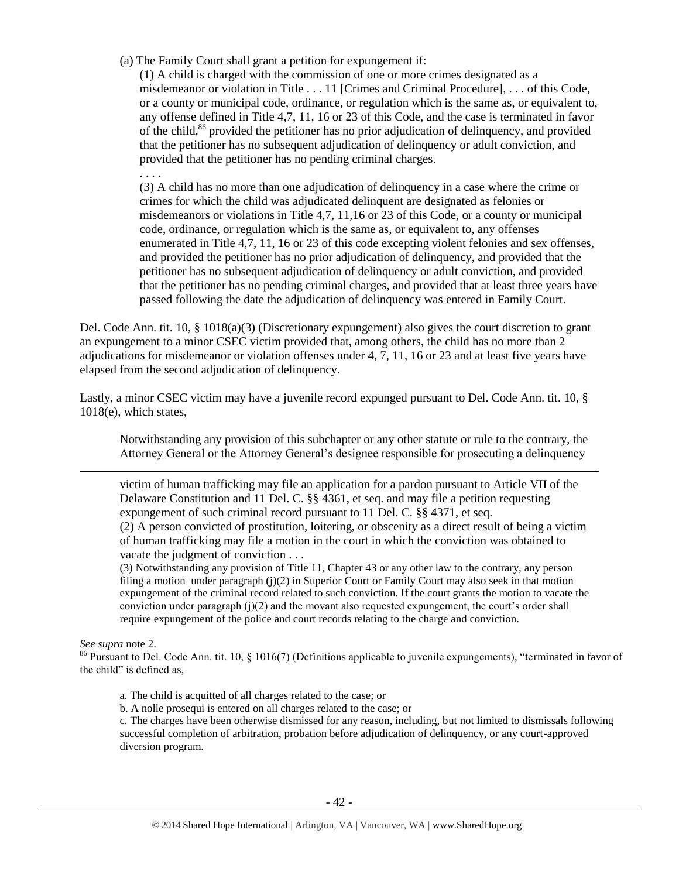(a) The Family Court shall grant a petition for expungement if:

(1) A child is charged with the commission of one or more crimes designated as a misdemeanor or violation in Title . . . 11 [Crimes and Criminal Procedure], . . . of this Code, or a county or municipal code, ordinance, or regulation which is the same as, or equivalent to, any offense defined in Title 4,7, 11, 16 or 23 of this Code, and the case is terminated in favor of the child,[86] provided the petitioner has no prior adjudication of delinquency, and provided that the petitioner has no subsequent adjudication of delinquency or adult conviction, and provided that the petitioner has no pending criminal charges.

. . . .

(3) A child has no more than one adjudication of delinquency in a case where the crime or crimes for which the child was adjudicated delinquent are designated as felonies or misdemeanors or violations in Title 4,7, 11,16 or 23 of this Code, or a county or municipal code, ordinance, or regulation which is the same as, or equivalent to, any offenses enumerated in Title 4,7, 11, 16 or 23 of this code excepting violent felonies and sex offenses, and provided the petitioner has no prior adjudication of delinquency, and provided that the petitioner has no subsequent adjudication of delinquency or adult conviction, and provided that the petitioner has no pending criminal charges, and provided that at least three years have passed following the date the adjudication of delinquency was entered in Family Court.

Del. Code Ann. tit. 10, § 1018(a)(3) (Discretionary expungement) also gives the court discretion to grant an expungement to a minor CSEC victim provided that, among others, the child has no more than 2 adjudications for misdemeanor or violation offenses under 4, 7, 11, 16 or 23 and at least five years have elapsed from the second adjudication of delinquency.

Lastly, a minor CSEC victim may have a juvenile record expunged pursuant to Del. Code Ann. tit. 10, § 1018(e), which states,

> Notwithstanding any provision of this subchapter or any other statute or rule to the contrary, the Attorney General or the Attorney General's designee responsible for prosecuting a delinquency

---

victim of human trafficking may file an application for a pardon pursuant to Article VII of the Delaware Constitution and 11 Del. C. §§ 4361, et seq. and may file a petition requesting expungement of such criminal record pursuant to 11 Del. C. §§ 4371, et seq.

(2) A person convicted of prostitution, loitering, or obscenity as a direct result of being a victim of human trafficking may file a motion in the court in which the conviction was obtained to vacate the judgment of conviction . . .

(3) Notwithstanding any provision of Title 11, Chapter 43 or any other law to the contrary, any person filing a motion under paragraph (j)(2) in Superior Court or Family Court may also seek in that motion expungement of the criminal record related to such conviction. If the court grants the motion to vacate the conviction under paragraph (j)(2) and the movant also requested expungement, the court's order shall require expungement of the police and court records relating to the charge and conviction.

*See supra* note 2.

[86] Pursuant to Del. Code Ann. tit. 10, § 1016(7) (Definitions applicable to juvenile expungements), "terminated in favor of the child" is defined as,

a. The child is acquitted of all charges related to the case; or

b. A nolle prosequi is entered on all charges related to the case; or

c. The charges have been otherwise dismissed for any reason, including, but not limited to dismissals following successful completion of arbitration, probation before adjudication of delinquency, or any court-approved diversion program.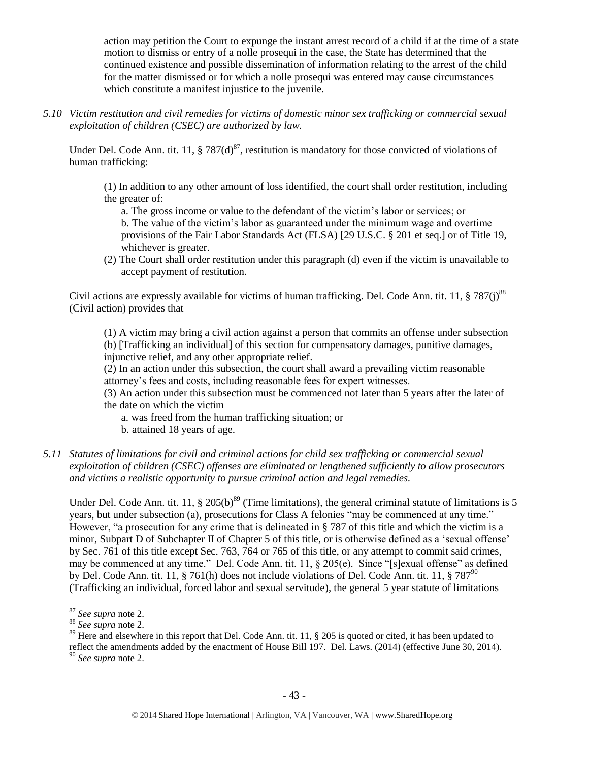action may petition the Court to expunge the instant arrest record of a child if at the time of a state motion to dismiss or entry of a nolle prosequi in the case, the State has determined that the continued existence and possible dissemination of information relating to the arrest of the child for the matter dismissed or for which a nolle prosequi was entered may cause circumstances which constitute a manifest injustice to the juvenile.

*5.10 Victim restitution and civil remedies for victims of domestic minor sex trafficking or commercial sexual exploitation of children (CSEC) are authorized by law.*

Under Del. Code Ann. tit. 11, § 787(d)[87], restitution is mandatory for those convicted of violations of human trafficking:

> (1) In addition to any other amount of loss identified, the court shall order restitution, including the greater of:
>
> a. The gross income or value to the defendant of the victim's labor or services; or
>
> b. The value of the victim's labor as guaranteed under the minimum wage and overtime provisions of the Fair Labor Standards Act (FLSA) [29 U.S.C. § 201 et seq.] or of Title 19, whichever is greater.
>
> (2) The Court shall order restitution under this paragraph (d) even if the victim is unavailable to accept payment of restitution.

Civil actions are expressly available for victims of human trafficking. Del. Code Ann. tit. 11, § 787(j)[88] (Civil action) provides that

> (1) A victim may bring a civil action against a person that commits an offense under subsection (b) [Trafficking an individual] of this section for compensatory damages, punitive damages, injunctive relief, and any other appropriate relief.
>
> (2) In an action under this subsection, the court shall award a prevailing victim reasonable attorney's fees and costs, including reasonable fees for expert witnesses.
>
> (3) An action under this subsection must be commenced not later than 5 years after the later of the date on which the victim
>
> a. was freed from the human trafficking situation; or
>
> b. attained 18 years of age.

*5.11 Statutes of limitations for civil and criminal actions for child sex trafficking or commercial sexual exploitation of children (CSEC) offenses are eliminated or lengthened sufficiently to allow prosecutors and victims a realistic opportunity to pursue criminal action and legal remedies.*

Under Del. Code Ann. tit. 11, § 205(b)[89] (Time limitations), the general criminal statute of limitations is 5 years, but under subsection (a), prosecutions for Class A felonies "may be commenced at any time." However, "a prosecution for any crime that is delineated in § 787 of this title and which the victim is a minor, Subpart D of Subchapter II of Chapter 5 of this title, or is otherwise defined as a 'sexual offense' by Sec. 761 of this title except Sec. 763, 764 or 765 of this title, or any attempt to commit said crimes, may be commenced at any time." Del. Code Ann. tit. 11, § 205(e). Since "[s]exual offense" as defined by Del. Code Ann. tit. 11, § 761(h) does not include violations of Del. Code Ann. tit. 11, § 787[90] (Trafficking an individual, forced labor and sexual servitude), the general 5 year statute of limitations

---

[87] *See supra* note 2.

[88] *See supra* note 2.

[89] Here and elsewhere in this report that Del. Code Ann. tit. 11, § 205 is quoted or cited, it has been updated to reflect the amendments added by the enactment of House Bill 197. Del. Laws. (2014) (effective June 30, 2014).

[90] *See supra* note 2.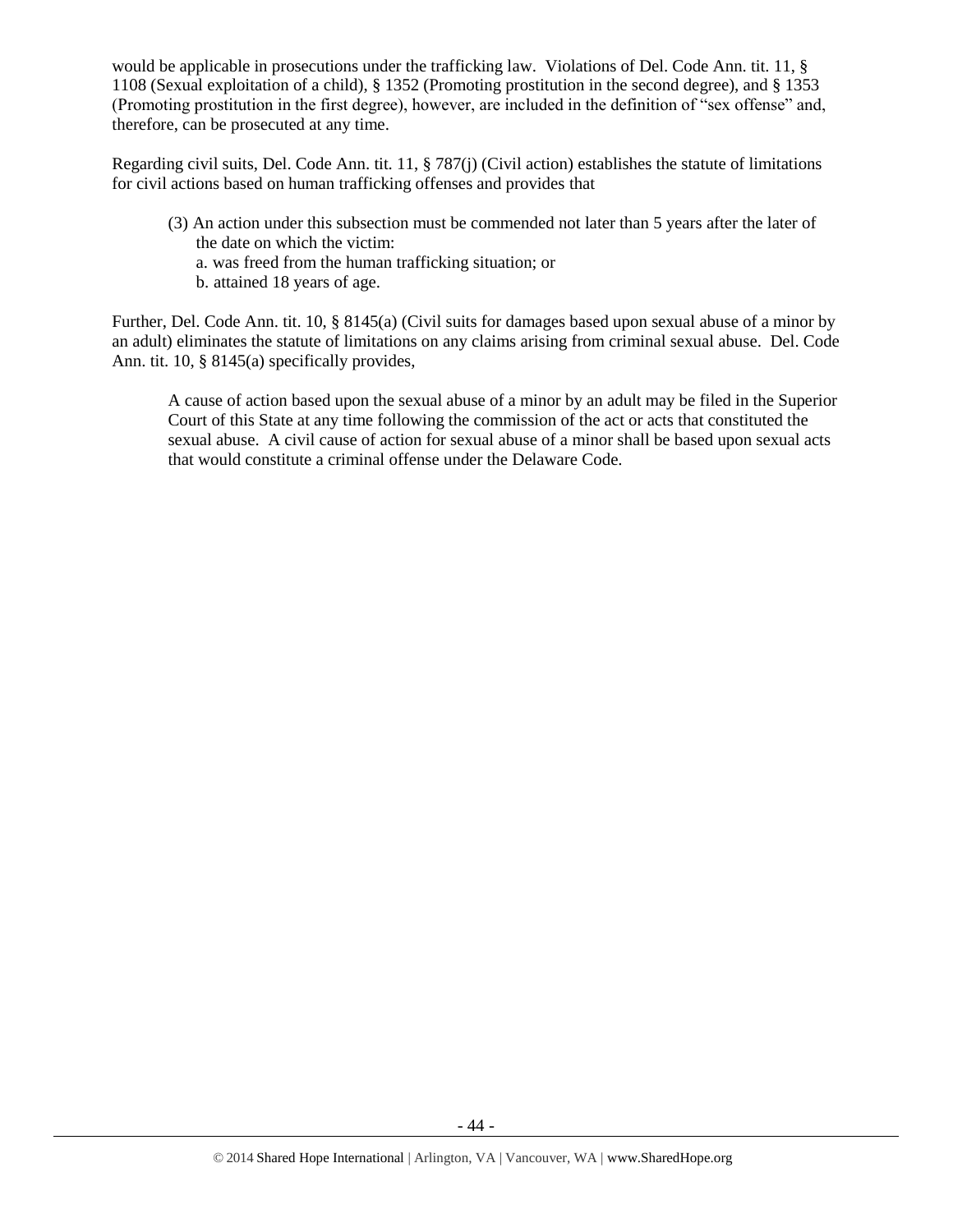would be applicable in prosecutions under the trafficking law. Violations of Del. Code Ann. tit. 11, § 1108 (Sexual exploitation of a child), § 1352 (Promoting prostitution in the second degree), and § 1353 (Promoting prostitution in the first degree), however, are included in the definition of "sex offense" and, therefore, can be prosecuted at any time.

Regarding civil suits, Del. Code Ann. tit. 11, § 787(j) (Civil action) establishes the statute of limitations for civil actions based on human trafficking offenses and provides that

> (3) An action under this subsection must be commended not later than 5 years after the later of the date on which the victim:
> a. was freed from the human trafficking situation; or
> b. attained 18 years of age.

Further, Del. Code Ann. tit. 10, § 8145(a) (Civil suits for damages based upon sexual abuse of a minor by an adult) eliminates the statute of limitations on any claims arising from criminal sexual abuse. Del. Code Ann. tit. 10, § 8145(a) specifically provides,

> A cause of action based upon the sexual abuse of a minor by an adult may be filed in the Superior Court of this State at any time following the commission of the act or acts that constituted the sexual abuse. A civil cause of action for sexual abuse of a minor shall be based upon sexual acts that would constitute a criminal offense under the Delaware Code.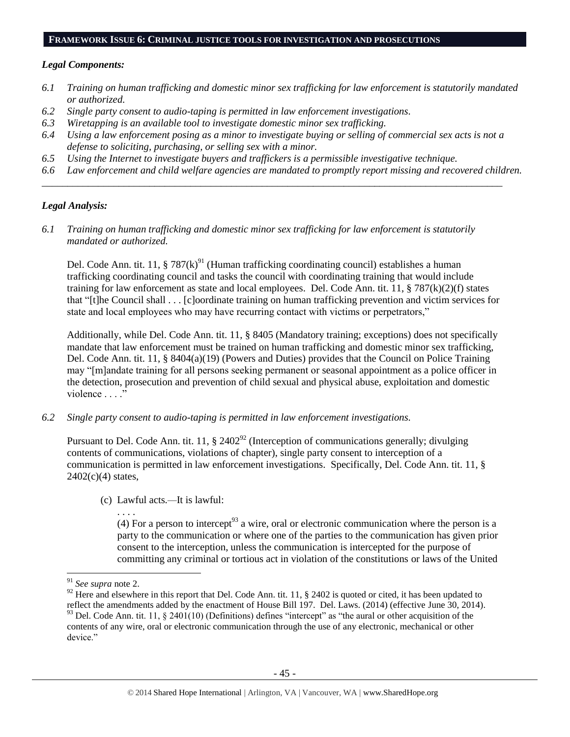## FRAMEWORK ISSUE 6: CRIMINAL JUSTICE TOOLS FOR INVESTIGATION AND PROSECUTIONS

### *Legal Components:*

*6.1 Training on human trafficking and domestic minor sex trafficking for law enforcement is statutorily mandated or authorized.*

*6.2 Single party consent to audio-taping is permitted in law enforcement investigations.*

*6.3 Wiretapping is an available tool to investigate domestic minor sex trafficking.*

*6.4 Using a law enforcement posing as a minor to investigate buying or selling of commercial sex acts is not a defense to soliciting, purchasing, or selling sex with a minor.*

*6.5 Using the Internet to investigate buyers and traffickers is a permissible investigative technique.*

*6.6 Law enforcement and child welfare agencies are mandated to promptly report missing and recovered children.*

---

### *Legal Analysis:*

*6.1 Training on human trafficking and domestic minor sex trafficking for law enforcement is statutorily mandated or authorized.*

Del. Code Ann. tit. 11, § 787(k)[91] (Human trafficking coordinating council) establishes a human trafficking coordinating council and tasks the council with coordinating training that would include training for law enforcement as state and local employees. Del. Code Ann. tit. 11, § 787(k)(2)(f) states that "[t]he Council shall . . . [c]oordinate training on human trafficking prevention and victim services for state and local employees who may have recurring contact with victims or perpetrators,"

Additionally, while Del. Code Ann. tit. 11, § 8405 (Mandatory training; exceptions) does not specifically mandate that law enforcement must be trained on human trafficking and domestic minor sex trafficking, Del. Code Ann. tit. 11, § 8404(a)(19) (Powers and Duties) provides that the Council on Police Training may "[m]andate training for all persons seeking permanent or seasonal appointment as a police officer in the detection, prosecution and prevention of child sexual and physical abuse, exploitation and domestic violence . . . ."

*6.2 Single party consent to audio-taping is permitted in law enforcement investigations.*

Pursuant to Del. Code Ann. tit. 11, § 2402[92] (Interception of communications generally; divulging contents of communications, violations of chapter), single party consent to interception of a communication is permitted in law enforcement investigations. Specifically, Del. Code Ann. tit. 11, § 2402(c)(4) states,

> (c) Lawful acts.—It is lawful:
>
> . . . .
>
> (4) For a person to intercept[93] a wire, oral or electronic communication where the person is a party to the communication or where one of the parties to the communication has given prior consent to the interception, unless the communication is intercepted for the purpose of committing any criminal or tortious act in violation of the constitutions or laws of the United

---

[91] *See supra* note 2.

[92] Here and elsewhere in this report that Del. Code Ann. tit. 11, § 2402 is quoted or cited, it has been updated to reflect the amendments added by the enactment of House Bill 197. Del. Laws. (2014) (effective June 30, 2014).

[93] Del. Code Ann. tit. 11, § 2401(10) (Definitions) defines "intercept" as "the aural or other acquisition of the contents of any wire, oral or electronic communication through the use of any electronic, mechanical or other device."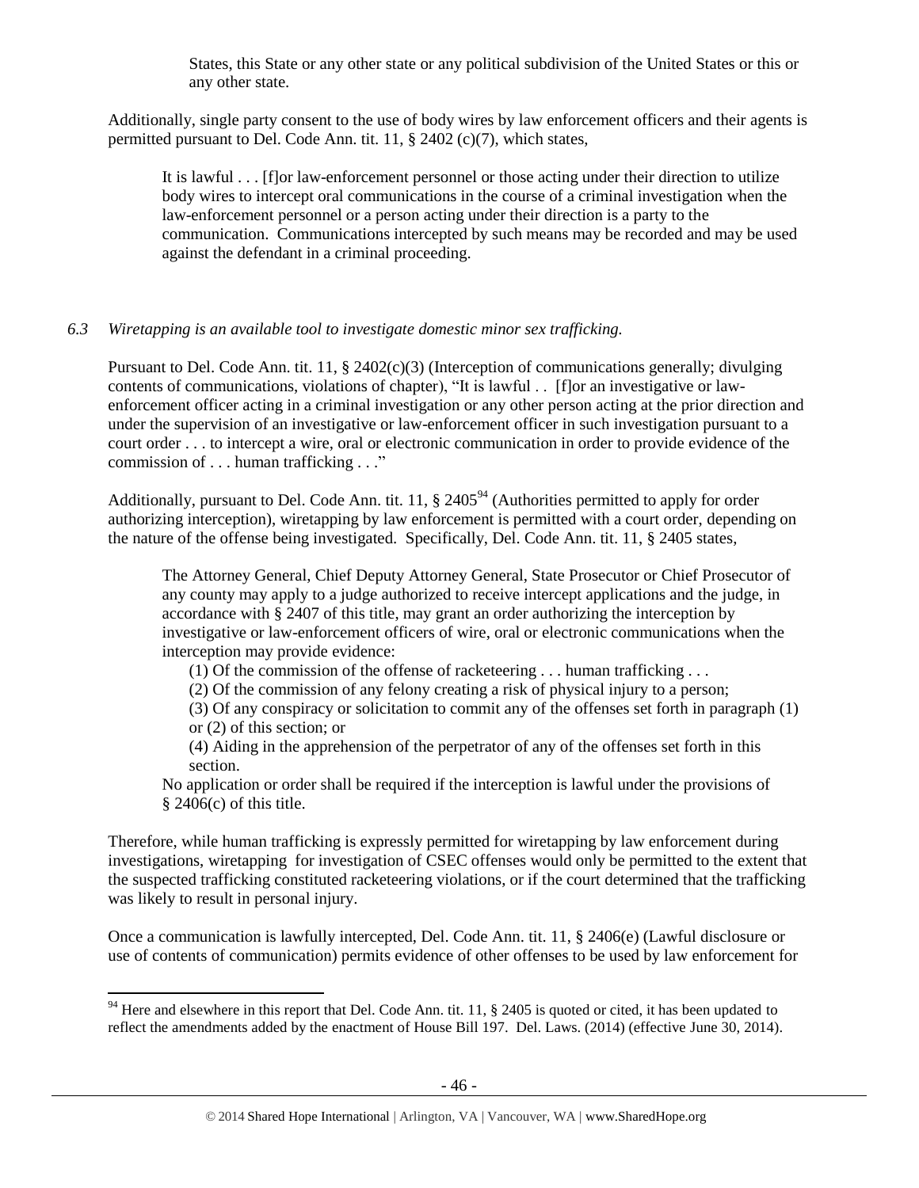States, this State or any other state or any political subdivision of the United States or this or any other state.

Additionally, single party consent to the use of body wires by law enforcement officers and their agents is permitted pursuant to Del. Code Ann. tit. 11, § 2402 (c)(7), which states,

> It is lawful . . . [f]or law-enforcement personnel or those acting under their direction to utilize body wires to intercept oral communications in the course of a criminal investigation when the law-enforcement personnel or a person acting under their direction is a party to the communication. Communications intercepted by such means may be recorded and may be used against the defendant in a criminal proceeding.

*6.3 Wiretapping is an available tool to investigate domestic minor sex trafficking.*

Pursuant to Del. Code Ann. tit. 11, § 2402(c)(3) (Interception of communications generally; divulging contents of communications, violations of chapter), "It is lawful . . [f]or an investigative or law-enforcement officer acting in a criminal investigation or any other person acting at the prior direction and under the supervision of an investigative or law-enforcement officer in such investigation pursuant to a court order . . . to intercept a wire, oral or electronic communication in order to provide evidence of the commission of . . . human trafficking . . ."

Additionally, pursuant to Del. Code Ann. tit. 11, § 2405[94] (Authorities permitted to apply for order authorizing interception), wiretapping by law enforcement is permitted with a court order, depending on the nature of the offense being investigated. Specifically, Del. Code Ann. tit. 11, § 2405 states,

> The Attorney General, Chief Deputy Attorney General, State Prosecutor or Chief Prosecutor of any county may apply to a judge authorized to receive intercept applications and the judge, in accordance with § 2407 of this title, may grant an order authorizing the interception by investigative or law-enforcement officers of wire, oral or electronic communications when the interception may provide evidence:
>
> (1) Of the commission of the offense of racketeering . . . human trafficking . . .
>
> (2) Of the commission of any felony creating a risk of physical injury to a person;
>
> (3) Of any conspiracy or solicitation to commit any of the offenses set forth in paragraph (1) or (2) of this section; or
>
> (4) Aiding in the apprehension of the perpetrator of any of the offenses set forth in this section.
>
> No application or order shall be required if the interception is lawful under the provisions of § 2406(c) of this title.

Therefore, while human trafficking is expressly permitted for wiretapping by law enforcement during investigations, wiretapping for investigation of CSEC offenses would only be permitted to the extent that the suspected trafficking constituted racketeering violations, or if the court determined that the trafficking was likely to result in personal injury.

Once a communication is lawfully intercepted, Del. Code Ann. tit. 11, § 2406(e) (Lawful disclosure or use of contents of communication) permits evidence of other offenses to be used by law enforcement for

---

[94] Here and elsewhere in this report that Del. Code Ann. tit. 11, § 2405 is quoted or cited, it has been updated to reflect the amendments added by the enactment of House Bill 197. Del. Laws. (2014) (effective June 30, 2014).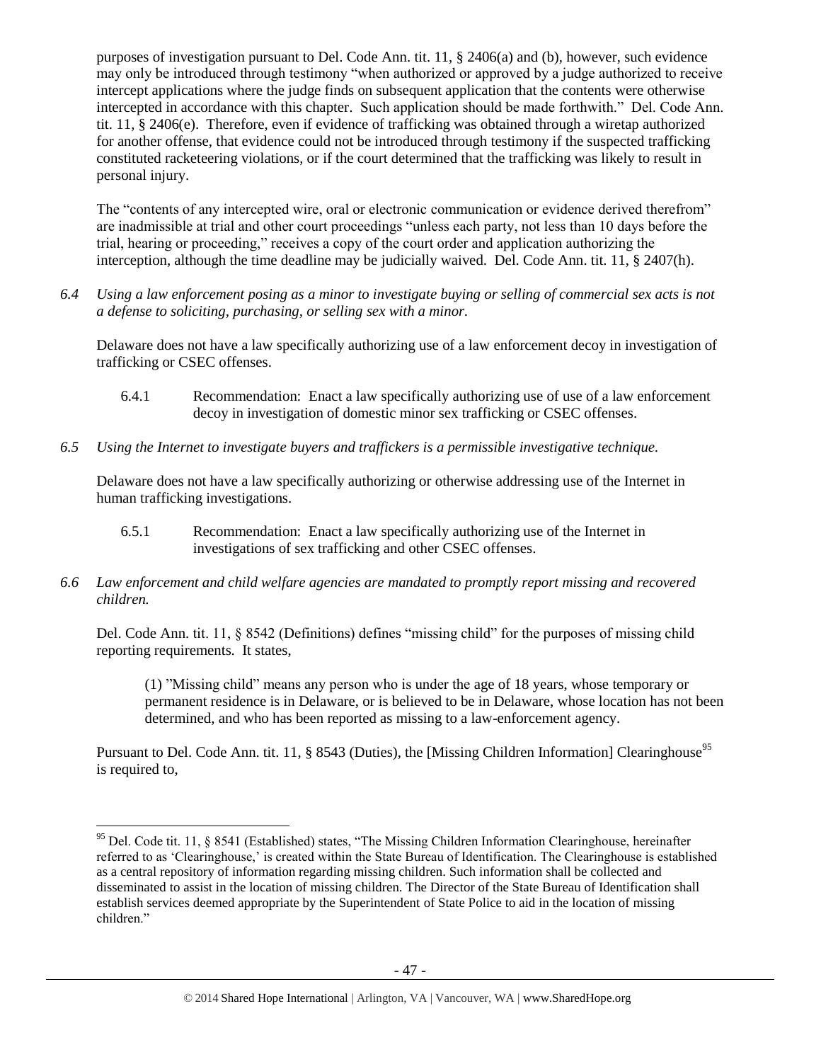purposes of investigation pursuant to Del. Code Ann. tit. 11, § 2406(a) and (b), however, such evidence may only be introduced through testimony "when authorized or approved by a judge authorized to receive intercept applications where the judge finds on subsequent application that the contents were otherwise intercepted in accordance with this chapter. Such application should be made forthwith." Del. Code Ann. tit. 11, § 2406(e). Therefore, even if evidence of trafficking was obtained through a wiretap authorized for another offense, that evidence could not be introduced through testimony if the suspected trafficking constituted racketeering violations, or if the court determined that the trafficking was likely to result in personal injury.

The "contents of any intercepted wire, oral or electronic communication or evidence derived therefrom" are inadmissible at trial and other court proceedings "unless each party, not less than 10 days before the trial, hearing or proceeding," receives a copy of the court order and application authorizing the interception, although the time deadline may be judicially waived. Del. Code Ann. tit. 11, § 2407(h).

*6.4 Using a law enforcement posing as a minor to investigate buying or selling of commercial sex acts is not a defense to soliciting, purchasing, or selling sex with a minor.*

Delaware does not have a law specifically authorizing use of a law enforcement decoy in investigation of trafficking or CSEC offenses.

6.4.1 Recommendation: Enact a law specifically authorizing use of use of a law enforcement decoy in investigation of domestic minor sex trafficking or CSEC offenses.

*6.5 Using the Internet to investigate buyers and traffickers is a permissible investigative technique.*

Delaware does not have a law specifically authorizing or otherwise addressing use of the Internet in human trafficking investigations.

6.5.1 Recommendation: Enact a law specifically authorizing use of the Internet in investigations of sex trafficking and other CSEC offenses.

*6.6 Law enforcement and child welfare agencies are mandated to promptly report missing and recovered children.*

Del. Code Ann. tit. 11, § 8542 (Definitions) defines "missing child" for the purposes of missing child reporting requirements. It states,

> (1) "Missing child" means any person who is under the age of 18 years, whose temporary or permanent residence is in Delaware, or is believed to be in Delaware, whose location has not been determined, and who has been reported as missing to a law-enforcement agency.

Pursuant to Del. Code Ann. tit. 11, § 8543 (Duties), the [Missing Children Information] Clearinghouse[95] is required to,

[95] Del. Code tit. 11, § 8541 (Established) states, "The Missing Children Information Clearinghouse, hereinafter referred to as 'Clearinghouse,' is created within the State Bureau of Identification. The Clearinghouse is established as a central repository of information regarding missing children. Such information shall be collected and disseminated to assist in the location of missing children. The Director of the State Bureau of Identification shall establish services deemed appropriate by the Superintendent of State Police to aid in the location of missing children."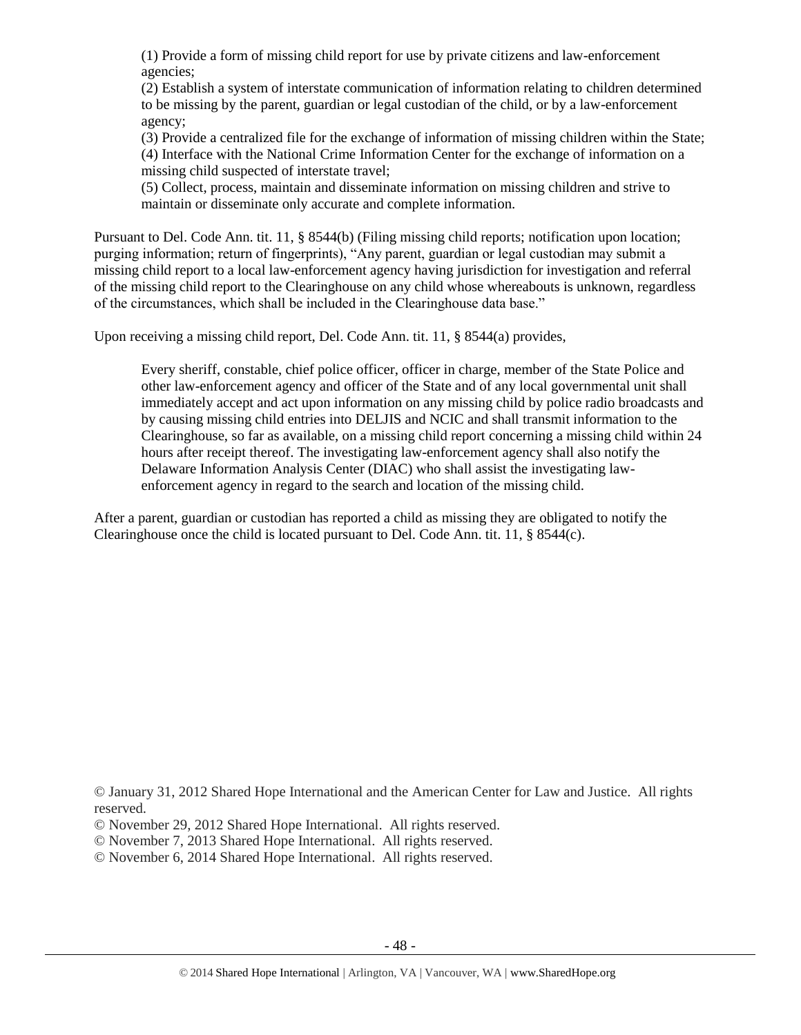(1) Provide a form of missing child report for use by private citizens and law-enforcement agencies;
(2) Establish a system of interstate communication of information relating to children determined to be missing by the parent, guardian or legal custodian of the child, or by a law-enforcement agency;
(3) Provide a centralized file for the exchange of information of missing children within the State;
(4) Interface with the National Crime Information Center for the exchange of information on a missing child suspected of interstate travel;
(5) Collect, process, maintain and disseminate information on missing children and strive to maintain or disseminate only accurate and complete information.

Pursuant to Del. Code Ann. tit. 11, § 8544(b) (Filing missing child reports; notification upon location; purging information; return of fingerprints), "Any parent, guardian or legal custodian may submit a missing child report to a local law-enforcement agency having jurisdiction for investigation and referral of the missing child report to the Clearinghouse on any child whose whereabouts is unknown, regardless of the circumstances, which shall be included in the Clearinghouse data base."

Upon receiving a missing child report, Del. Code Ann. tit. 11, § 8544(a) provides,

> Every sheriff, constable, chief police officer, officer in charge, member of the State Police and other law-enforcement agency and officer of the State and of any local governmental unit shall immediately accept and act upon information on any missing child by police radio broadcasts and by causing missing child entries into DELJIS and NCIC and shall transmit information to the Clearinghouse, so far as available, on a missing child report concerning a missing child within 24 hours after receipt thereof. The investigating law-enforcement agency shall also notify the Delaware Information Analysis Center (DIAC) who shall assist the investigating law-enforcement agency in regard to the search and location of the missing child.

After a parent, guardian or custodian has reported a child as missing they are obligated to notify the Clearinghouse once the child is located pursuant to Del. Code Ann. tit. 11, § 8544(c).

© January 31, 2012 Shared Hope International and the American Center for Law and Justice. All rights reserved.
© November 29, 2012 Shared Hope International. All rights reserved.
© November 7, 2013 Shared Hope International. All rights reserved.
© November 6, 2014 Shared Hope International. All rights reserved.